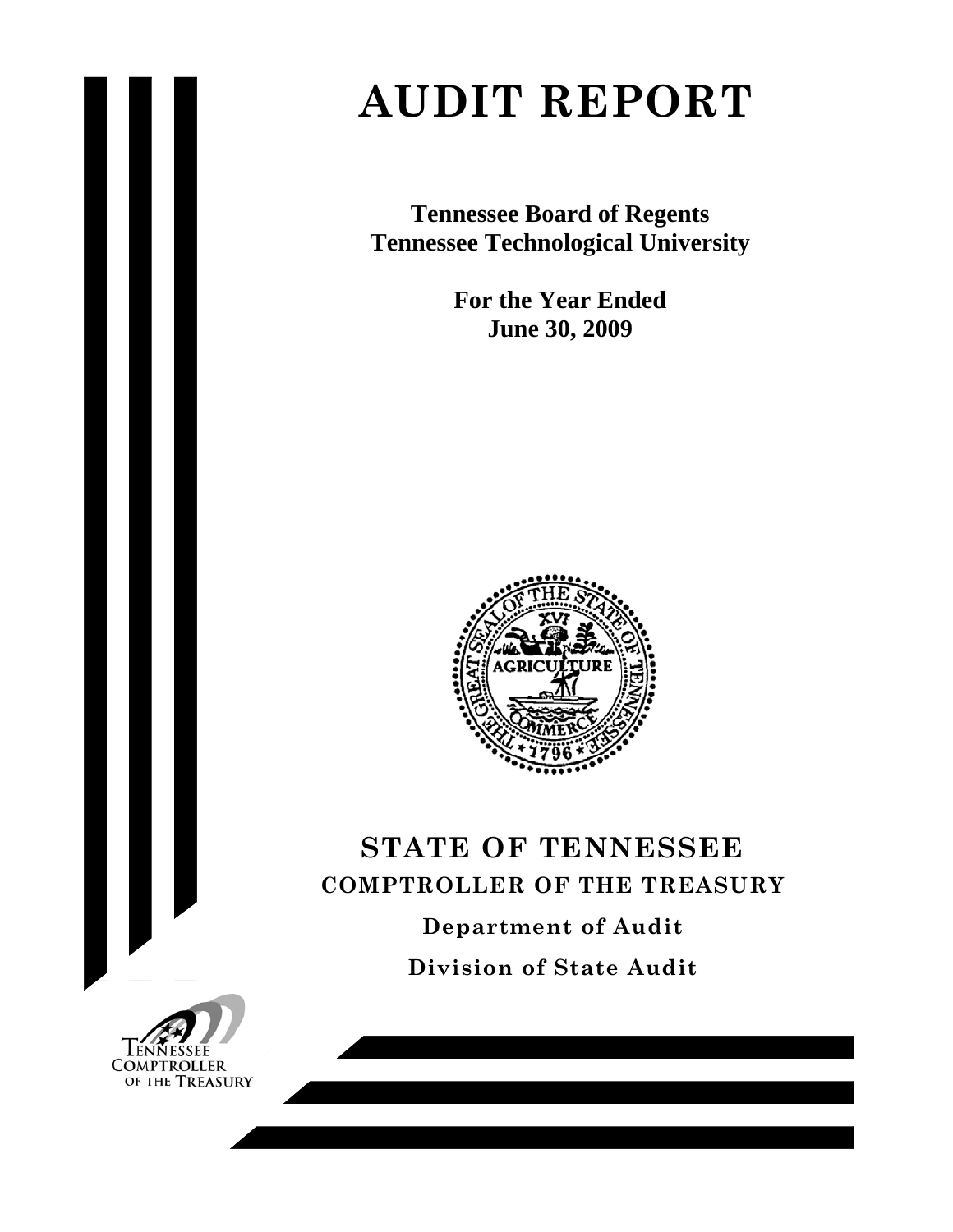# AUDIT REPORT

**Tennessee Board of Regents**
**Tennessee Technological University**

**For the Year Ended**
**June 30, 2009**

## STATE OF TENNESSEE
### COMPTROLLER OF THE TREASURY

**Department of Audit**

**Division of State Audit**

Tennessee Comptroller of the Treasury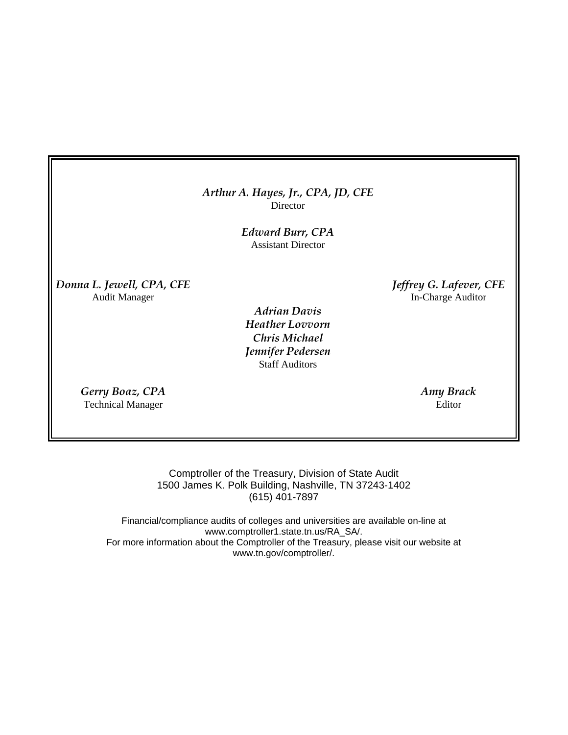*Arthur A. Hayes, Jr., CPA, JD, CFE*
Director

*Edward Burr, CPA*
Assistant Director

*Donna L. Jewell, CPA, CFE*
Audit Manager

*Jeffrey G. Lafever, CFE*
In-Charge Auditor

*Adrian Davis*
*Heather Lovvorn*
*Chris Michael*
*Jennifer Pedersen*
Staff Auditors

*Gerry Boaz, CPA*
Technical Manager

*Amy Brack*
Editor

Comptroller of the Treasury, Division of State Audit
1500 James K. Polk Building, Nashville, TN 37243-1402
(615) 401-7897

Financial/compliance audits of colleges and universities are available on-line at
www.comptroller1.state.tn.us/RA_SA/.
For more information about the Comptroller of the Treasury, please visit our website at
www.tn.gov/comptroller/.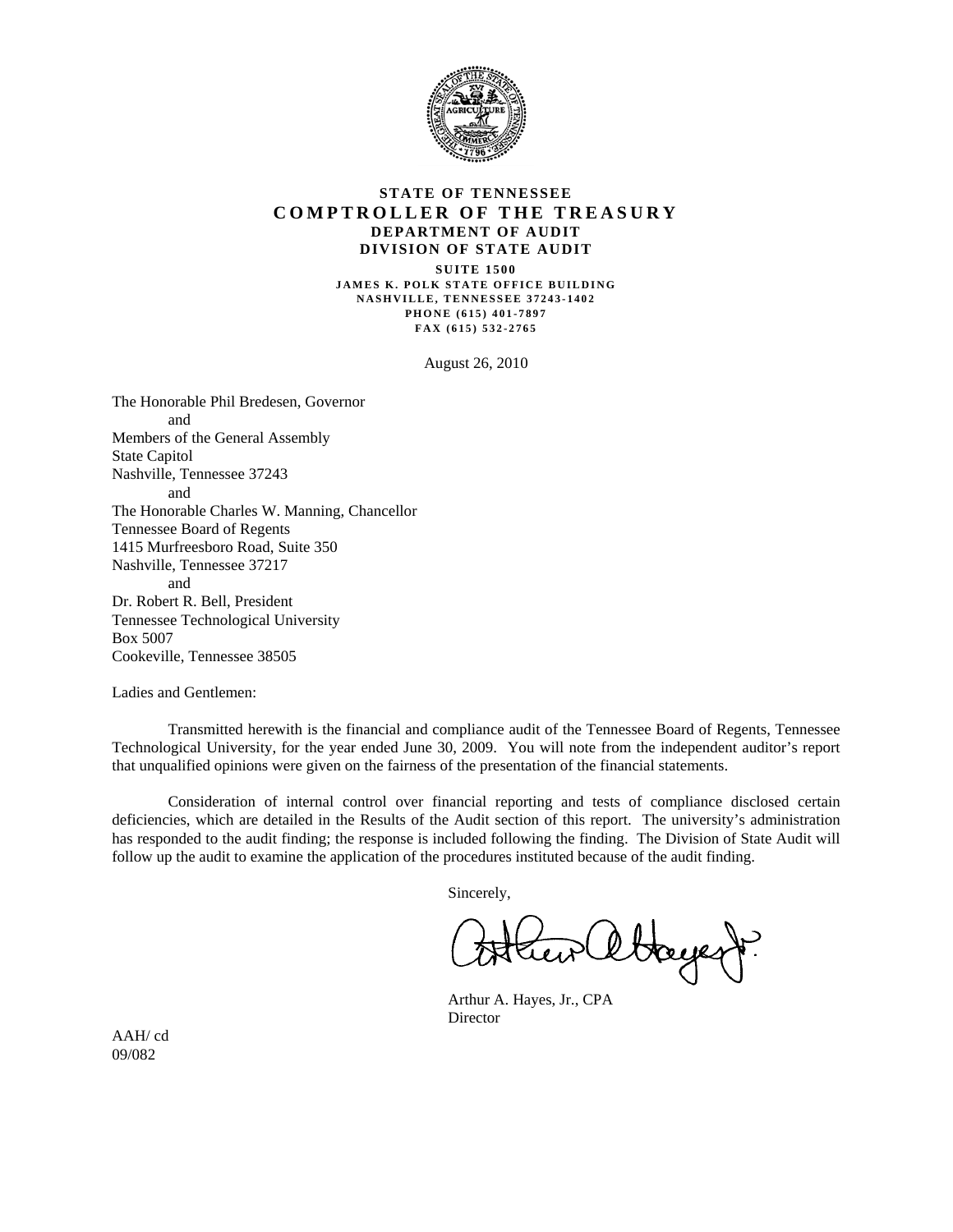**STATE OF TENNESSEE**
**COMPTROLLER OF THE TREASURY**
**DEPARTMENT OF AUDIT**
**DIVISION OF STATE AUDIT**

SUITE 1500
JAMES K. POLK STATE OFFICE BUILDING
NASHVILLE, TENNESSEE 37243-1402
PHONE (615) 401-7897
FAX (615) 532-2765

August 26, 2010

The Honorable Phil Bredesen, Governor
and
Members of the General Assembly
State Capitol
Nashville, Tennessee 37243
and
The Honorable Charles W. Manning, Chancellor
Tennessee Board of Regents
1415 Murfreesboro Road, Suite 350
Nashville, Tennessee 37217
and
Dr. Robert R. Bell, President
Tennessee Technological University
Box 5007
Cookeville, Tennessee 38505

Ladies and Gentlemen:

Transmitted herewith is the financial and compliance audit of the Tennessee Board of Regents, Tennessee Technological University, for the year ended June 30, 2009. You will note from the independent auditor's report that unqualified opinions were given on the fairness of the presentation of the financial statements.

Consideration of internal control over financial reporting and tests of compliance disclosed certain deficiencies, which are detailed in the Results of the Audit section of this report. The university's administration has responded to the audit finding; the response is included following the finding. The Division of State Audit will follow up the audit to examine the application of the procedures instituted because of the audit finding.

Sincerely,

Arthur A. Hayes, Jr., CPA
Director

AAH/ cd
09/082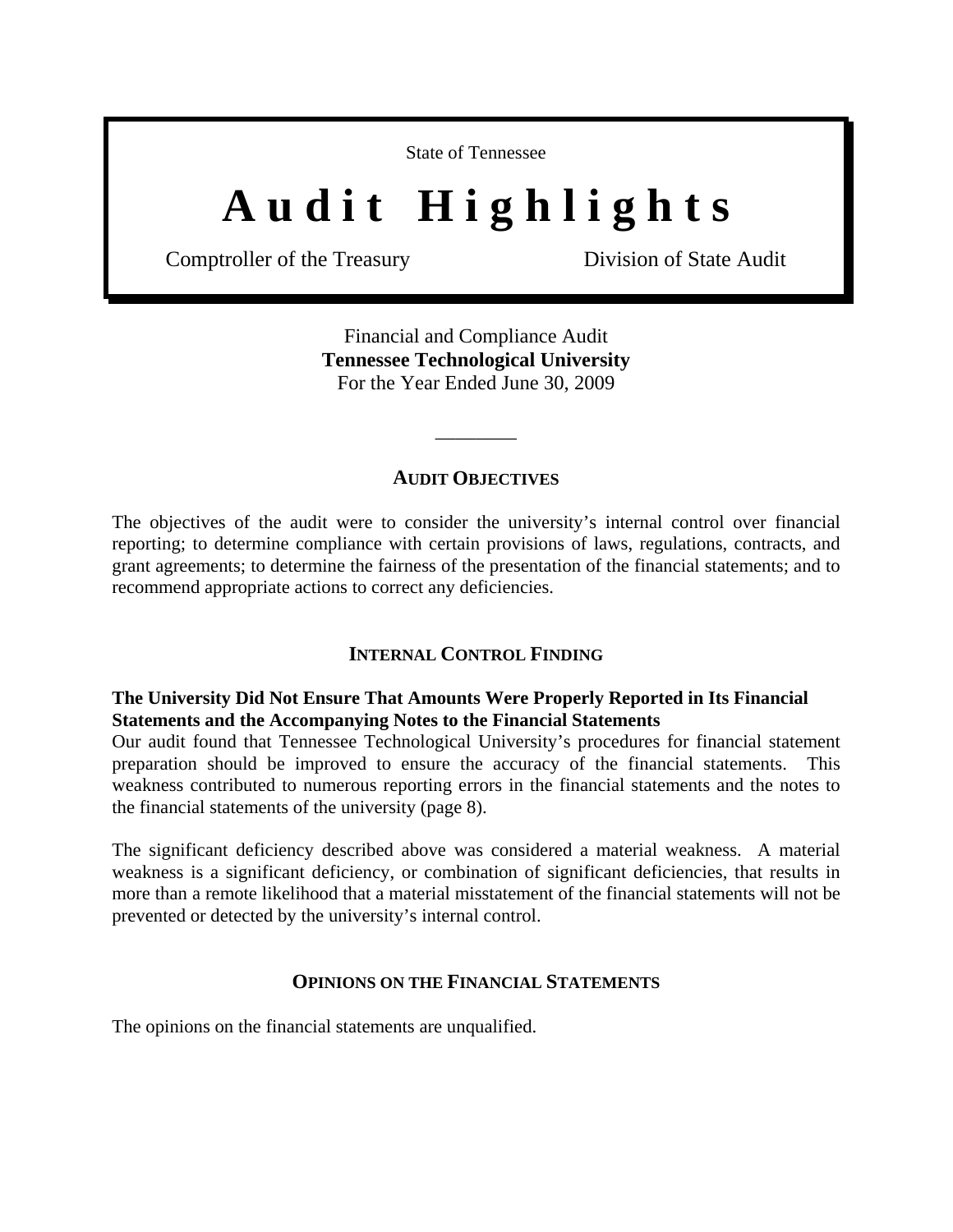State of Tennessee

# Audit Highlights

Comptroller of the Treasury Division of State Audit

Financial and Compliance Audit
**Tennessee Technological University**
For the Year Ended June 30, 2009

---

## AUDIT OBJECTIVES

The objectives of the audit were to consider the university's internal control over financial reporting; to determine compliance with certain provisions of laws, regulations, contracts, and grant agreements; to determine the fairness of the presentation of the financial statements; and to recommend appropriate actions to correct any deficiencies.

## INTERNAL CONTROL FINDING

**The University Did Not Ensure That Amounts Were Properly Reported in Its Financial Statements and the Accompanying Notes to the Financial Statements**
Our audit found that Tennessee Technological University's procedures for financial statement preparation should be improved to ensure the accuracy of the financial statements. This weakness contributed to numerous reporting errors in the financial statements and the notes to the financial statements of the university (page 8).

The significant deficiency described above was considered a material weakness. A material weakness is a significant deficiency, or combination of significant deficiencies, that results in more than a remote likelihood that a material misstatement of the financial statements will not be prevented or detected by the university's internal control.

## OPINIONS ON THE FINANCIAL STATEMENTS

The opinions on the financial statements are unqualified.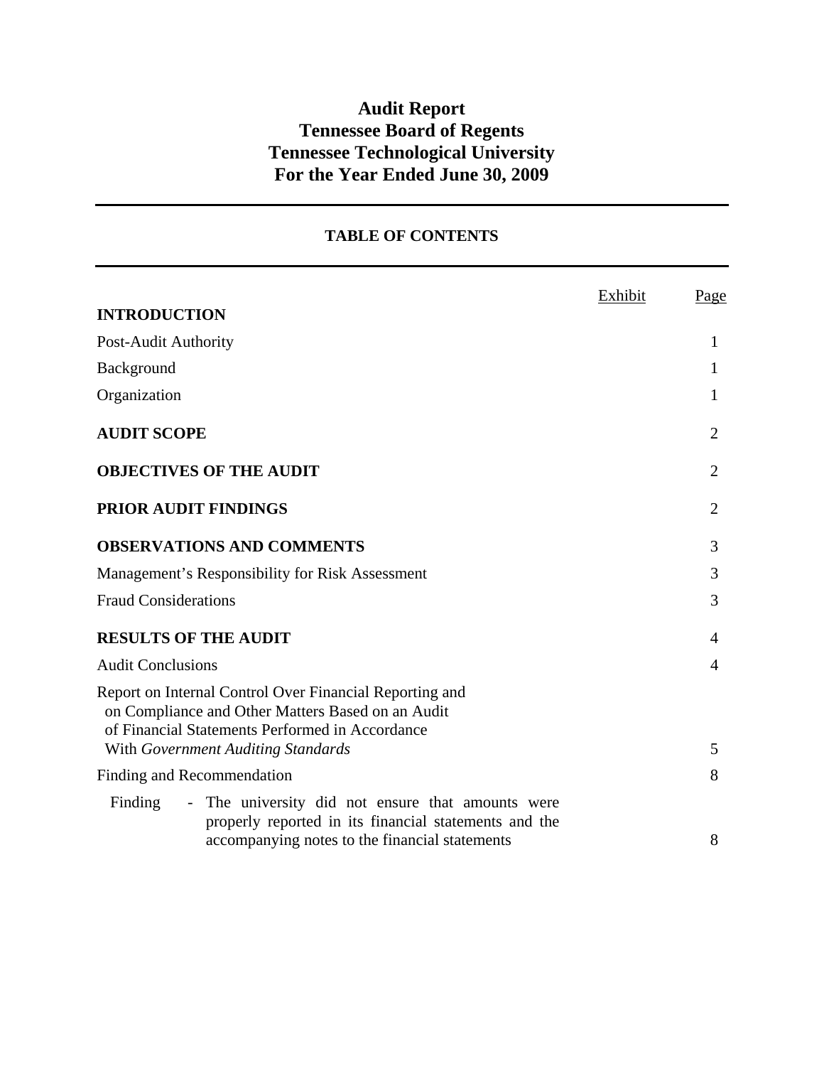# Audit Report
# Tennessee Board of Regents
# Tennessee Technological University
# For the Year Ended June 30, 2009

## TABLE OF CONTENTS

| | Exhibit | Page |
|---|---|---|
| **INTRODUCTION** | | |
| Post-Audit Authority | | 1 |
| Background | | 1 |
| Organization | | 1 |
| **AUDIT SCOPE** | | 2 |
| **OBJECTIVES OF THE AUDIT** | | 2 |
| **PRIOR AUDIT FINDINGS** | | 2 |
| **OBSERVATIONS AND COMMENTS** | | 3 |
| Management's Responsibility for Risk Assessment | | 3 |
| Fraud Considerations | | 3 |
| **RESULTS OF THE AUDIT** | | 4 |
| Audit Conclusions | | 4 |
| Report on Internal Control Over Financial Reporting and on Compliance and Other Matters Based on an Audit of Financial Statements Performed in Accordance With *Government Auditing Standards* | | 5 |
| Finding and Recommendation | | 8 |
| Finding - The university did not ensure that amounts were properly reported in its financial statements and the accompanying notes to the financial statements | | 8 |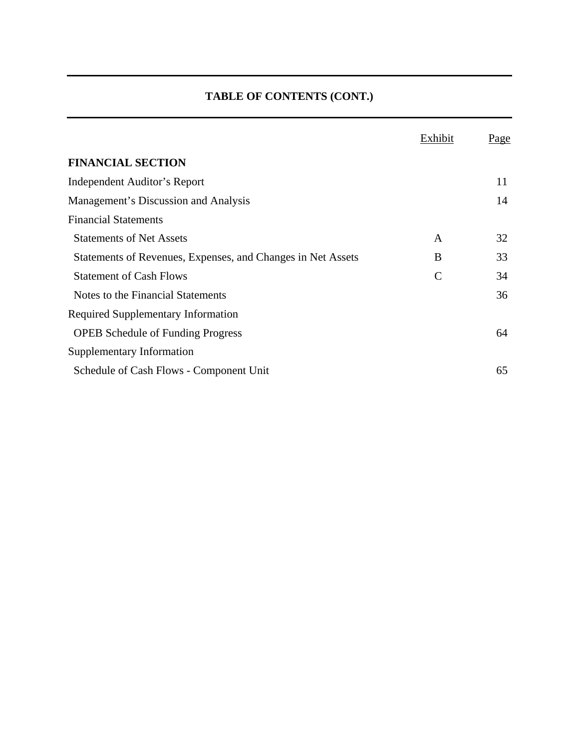# TABLE OF CONTENTS (CONT.)

| | Exhibit | Page |
|---|---|---|
| **FINANCIAL SECTION** | | |
| Independent Auditor's Report | | 11 |
| Management's Discussion and Analysis | | 14 |
| Financial Statements | | |
| Statements of Net Assets | A | 32 |
| Statements of Revenues, Expenses, and Changes in Net Assets | B | 33 |
| Statement of Cash Flows | C | 34 |
| Notes to the Financial Statements | | 36 |
| Required Supplementary Information | | |
| OPEB Schedule of Funding Progress | | 64 |
| Supplementary Information | | |
| Schedule of Cash Flows - Component Unit | | 65 |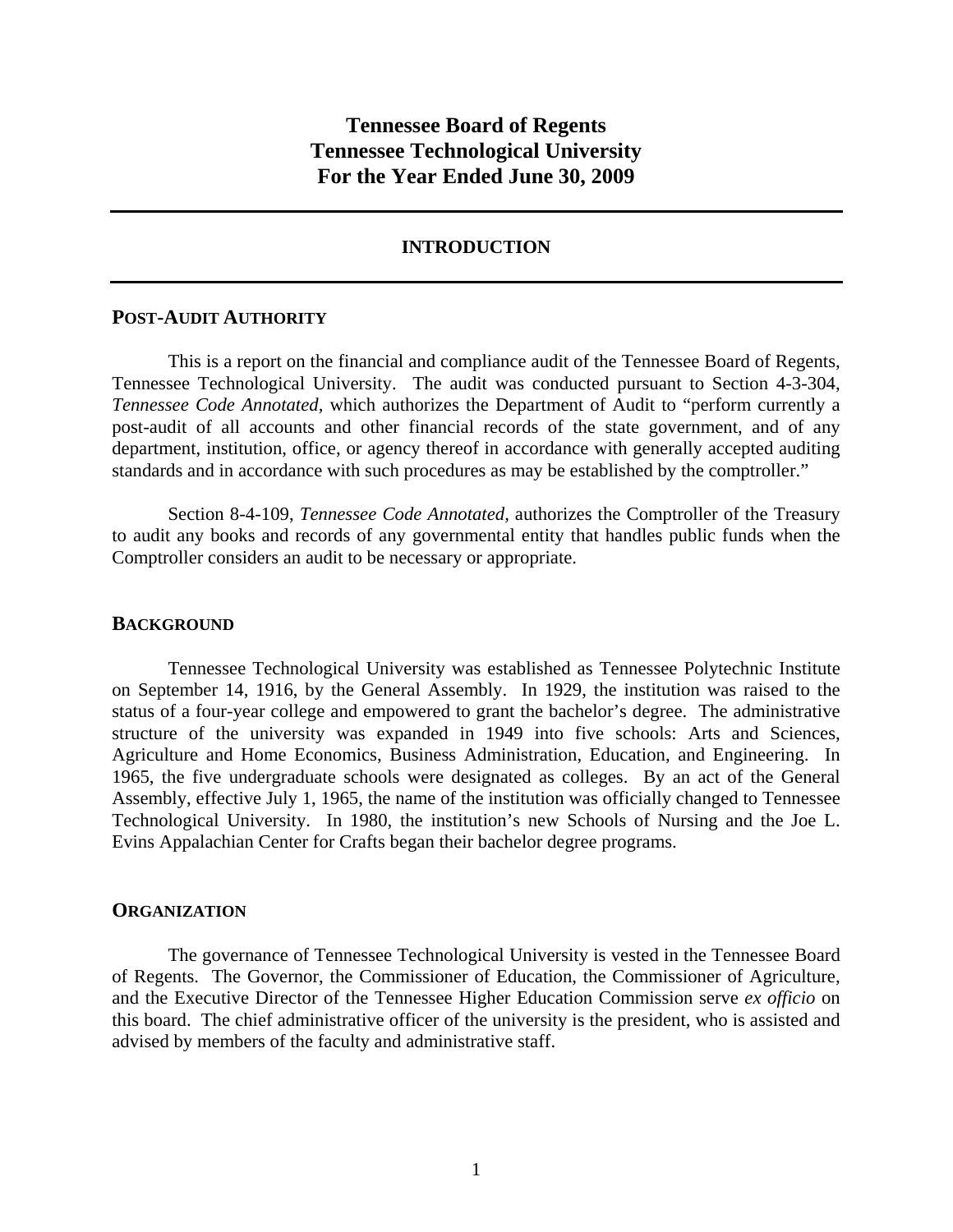# Tennessee Board of Regents
# Tennessee Technological University
# For the Year Ended June 30, 2009

## INTRODUCTION

### POST-AUDIT AUTHORITY

This is a report on the financial and compliance audit of the Tennessee Board of Regents, Tennessee Technological University. The audit was conducted pursuant to Section 4-3-304, *Tennessee Code Annotated,* which authorizes the Department of Audit to "perform currently a post-audit of all accounts and other financial records of the state government, and of any department, institution, office, or agency thereof in accordance with generally accepted auditing standards and in accordance with such procedures as may be established by the comptroller."

Section 8-4-109, *Tennessee Code Annotated,* authorizes the Comptroller of the Treasury to audit any books and records of any governmental entity that handles public funds when the Comptroller considers an audit to be necessary or appropriate.

### BACKGROUND

Tennessee Technological University was established as Tennessee Polytechnic Institute on September 14, 1916, by the General Assembly. In 1929, the institution was raised to the status of a four-year college and empowered to grant the bachelor's degree. The administrative structure of the university was expanded in 1949 into five schools: Arts and Sciences, Agriculture and Home Economics, Business Administration, Education, and Engineering. In 1965, the five undergraduate schools were designated as colleges. By an act of the General Assembly, effective July 1, 1965, the name of the institution was officially changed to Tennessee Technological University. In 1980, the institution's new Schools of Nursing and the Joe L. Evins Appalachian Center for Crafts began their bachelor degree programs.

### ORGANIZATION

The governance of Tennessee Technological University is vested in the Tennessee Board of Regents. The Governor, the Commissioner of Education, the Commissioner of Agriculture, and the Executive Director of the Tennessee Higher Education Commission serve *ex officio* on this board. The chief administrative officer of the university is the president, who is assisted and advised by members of the faculty and administrative staff.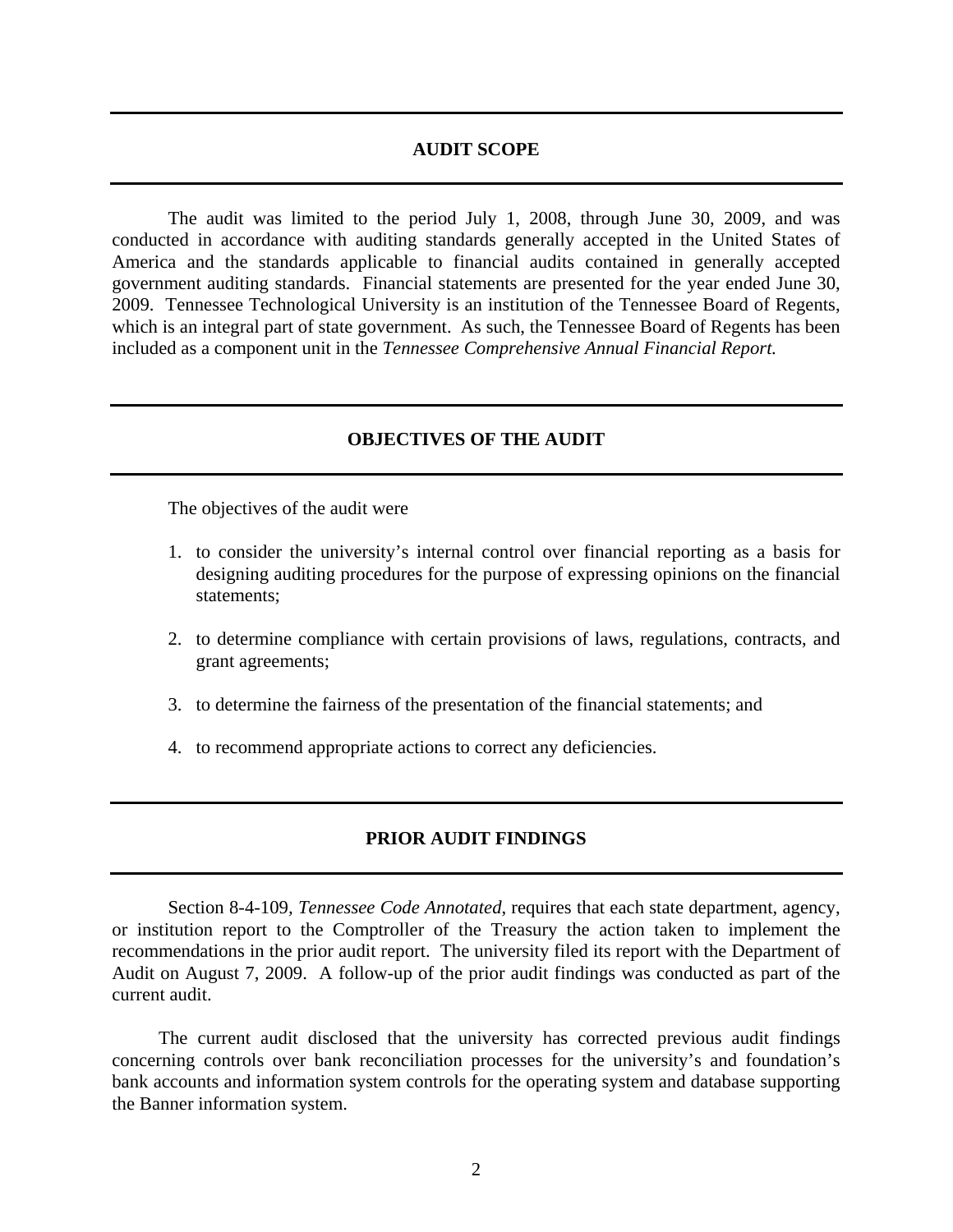## AUDIT SCOPE

The audit was limited to the period July 1, 2008, through June 30, 2009, and was conducted in accordance with auditing standards generally accepted in the United States of America and the standards applicable to financial audits contained in generally accepted government auditing standards. Financial statements are presented for the year ended June 30, 2009. Tennessee Technological University is an institution of the Tennessee Board of Regents, which is an integral part of state government. As such, the Tennessee Board of Regents has been included as a component unit in the *Tennessee Comprehensive Annual Financial Report.*

## OBJECTIVES OF THE AUDIT

The objectives of the audit were

1. to consider the university's internal control over financial reporting as a basis for designing auditing procedures for the purpose of expressing opinions on the financial statements;
2. to determine compliance with certain provisions of laws, regulations, contracts, and grant agreements;
3. to determine the fairness of the presentation of the financial statements; and
4. to recommend appropriate actions to correct any deficiencies.

## PRIOR AUDIT FINDINGS

Section 8-4-109, *Tennessee Code Annotated*, requires that each state department, agency, or institution report to the Comptroller of the Treasury the action taken to implement the recommendations in the prior audit report. The university filed its report with the Department of Audit on August 7, 2009. A follow-up of the prior audit findings was conducted as part of the current audit.

The current audit disclosed that the university has corrected previous audit findings concerning controls over bank reconciliation processes for the university's and foundation's bank accounts and information system controls for the operating system and database supporting the Banner information system.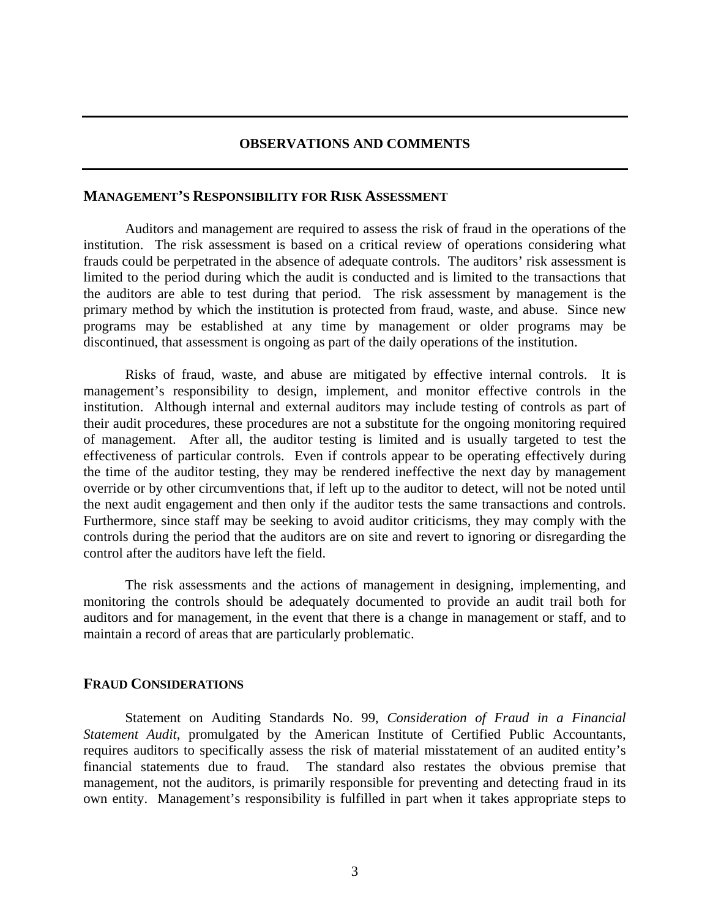# OBSERVATIONS AND COMMENTS

## MANAGEMENT'S RESPONSIBILITY FOR RISK ASSESSMENT

Auditors and management are required to assess the risk of fraud in the operations of the institution. The risk assessment is based on a critical review of operations considering what frauds could be perpetrated in the absence of adequate controls. The auditors' risk assessment is limited to the period during which the audit is conducted and is limited to the transactions that the auditors are able to test during that period. The risk assessment by management is the primary method by which the institution is protected from fraud, waste, and abuse. Since new programs may be established at any time by management or older programs may be discontinued, that assessment is ongoing as part of the daily operations of the institution.

Risks of fraud, waste, and abuse are mitigated by effective internal controls. It is management's responsibility to design, implement, and monitor effective controls in the institution. Although internal and external auditors may include testing of controls as part of their audit procedures, these procedures are not a substitute for the ongoing monitoring required of management. After all, the auditor testing is limited and is usually targeted to test the effectiveness of particular controls. Even if controls appear to be operating effectively during the time of the auditor testing, they may be rendered ineffective the next day by management override or by other circumventions that, if left up to the auditor to detect, will not be noted until the next audit engagement and then only if the auditor tests the same transactions and controls. Furthermore, since staff may be seeking to avoid auditor criticisms, they may comply with the controls during the period that the auditors are on site and revert to ignoring or disregarding the control after the auditors have left the field.

The risk assessments and the actions of management in designing, implementing, and monitoring the controls should be adequately documented to provide an audit trail both for auditors and for management, in the event that there is a change in management or staff, and to maintain a record of areas that are particularly problematic.

## FRAUD CONSIDERATIONS

Statement on Auditing Standards No. 99, *Consideration of Fraud in a Financial Statement Audit*, promulgated by the American Institute of Certified Public Accountants, requires auditors to specifically assess the risk of material misstatement of an audited entity's financial statements due to fraud. The standard also restates the obvious premise that management, not the auditors, is primarily responsible for preventing and detecting fraud in its own entity. Management's responsibility is fulfilled in part when it takes appropriate steps to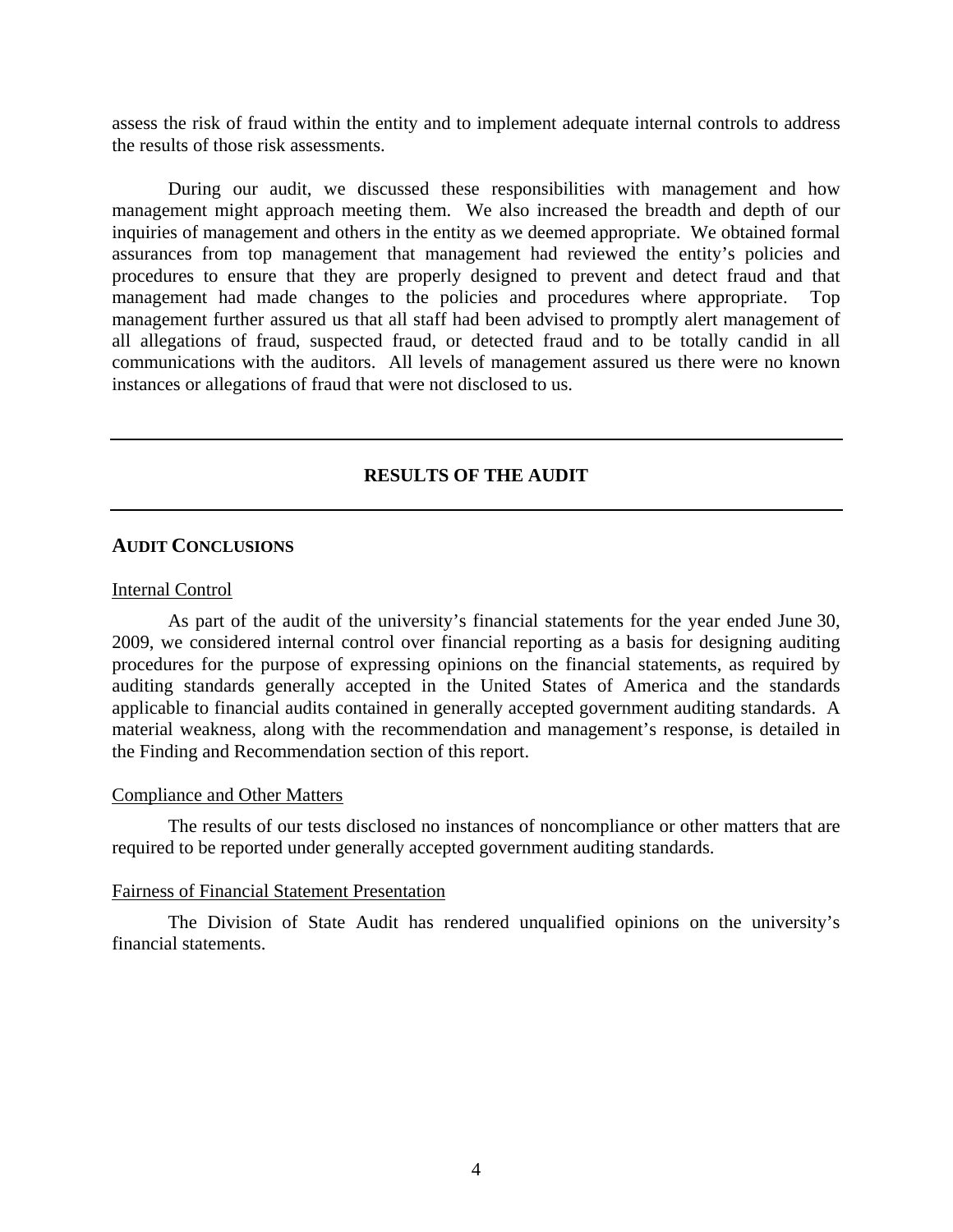assess the risk of fraud within the entity and to implement adequate internal controls to address the results of those risk assessments.

During our audit, we discussed these responsibilities with management and how management might approach meeting them. We also increased the breadth and depth of our inquiries of management and others in the entity as we deemed appropriate. We obtained formal assurances from top management that management had reviewed the entity's policies and procedures to ensure that they are properly designed to prevent and detect fraud and that management had made changes to the policies and procedures where appropriate. Top management further assured us that all staff had been advised to promptly alert management of all allegations of fraud, suspected fraud, or detected fraud and to be totally candid in all communications with the auditors. All levels of management assured us there were no known instances or allegations of fraud that were not disclosed to us.

---

## RESULTS OF THE AUDIT

---

### AUDIT CONCLUSIONS

Internal Control

As part of the audit of the university's financial statements for the year ended June 30, 2009, we considered internal control over financial reporting as a basis for designing auditing procedures for the purpose of expressing opinions on the financial statements, as required by auditing standards generally accepted in the United States of America and the standards applicable to financial audits contained in generally accepted government auditing standards. A material weakness, along with the recommendation and management's response, is detailed in the Finding and Recommendation section of this report.

Compliance and Other Matters

The results of our tests disclosed no instances of noncompliance or other matters that are required to be reported under generally accepted government auditing standards.

Fairness of Financial Statement Presentation

The Division of State Audit has rendered unqualified opinions on the university's financial statements.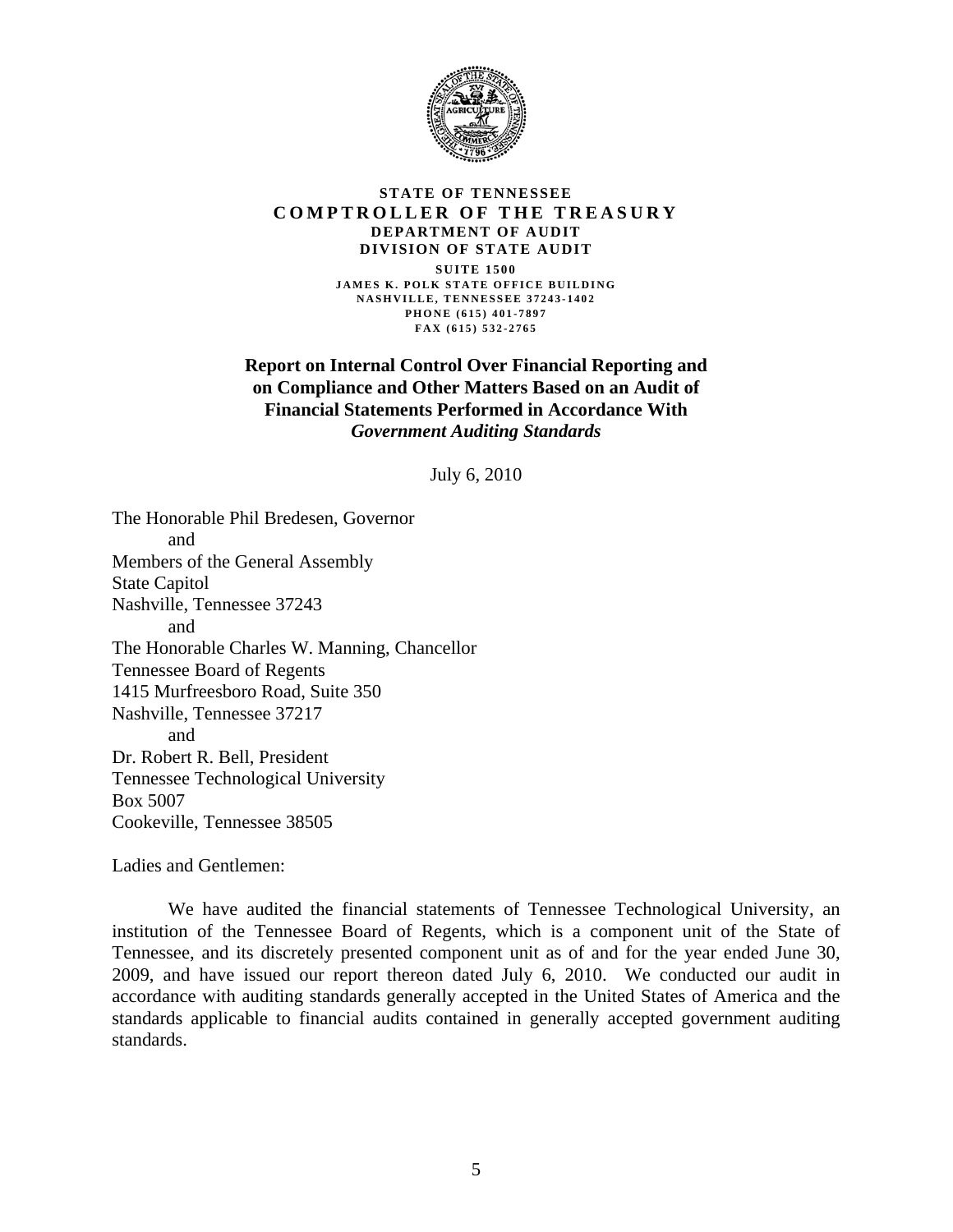**STATE OF TENNESSEE**
**COMPTROLLER OF THE TREASURY**
**DEPARTMENT OF AUDIT**
**DIVISION OF STATE AUDIT**

SUITE 1500
JAMES K. POLK STATE OFFICE BUILDING
NASHVILLE, TENNESSEE 37243-1402
PHONE (615) 401-7897
FAX (615) 532-2765

## Report on Internal Control Over Financial Reporting and on Compliance and Other Matters Based on an Audit of Financial Statements Performed in Accordance With *Government Auditing Standards*

July 6, 2010

The Honorable Phil Bredesen, Governor
and
Members of the General Assembly
State Capitol
Nashville, Tennessee 37243
and
The Honorable Charles W. Manning, Chancellor
Tennessee Board of Regents
1415 Murfreesboro Road, Suite 350
Nashville, Tennessee 37217
and
Dr. Robert R. Bell, President
Tennessee Technological University
Box 5007
Cookeville, Tennessee 38505

Ladies and Gentlemen:

We have audited the financial statements of Tennessee Technological University, an institution of the Tennessee Board of Regents, which is a component unit of the State of Tennessee, and its discretely presented component unit as of and for the year ended June 30, 2009, and have issued our report thereon dated July 6, 2010. We conducted our audit in accordance with auditing standards generally accepted in the United States of America and the standards applicable to financial audits contained in generally accepted government auditing standards.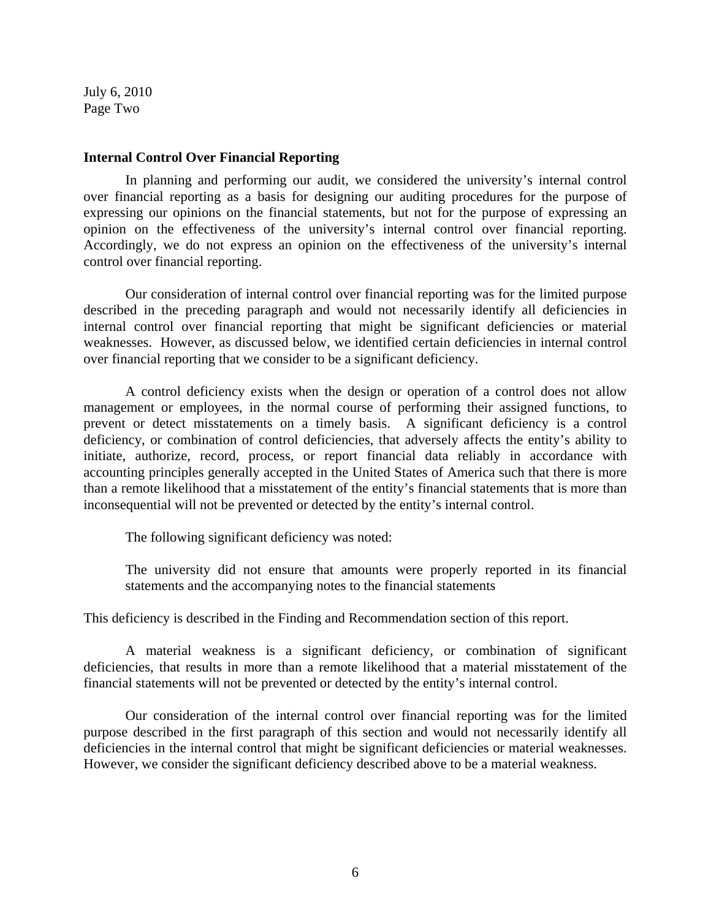July 6, 2010
Page Two

**Internal Control Over Financial Reporting**

In planning and performing our audit, we considered the university's internal control over financial reporting as a basis for designing our auditing procedures for the purpose of expressing our opinions on the financial statements, but not for the purpose of expressing an opinion on the effectiveness of the university's internal control over financial reporting. Accordingly, we do not express an opinion on the effectiveness of the university's internal control over financial reporting.

Our consideration of internal control over financial reporting was for the limited purpose described in the preceding paragraph and would not necessarily identify all deficiencies in internal control over financial reporting that might be significant deficiencies or material weaknesses. However, as discussed below, we identified certain deficiencies in internal control over financial reporting that we consider to be a significant deficiency.

A control deficiency exists when the design or operation of a control does not allow management or employees, in the normal course of performing their assigned functions, to prevent or detect misstatements on a timely basis. A significant deficiency is a control deficiency, or combination of control deficiencies, that adversely affects the entity's ability to initiate, authorize, record, process, or report financial data reliably in accordance with accounting principles generally accepted in the United States of America such that there is more than a remote likelihood that a misstatement of the entity's financial statements that is more than inconsequential will not be prevented or detected by the entity's internal control.

The following significant deficiency was noted:

The university did not ensure that amounts were properly reported in its financial statements and the accompanying notes to the financial statements

This deficiency is described in the Finding and Recommendation section of this report.

A material weakness is a significant deficiency, or combination of significant deficiencies, that results in more than a remote likelihood that a material misstatement of the financial statements will not be prevented or detected by the entity's internal control.

Our consideration of the internal control over financial reporting was for the limited purpose described in the first paragraph of this section and would not necessarily identify all deficiencies in the internal control that might be significant deficiencies or material weaknesses. However, we consider the significant deficiency described above to be a material weakness.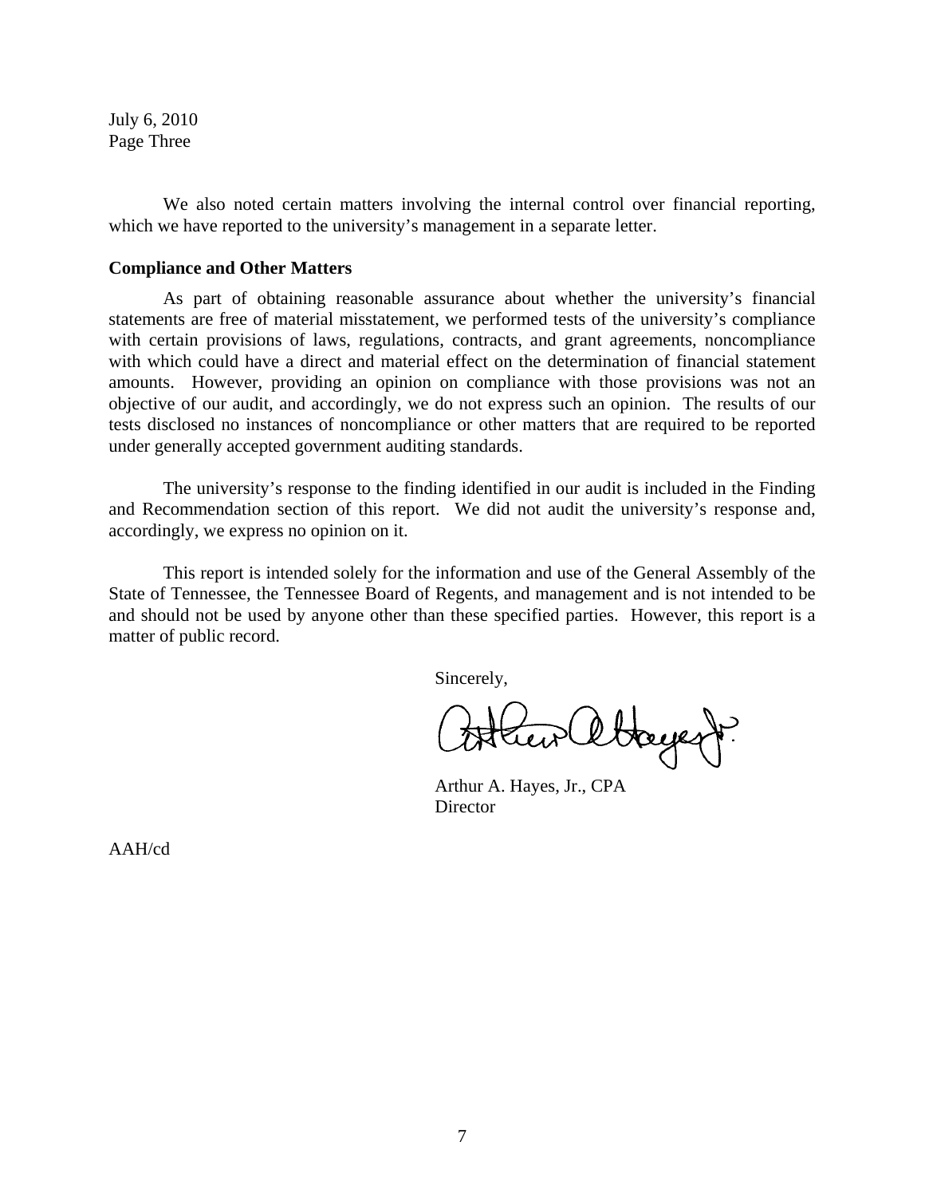July 6, 2010
Page Three

We also noted certain matters involving the internal control over financial reporting, which we have reported to the university's management in a separate letter.

**Compliance and Other Matters**

As part of obtaining reasonable assurance about whether the university's financial statements are free of material misstatement, we performed tests of the university's compliance with certain provisions of laws, regulations, contracts, and grant agreements, noncompliance with which could have a direct and material effect on the determination of financial statement amounts. However, providing an opinion on compliance with those provisions was not an objective of our audit, and accordingly, we do not express such an opinion. The results of our tests disclosed no instances of noncompliance or other matters that are required to be reported under generally accepted government auditing standards.

The university's response to the finding identified in our audit is included in the Finding and Recommendation section of this report. We did not audit the university's response and, accordingly, we express no opinion on it.

This report is intended solely for the information and use of the General Assembly of the State of Tennessee, the Tennessee Board of Regents, and management and is not intended to be and should not be used by anyone other than these specified parties. However, this report is a matter of public record.

Sincerely,

Arthur A. Hayes, Jr., CPA
Director

AAH/cd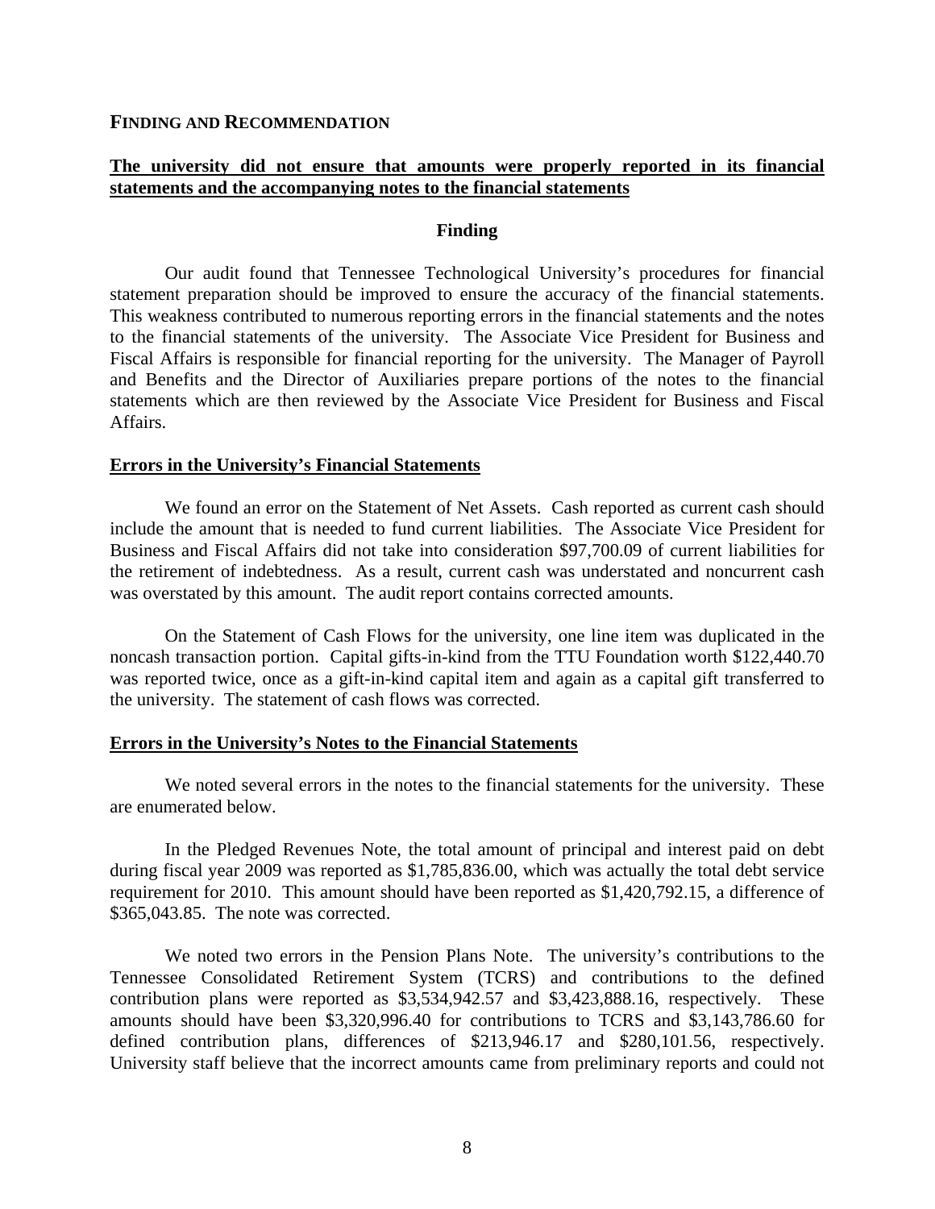## FINDING AND RECOMMENDATION

**The university did not ensure that amounts were properly reported in its financial statements and the accompanying notes to the financial statements**

### Finding

Our audit found that Tennessee Technological University's procedures for financial statement preparation should be improved to ensure the accuracy of the financial statements. This weakness contributed to numerous reporting errors in the financial statements and the notes to the financial statements of the university. The Associate Vice President for Business and Fiscal Affairs is responsible for financial reporting for the university. The Manager of Payroll and Benefits and the Director of Auxiliaries prepare portions of the notes to the financial statements which are then reviewed by the Associate Vice President for Business and Fiscal Affairs.

**Errors in the University's Financial Statements**

We found an error on the Statement of Net Assets. Cash reported as current cash should include the amount that is needed to fund current liabilities. The Associate Vice President for Business and Fiscal Affairs did not take into consideration $97,700.09 of current liabilities for the retirement of indebtedness. As a result, current cash was understated and noncurrent cash was overstated by this amount. The audit report contains corrected amounts.

On the Statement of Cash Flows for the university, one line item was duplicated in the noncash transaction portion. Capital gifts-in-kind from the TTU Foundation worth $122,440.70 was reported twice, once as a gift-in-kind capital item and again as a capital gift transferred to the university. The statement of cash flows was corrected.

**Errors in the University's Notes to the Financial Statements**

We noted several errors in the notes to the financial statements for the university. These are enumerated below.

In the Pledged Revenues Note, the total amount of principal and interest paid on debt during fiscal year 2009 was reported as $1,785,836.00, which was actually the total debt service requirement for 2010. This amount should have been reported as $1,420,792.15, a difference of $365,043.85. The note was corrected.

We noted two errors in the Pension Plans Note. The university's contributions to the Tennessee Consolidated Retirement System (TCRS) and contributions to the defined contribution plans were reported as $3,534,942.57 and $3,423,888.16, respectively. These amounts should have been $3,320,996.40 for contributions to TCRS and $3,143,786.60 for defined contribution plans, differences of $213,946.17 and $280,101.56, respectively. University staff believe that the incorrect amounts came from preliminary reports and could not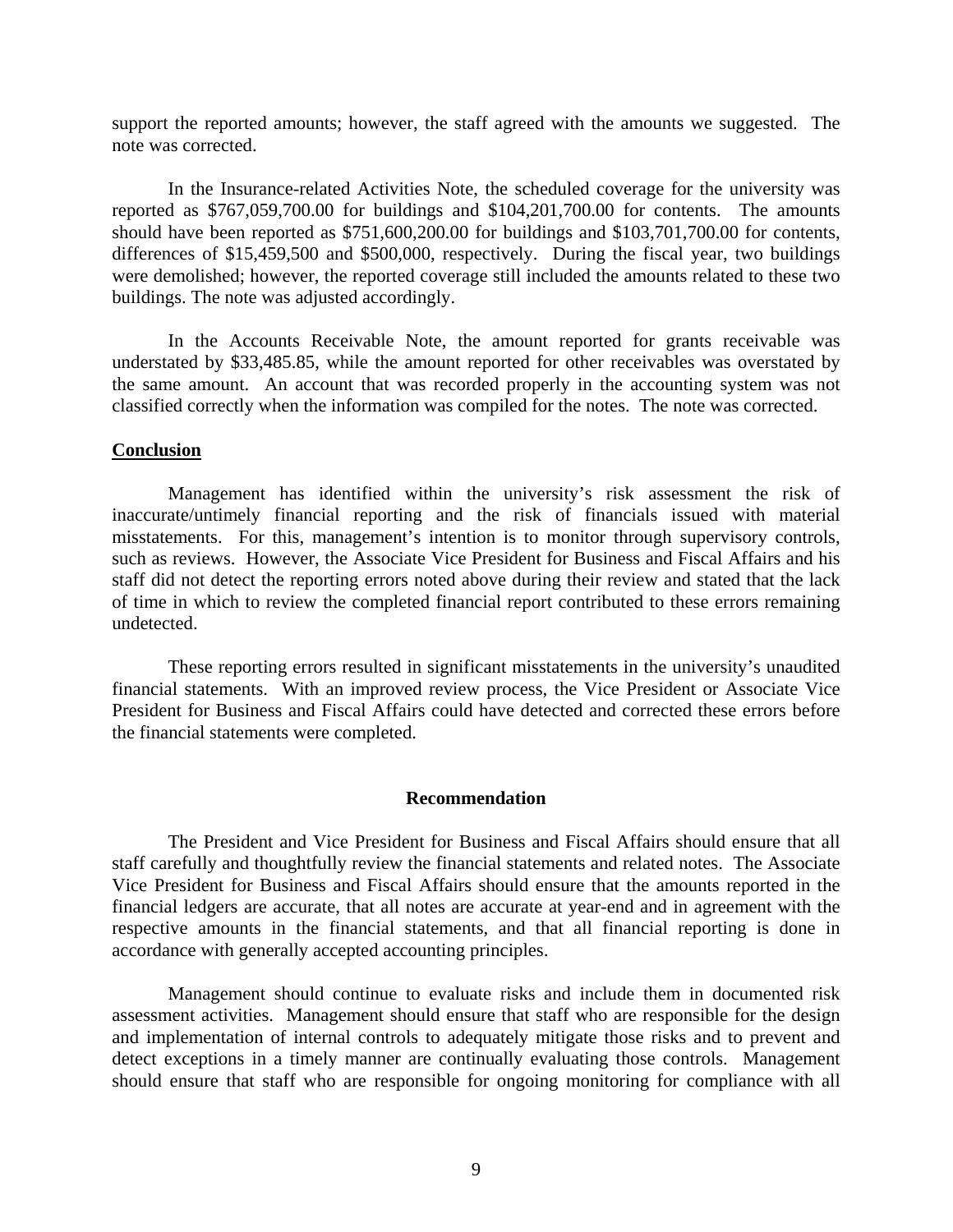support the reported amounts; however, the staff agreed with the amounts we suggested. The note was corrected.

In the Insurance-related Activities Note, the scheduled coverage for the university was reported as $767,059,700.00 for buildings and $104,201,700.00 for contents. The amounts should have been reported as $751,600,200.00 for buildings and $103,701,700.00 for contents, differences of $15,459,500 and $500,000, respectively. During the fiscal year, two buildings were demolished; however, the reported coverage still included the amounts related to these two buildings. The note was adjusted accordingly.

In the Accounts Receivable Note, the amount reported for grants receivable was understated by $33,485.85, while the amount reported for other receivables was overstated by the same amount. An account that was recorded properly in the accounting system was not classified correctly when the information was compiled for the notes. The note was corrected.

**Conclusion**

Management has identified within the university's risk assessment the risk of inaccurate/untimely financial reporting and the risk of financials issued with material misstatements. For this, management's intention is to monitor through supervisory controls, such as reviews. However, the Associate Vice President for Business and Fiscal Affairs and his staff did not detect the reporting errors noted above during their review and stated that the lack of time in which to review the completed financial report contributed to these errors remaining undetected.

These reporting errors resulted in significant misstatements in the university's unaudited financial statements. With an improved review process, the Vice President or Associate Vice President for Business and Fiscal Affairs could have detected and corrected these errors before the financial statements were completed.

### Recommendation

The President and Vice President for Business and Fiscal Affairs should ensure that all staff carefully and thoughtfully review the financial statements and related notes. The Associate Vice President for Business and Fiscal Affairs should ensure that the amounts reported in the financial ledgers are accurate, that all notes are accurate at year-end and in agreement with the respective amounts in the financial statements, and that all financial reporting is done in accordance with generally accepted accounting principles.

Management should continue to evaluate risks and include them in documented risk assessment activities. Management should ensure that staff who are responsible for the design and implementation of internal controls to adequately mitigate those risks and to prevent and detect exceptions in a timely manner are continually evaluating those controls. Management should ensure that staff who are responsible for ongoing monitoring for compliance with all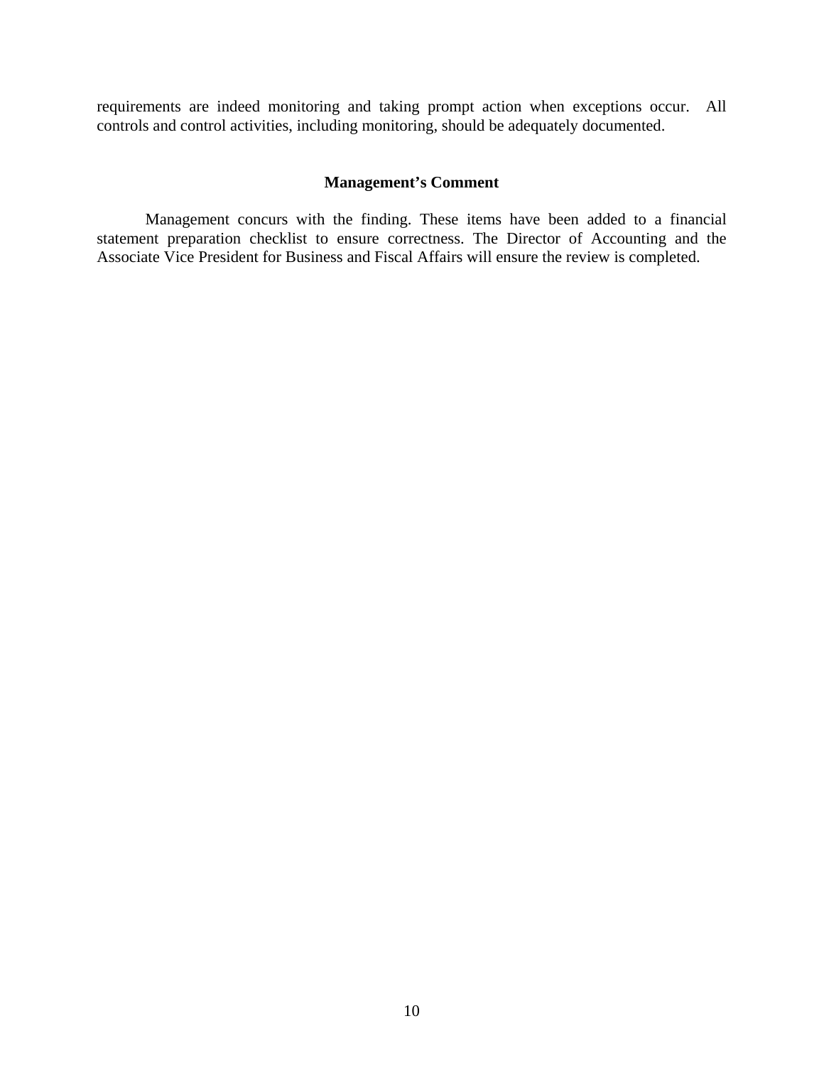requirements are indeed monitoring and taking prompt action when exceptions occur. All controls and control activities, including monitoring, should be adequately documented.

**Management's Comment**

Management concurs with the finding. These items have been added to a financial statement preparation checklist to ensure correctness. The Director of Accounting and the Associate Vice President for Business and Fiscal Affairs will ensure the review is completed.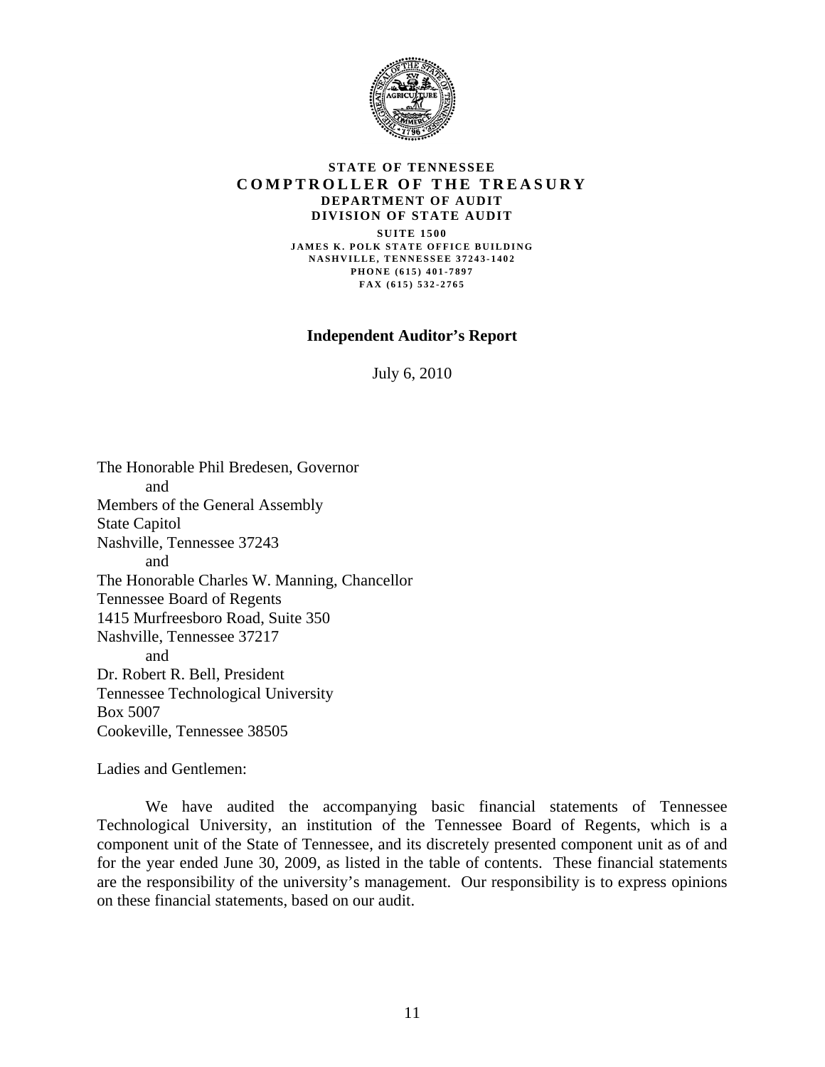**STATE OF TENNESSEE**
**COMPTROLLER OF THE TREASURY**
**DEPARTMENT OF AUDIT**
**DIVISION OF STATE AUDIT**

SUITE 1500
JAMES K. POLK STATE OFFICE BUILDING
NASHVILLE, TENNESSEE 37243-1402
PHONE (615) 401-7897
FAX (615) 532-2765

## Independent Auditor's Report

July 6, 2010

The Honorable Phil Bredesen, Governor
and
Members of the General Assembly
State Capitol
Nashville, Tennessee 37243
and
The Honorable Charles W. Manning, Chancellor
Tennessee Board of Regents
1415 Murfreesboro Road, Suite 350
Nashville, Tennessee 37217
and
Dr. Robert R. Bell, President
Tennessee Technological University
Box 5007
Cookeville, Tennessee 38505

Ladies and Gentlemen:

We have audited the accompanying basic financial statements of Tennessee Technological University, an institution of the Tennessee Board of Regents, which is a component unit of the State of Tennessee, and its discretely presented component unit as of and for the year ended June 30, 2009, as listed in the table of contents. These financial statements are the responsibility of the university's management. Our responsibility is to express opinions on these financial statements, based on our audit.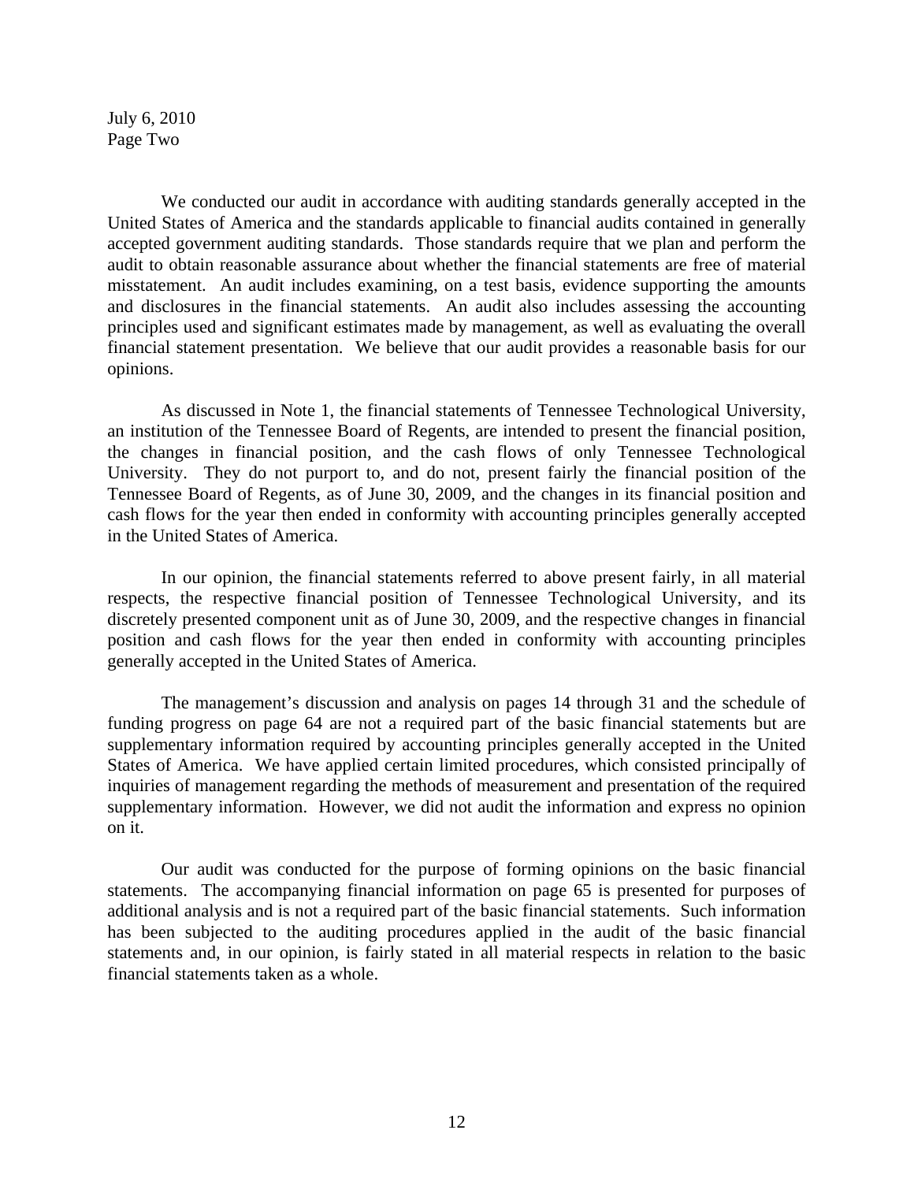July 6, 2010
Page Two

We conducted our audit in accordance with auditing standards generally accepted in the United States of America and the standards applicable to financial audits contained in generally accepted government auditing standards. Those standards require that we plan and perform the audit to obtain reasonable assurance about whether the financial statements are free of material misstatement. An audit includes examining, on a test basis, evidence supporting the amounts and disclosures in the financial statements. An audit also includes assessing the accounting principles used and significant estimates made by management, as well as evaluating the overall financial statement presentation. We believe that our audit provides a reasonable basis for our opinions.

As discussed in Note 1, the financial statements of Tennessee Technological University, an institution of the Tennessee Board of Regents, are intended to present the financial position, the changes in financial position, and the cash flows of only Tennessee Technological University. They do not purport to, and do not, present fairly the financial position of the Tennessee Board of Regents, as of June 30, 2009, and the changes in its financial position and cash flows for the year then ended in conformity with accounting principles generally accepted in the United States of America.

In our opinion, the financial statements referred to above present fairly, in all material respects, the respective financial position of Tennessee Technological University, and its discretely presented component unit as of June 30, 2009, and the respective changes in financial position and cash flows for the year then ended in conformity with accounting principles generally accepted in the United States of America.

The management's discussion and analysis on pages 14 through 31 and the schedule of funding progress on page 64 are not a required part of the basic financial statements but are supplementary information required by accounting principles generally accepted in the United States of America. We have applied certain limited procedures, which consisted principally of inquiries of management regarding the methods of measurement and presentation of the required supplementary information. However, we did not audit the information and express no opinion on it.

Our audit was conducted for the purpose of forming opinions on the basic financial statements. The accompanying financial information on page 65 is presented for purposes of additional analysis and is not a required part of the basic financial statements. Such information has been subjected to the auditing procedures applied in the audit of the basic financial statements and, in our opinion, is fairly stated in all material respects in relation to the basic financial statements taken as a whole.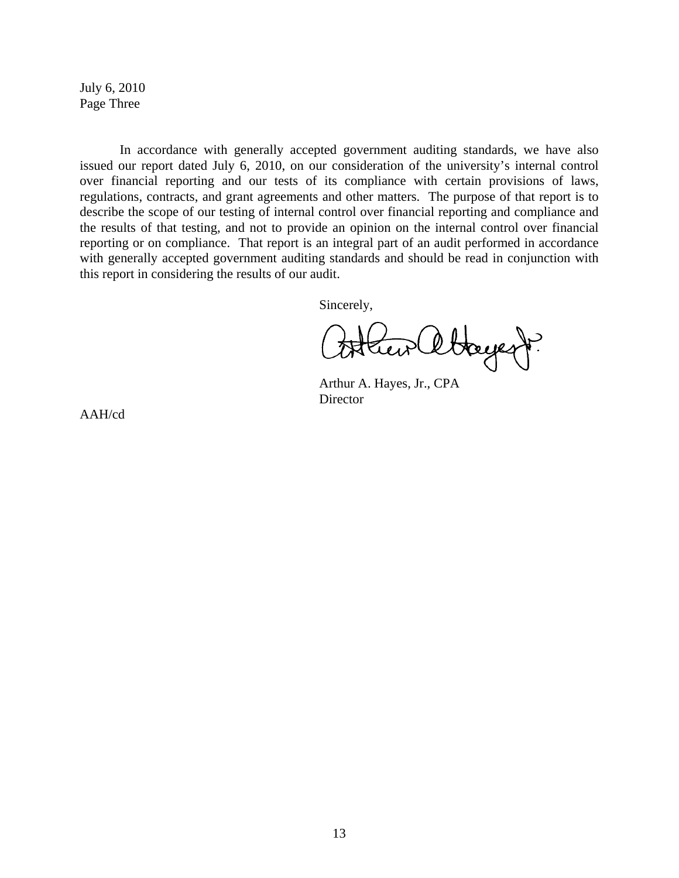July 6, 2010
Page Three

In accordance with generally accepted government auditing standards, we have also issued our report dated July 6, 2010, on our consideration of the university's internal control over financial reporting and our tests of its compliance with certain provisions of laws, regulations, contracts, and grant agreements and other matters. The purpose of that report is to describe the scope of our testing of internal control over financial reporting and compliance and the results of that testing, and not to provide an opinion on the internal control over financial reporting or on compliance. That report is an integral part of an audit performed in accordance with generally accepted government auditing standards and should be read in conjunction with this report in considering the results of our audit.

Sincerely,

Arthur A. Hayes, Jr., CPA
Director

AAH/cd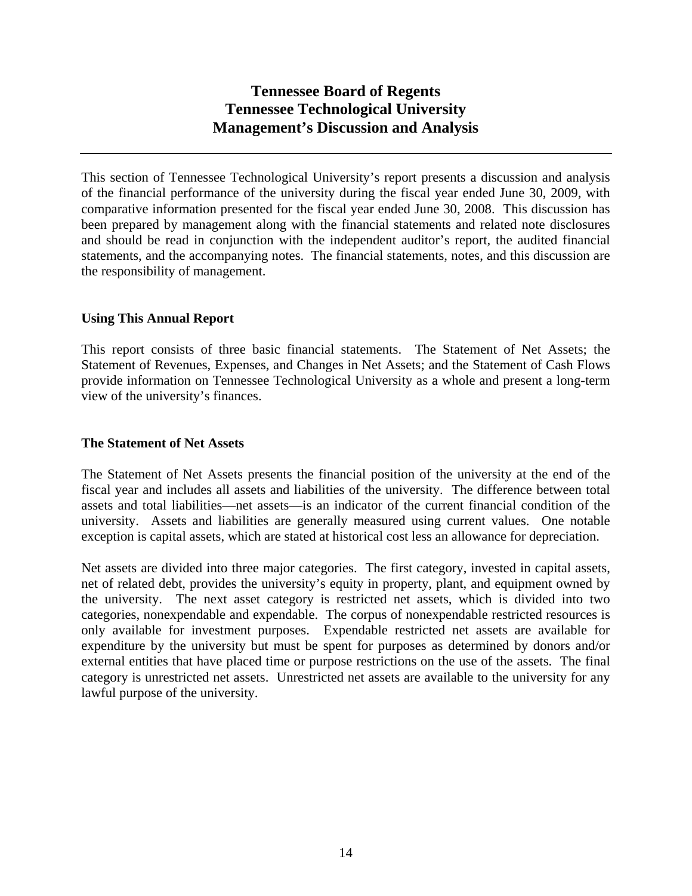# Tennessee Board of Regents
# Tennessee Technological University
# Management's Discussion and Analysis

This section of Tennessee Technological University's report presents a discussion and analysis of the financial performance of the university during the fiscal year ended June 30, 2009, with comparative information presented for the fiscal year ended June 30, 2008. This discussion has been prepared by management along with the financial statements and related note disclosures and should be read in conjunction with the independent auditor's report, the audited financial statements, and the accompanying notes. The financial statements, notes, and this discussion are the responsibility of management.

**Using This Annual Report**

This report consists of three basic financial statements. The Statement of Net Assets; the Statement of Revenues, Expenses, and Changes in Net Assets; and the Statement of Cash Flows provide information on Tennessee Technological University as a whole and present a long-term view of the university's finances.

**The Statement of Net Assets**

The Statement of Net Assets presents the financial position of the university at the end of the fiscal year and includes all assets and liabilities of the university. The difference between total assets and total liabilities—net assets—is an indicator of the current financial condition of the university. Assets and liabilities are generally measured using current values. One notable exception is capital assets, which are stated at historical cost less an allowance for depreciation.

Net assets are divided into three major categories. The first category, invested in capital assets, net of related debt, provides the university's equity in property, plant, and equipment owned by the university. The next asset category is restricted net assets, which is divided into two categories, nonexpendable and expendable. The corpus of nonexpendable restricted resources is only available for investment purposes. Expendable restricted net assets are available for expenditure by the university but must be spent for purposes as determined by donors and/or external entities that have placed time or purpose restrictions on the use of the assets. The final category is unrestricted net assets. Unrestricted net assets are available to the university for any lawful purpose of the university.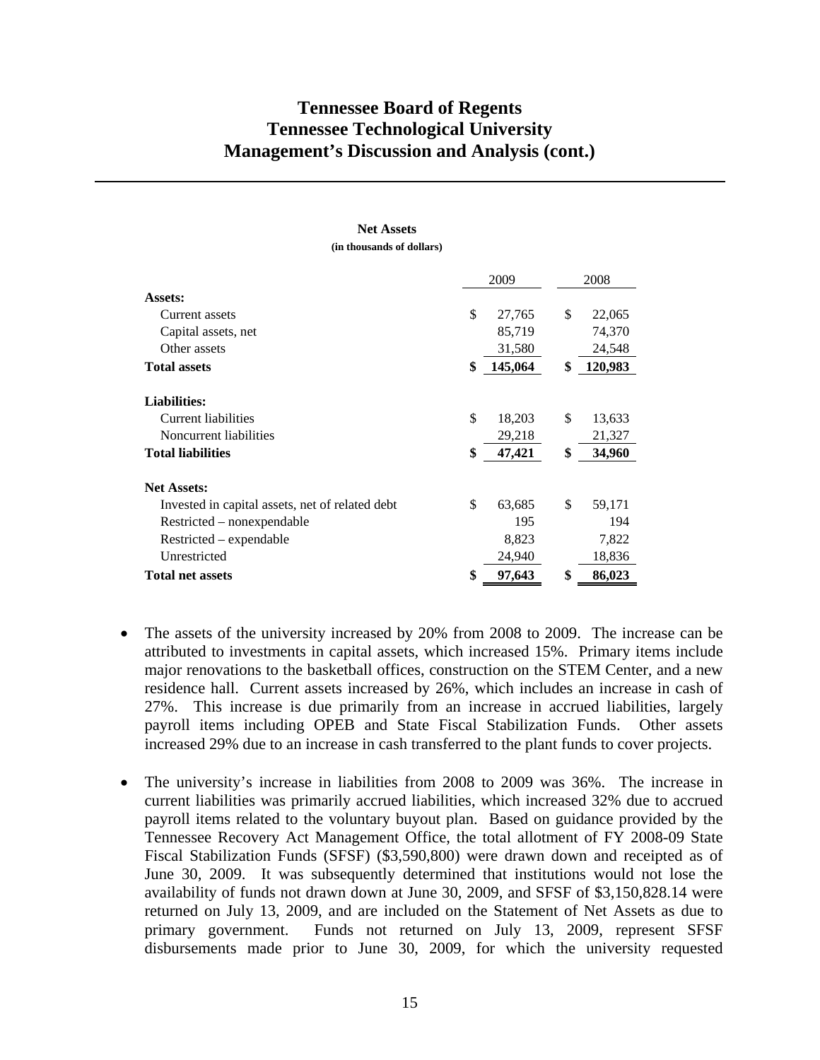**Net Assets**
**(in thousands of dollars)**

| | 2009 | 2008 |
|---|---|---|
| **Assets:** | | |
| Current assets | $ 27,765 | $ 22,065 |
| Capital assets, net | 85,719 | 74,370 |
| Other assets | 31,580 | 24,548 |
| **Total assets** | **$ 145,064** | **$ 120,983** |
| **Liabilities:** | | |
| Current liabilities | $ 18,203 | $ 13,633 |
| Noncurrent liabilities | 29,218 | 21,327 |
| **Total liabilities** | **$ 47,421** | **$ 34,960** |
| **Net Assets:** | | |
| Invested in capital assets, net of related debt | $ 63,685 | $ 59,171 |
| Restricted – nonexpendable | 195 | 194 |
| Restricted – expendable | 8,823 | 7,822 |
| Unrestricted | 24,940 | 18,836 |
| **Total net assets** | **$ 97,643** | **$ 86,023** |

- The assets of the university increased by 20% from 2008 to 2009. The increase can be attributed to investments in capital assets, which increased 15%. Primary items include major renovations to the basketball offices, construction on the STEM Center, and a new residence hall. Current assets increased by 26%, which includes an increase in cash of 27%. This increase is due primarily from an increase in accrued liabilities, largely payroll items including OPEB and State Fiscal Stabilization Funds. Other assets increased 29% due to an increase in cash transferred to the plant funds to cover projects.

- The university's increase in liabilities from 2008 to 2009 was 36%. The increase in current liabilities was primarily accrued liabilities, which increased 32% due to accrued payroll items related to the voluntary buyout plan. Based on guidance provided by the Tennessee Recovery Act Management Office, the total allotment of FY 2008-09 State Fiscal Stabilization Funds (SFSF) ($3,590,800) were drawn down and receipted as of June 30, 2009. It was subsequently determined that institutions would not lose the availability of funds not drawn down at June 30, 2009, and SFSF of $3,150,828.14 were returned on July 13, 2009, and are included on the Statement of Net Assets as due to primary government. Funds not returned on July 13, 2009, represent SFSF disbursements made prior to June 30, 2009, for which the university requested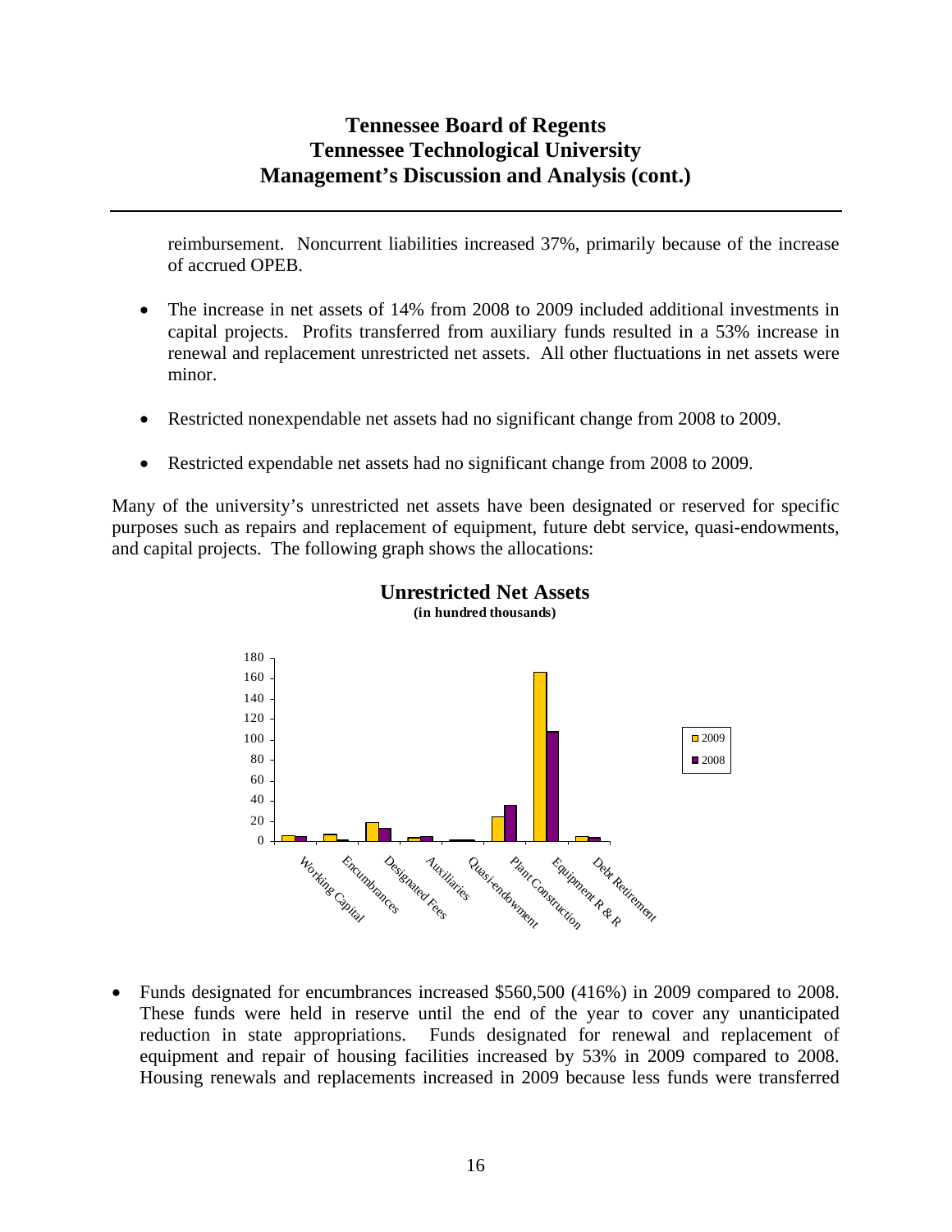reimbursement. Noncurrent liabilities increased 37%, primarily because of the increase of accrued OPEB.

- The increase in net assets of 14% from 2008 to 2009 included additional investments in capital projects. Profits transferred from auxiliary funds resulted in a 53% increase in renewal and replacement unrestricted net assets. All other fluctuations in net assets were minor.

- Restricted nonexpendable net assets had no significant change from 2008 to 2009.

- Restricted expendable net assets had no significant change from 2008 to 2009.

Many of the university's unrestricted net assets have been designated or reserved for specific purposes such as repairs and replacement of equipment, future debt service, quasi-endowments, and capital projects. The following graph shows the allocations:

**Unrestricted Net Assets**
**(in hundred thousands)**

- Funds designated for encumbrances increased $560,500 (416%) in 2009 compared to 2008. These funds were held in reserve until the end of the year to cover any unanticipated reduction in state appropriations. Funds designated for renewal and replacement of equipment and repair of housing facilities increased by 53% in 2009 compared to 2008. Housing renewals and replacements increased in 2009 because less funds were transferred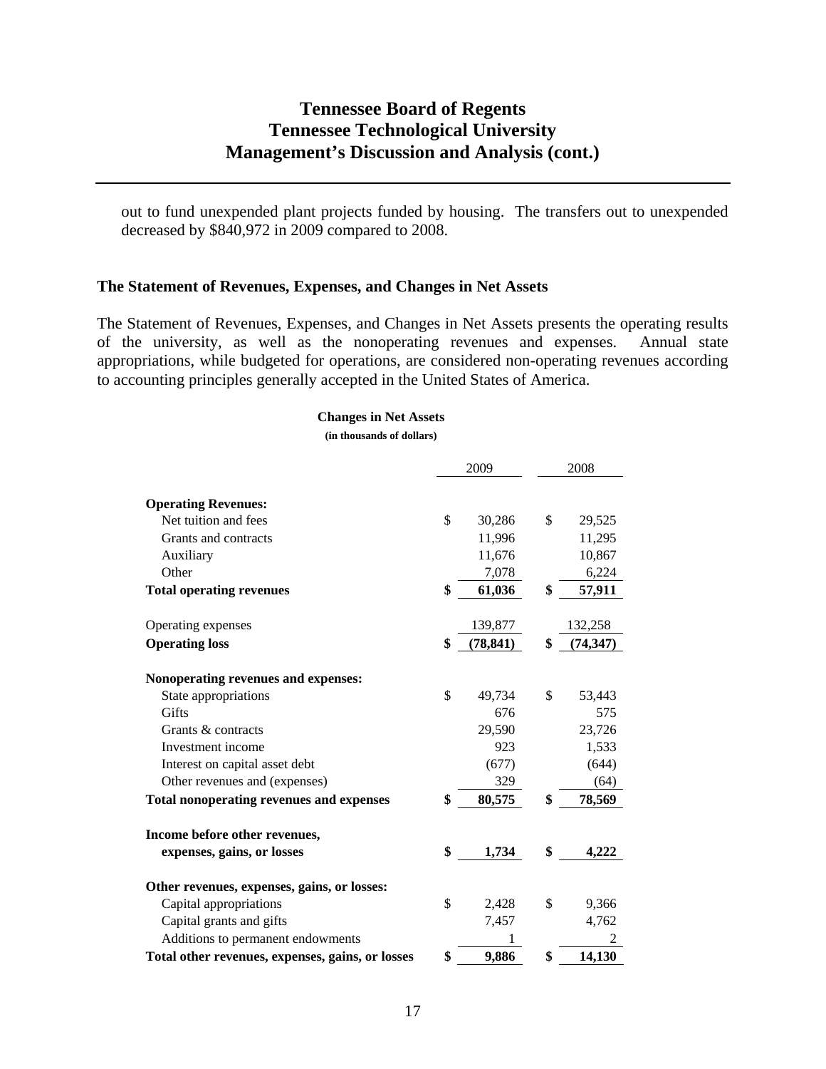out to fund unexpended plant projects funded by housing. The transfers out to unexpended decreased by $840,972 in 2009 compared to 2008.

## The Statement of Revenues, Expenses, and Changes in Net Assets

The Statement of Revenues, Expenses, and Changes in Net Assets presents the operating results of the university, as well as the nonoperating revenues and expenses. Annual state appropriations, while budgeted for operations, are considered non-operating revenues according to accounting principles generally accepted in the United States of America.

**Changes in Net Assets**
**(in thousands of dollars)**

| | 2009 | 2008 |
|---|---|---|
| **Operating Revenues:** | | |
| Net tuition and fees | $ 30,286 | $ 29,525 |
| Grants and contracts | 11,996 | 11,295 |
| Auxiliary | 11,676 | 10,867 |
| Other | 7,078 | 6,224 |
| **Total operating revenues** | **$ 61,036** | **$ 57,911** |
| Operating expenses | 139,877 | 132,258 |
| **Operating loss** | **$ (78,841)** | **$ (74,347)** |
| **Nonoperating revenues and expenses:** | | |
| State appropriations | $ 49,734 | $ 53,443 |
| Gifts | 676 | 575 |
| Grants & contracts | 29,590 | 23,726 |
| Investment income | 923 | 1,533 |
| Interest on capital asset debt | (677) | (644) |
| Other revenues and (expenses) | 329 | (64) |
| **Total nonoperating revenues and expenses** | **$ 80,575** | **$ 78,569** |
| **Income before other revenues, expenses, gains, or losses** | **$ 1,734** | **$ 4,222** |
| **Other revenues, expenses, gains, or losses:** | | |
| Capital appropriations | $ 2,428 | $ 9,366 |
| Capital grants and gifts | 7,457 | 4,762 |
| Additions to permanent endowments | 1 | 2 |
| **Total other revenues, expenses, gains, or losses** | **$ 9,886** | **$ 14,130** |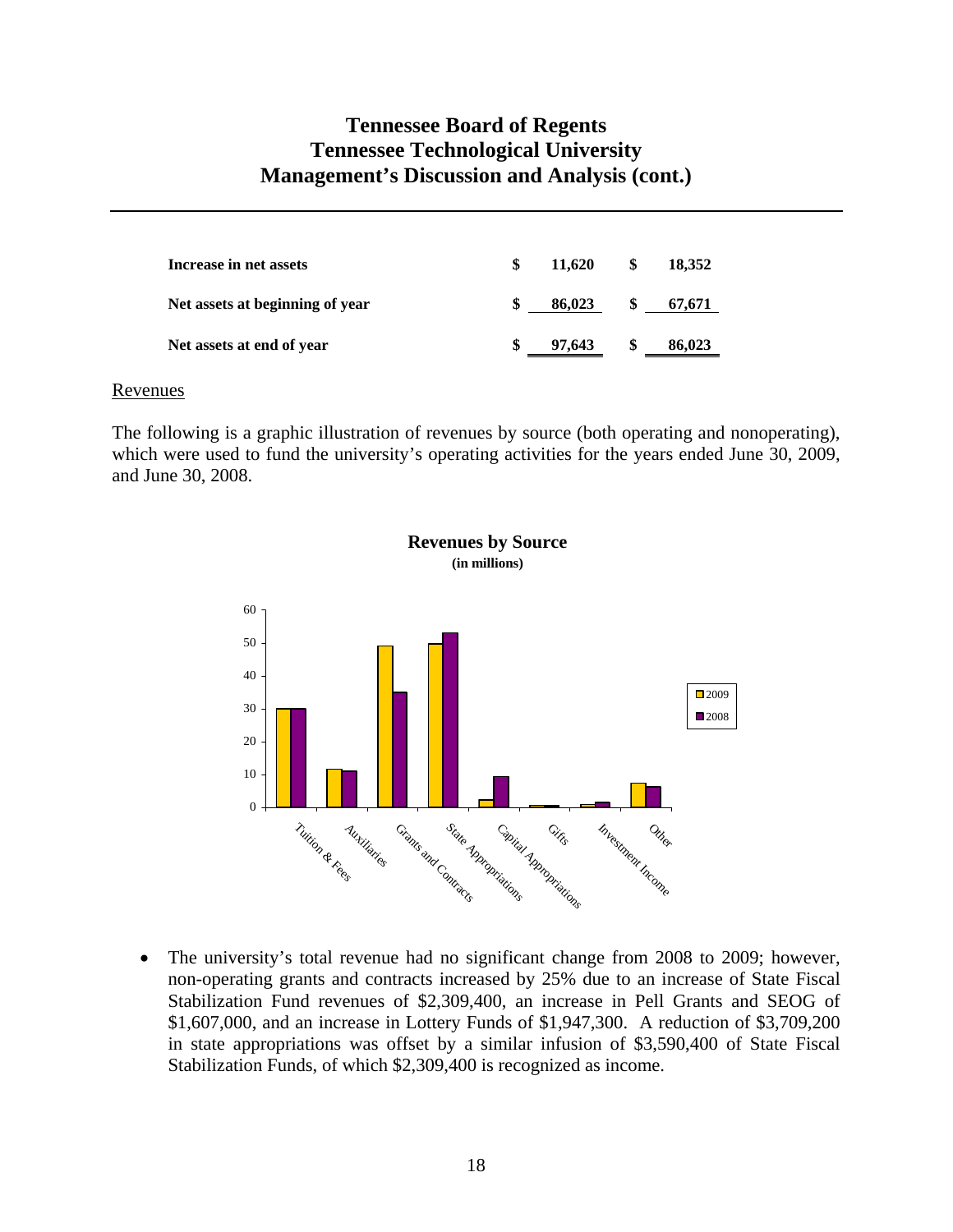| | 2009 | 2008 |
|---|---|---|
| **Increase in net assets** | **$ 11,620** | **$ 18,352** |
| **Net assets at beginning of year** | **$ 86,023** | **$ 67,671** |
| **Net assets at end of year** | **$ 97,643** | **$ 86,023** |

Revenues

The following is a graphic illustration of revenues by source (both operating and nonoperating), which were used to fund the university's operating activities for the years ended June 30, 2009, and June 30, 2008.

**Revenues by Source**
**(in millions)**

- The university's total revenue had no significant change from 2008 to 2009; however, non-operating grants and contracts increased by 25% due to an increase of State Fiscal Stabilization Fund revenues of $2,309,400, an increase in Pell Grants and SEOG of $1,607,000, and an increase in Lottery Funds of $1,947,300. A reduction of $3,709,200 in state appropriations was offset by a similar infusion of $3,590,400 of State Fiscal Stabilization Funds, of which $2,309,400 is recognized as income.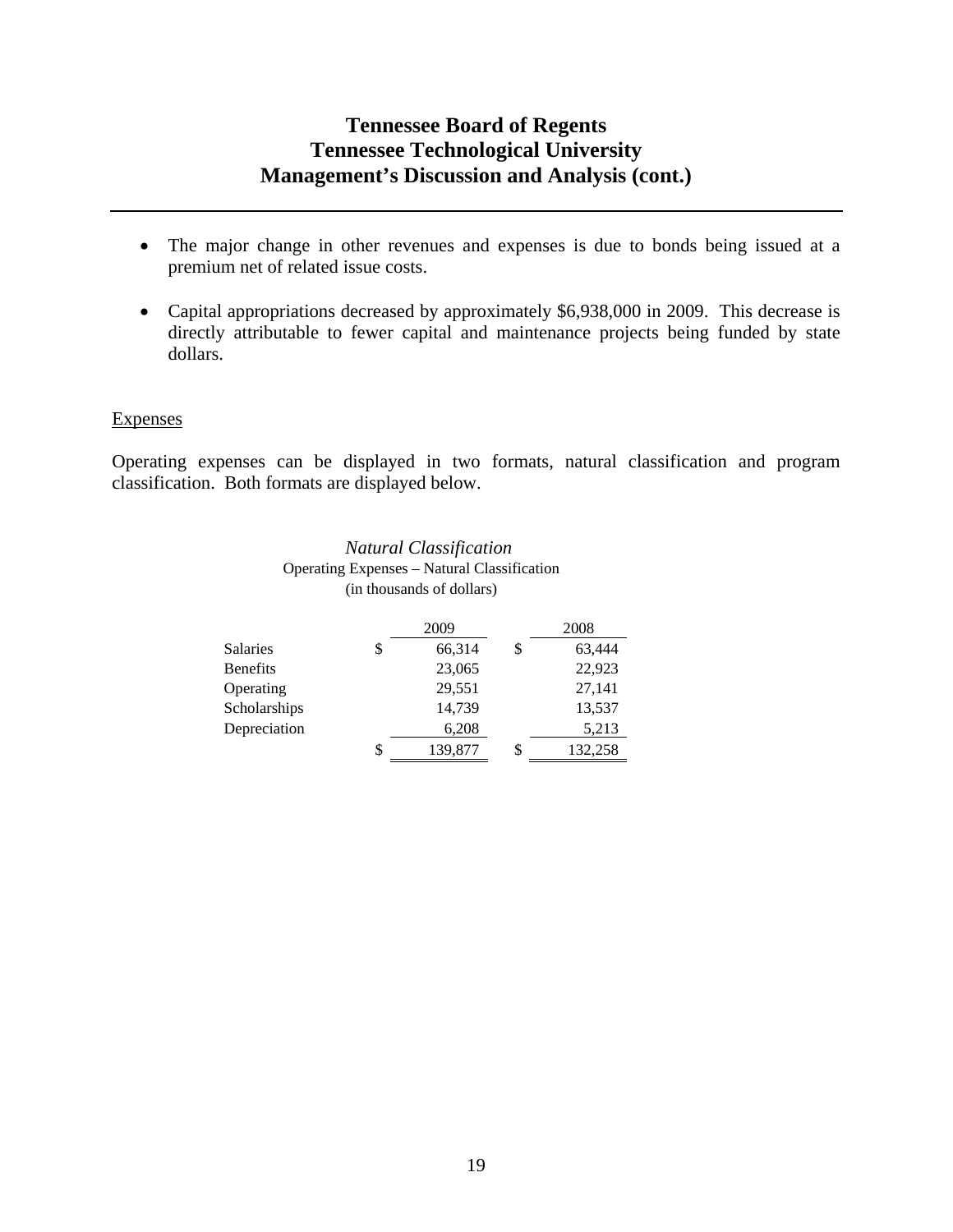- The major change in other revenues and expenses is due to bonds being issued at a premium net of related issue costs.

- Capital appropriations decreased by approximately $6,938,000 in 2009. This decrease is directly attributable to fewer capital and maintenance projects being funded by state dollars.

Expenses

Operating expenses can be displayed in two formats, natural classification and program classification. Both formats are displayed below.

*Natural Classification*

Operating Expenses – Natural Classification
(in thousands of dollars)

| | 2009 | 2008 |
|---|---|---|
| Salaries | $ 66,314 | $ 63,444 |
| Benefits | 23,065 | 22,923 |
| Operating | 29,551 | 27,141 |
| Scholarships | 14,739 | 13,537 |
| Depreciation | 6,208 | 5,213 |
| | $ 139,877 | $ 132,258 |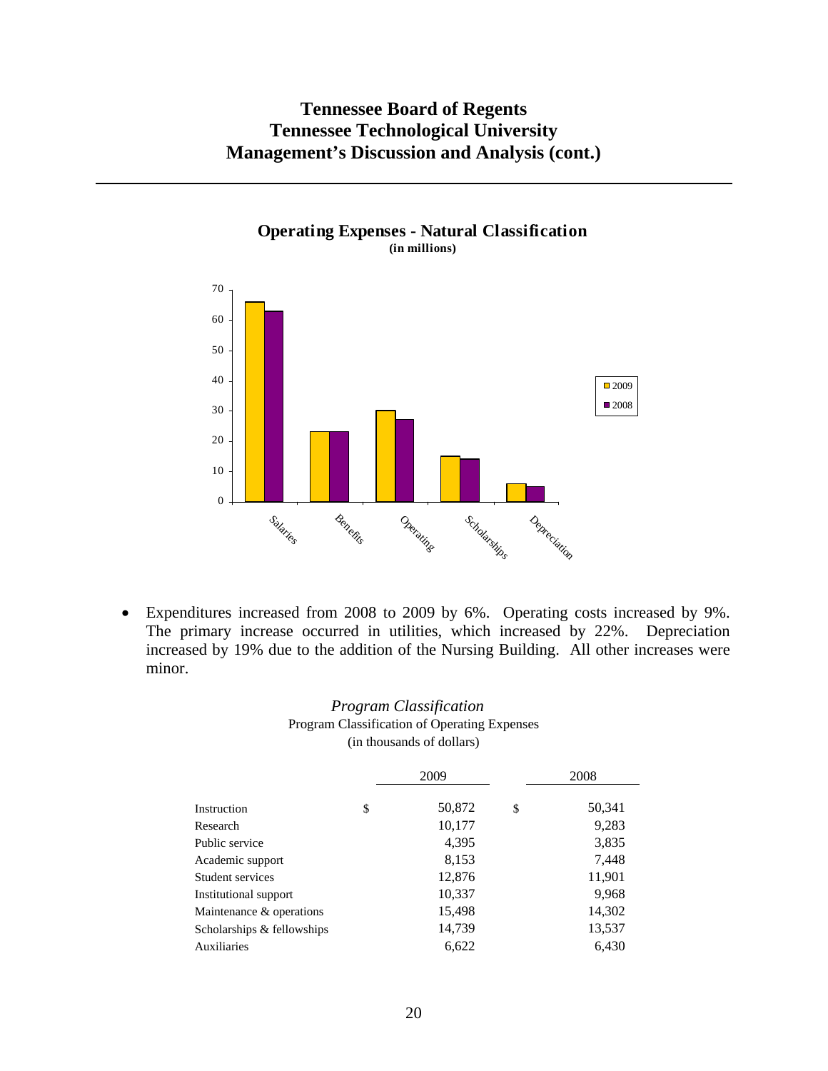**Operating Expenses - Natural Classification**
**(in millions)**

- Expenditures increased from 2008 to 2009 by 6%. Operating costs increased by 9%. The primary increase occurred in utilities, which increased by 22%. Depreciation increased by 19% due to the addition of the Nursing Building. All other increases were minor.

### *Program Classification*

Program Classification of Operating Expenses
(in thousands of dollars)

| | 2009 | 2008 |
|---|---|---|
| Instruction | $ 50,872 | $ 50,341 |
| Research | 10,177 | 9,283 |
| Public service | 4,395 | 3,835 |
| Academic support | 8,153 | 7,448 |
| Student services | 12,876 | 11,901 |
| Institutional support | 10,337 | 9,968 |
| Maintenance & operations | 15,498 | 14,302 |
| Scholarships & fellowships | 14,739 | 13,537 |
| Auxiliaries | 6,622 | 6,430 |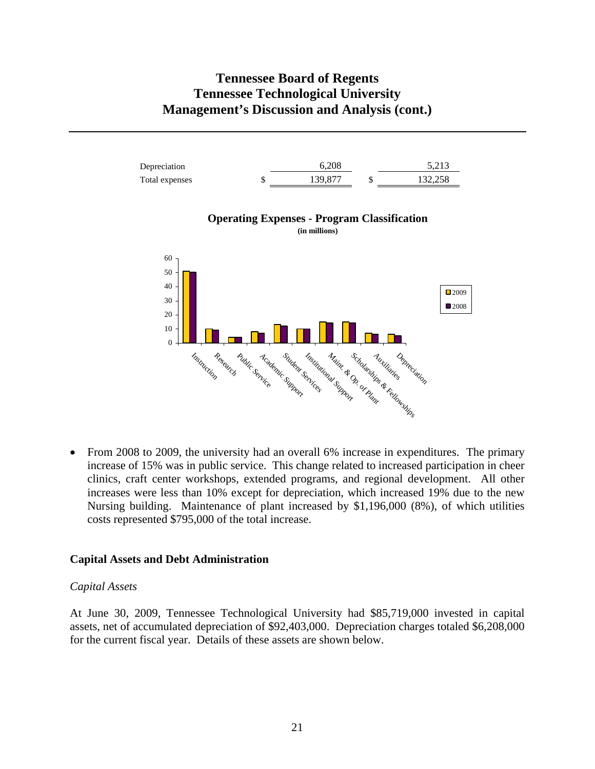| | 2009 | 2008 |
|---|---|---|
| Depreciation | 6,208 | 5,213 |
| Total expenses | $ 139,877 | $ 132,258 |

**Operating Expenses - Program Classification**
**(in millions)**

- From 2008 to 2009, the university had an overall 6% increase in expenditures. The primary increase of 15% was in public service. This change related to increased participation in cheer clinics, craft center workshops, extended programs, and regional development. All other increases were less than 10% except for depreciation, which increased 19% due to the new Nursing building. Maintenance of plant increased by $1,196,000 (8%), of which utilities costs represented $795,000 of the total increase.

## Capital Assets and Debt Administration

*Capital Assets*

At June 30, 2009, Tennessee Technological University had $85,719,000 invested in capital assets, net of accumulated depreciation of $92,403,000. Depreciation charges totaled $6,208,000 for the current fiscal year. Details of these assets are shown below.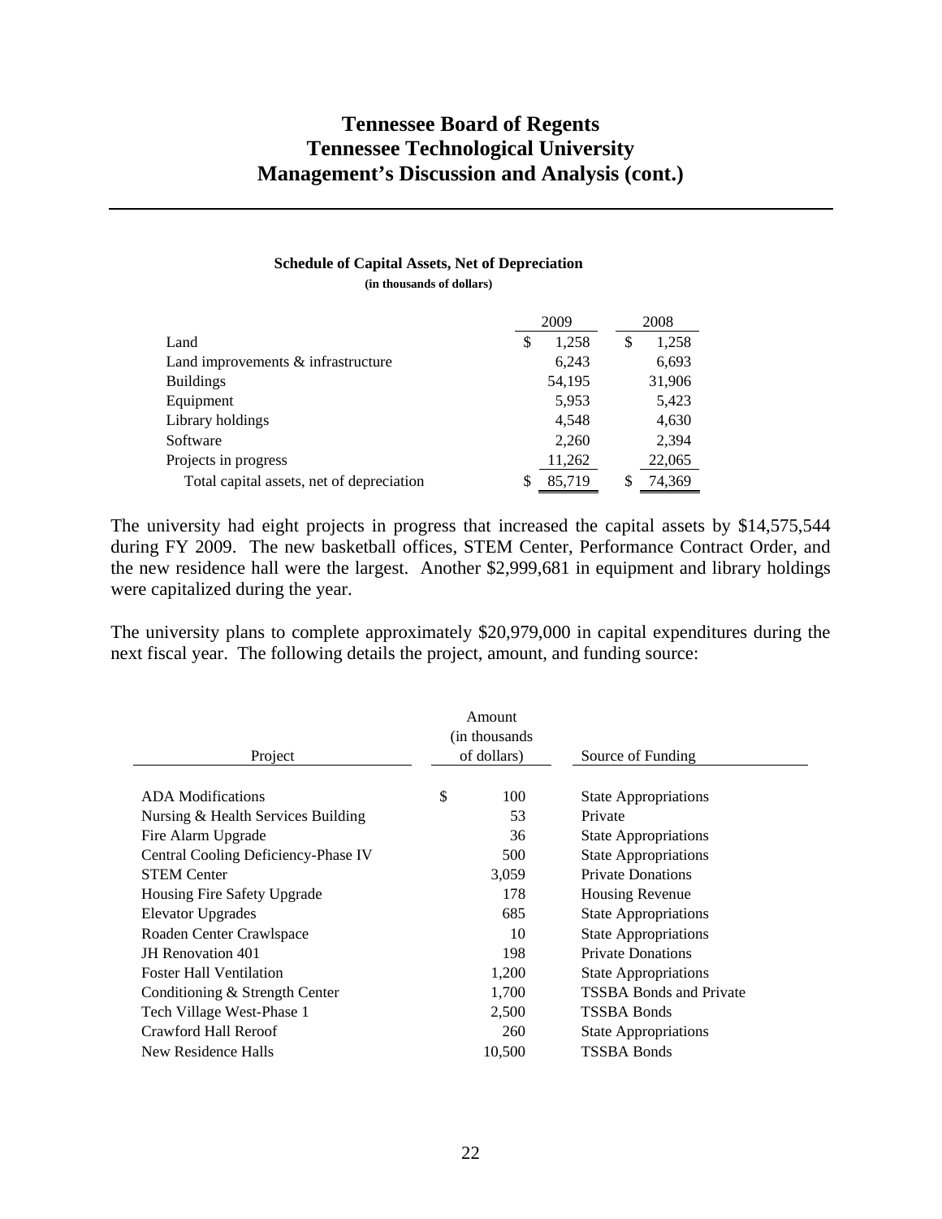# Tennessee Board of Regents
# Tennessee Technological University
# Management's Discussion and Analysis (cont.)

**Schedule of Capital Assets, Net of Depreciation**

**(in thousands of dollars)**

| | 2009 | 2008 |
|---|---|---|
| Land | $ 1,258 | $ 1,258 |
| Land improvements & infrastructure | 6,243 | 6,693 |
| Buildings | 54,195 | 31,906 |
| Equipment | 5,953 | 5,423 |
| Library holdings | 4,548 | 4,630 |
| Software | 2,260 | 2,394 |
| Projects in progress | 11,262 | 22,065 |
| Total capital assets, net of depreciation | $ 85,719 | $ 74,369 |

The university had eight projects in progress that increased the capital assets by $14,575,544 during FY 2009. The new basketball offices, STEM Center, Performance Contract Order, and the new residence hall were the largest. Another $2,999,681 in equipment and library holdings were capitalized during the year.

The university plans to complete approximately $20,979,000 in capital expenditures during the next fiscal year. The following details the project, amount, and funding source:

| Project | Amount (in thousands of dollars) | Source of Funding |
|---|---|---|
| ADA Modifications | $ 100 | State Appropriations |
| Nursing & Health Services Building | 53 | Private |
| Fire Alarm Upgrade | 36 | State Appropriations |
| Central Cooling Deficiency-Phase IV | 500 | State Appropriations |
| STEM Center | 3,059 | Private Donations |
| Housing Fire Safety Upgrade | 178 | Housing Revenue |
| Elevator Upgrades | 685 | State Appropriations |
| Roaden Center Crawlspace | 10 | State Appropriations |
| JH Renovation 401 | 198 | Private Donations |
| Foster Hall Ventilation | 1,200 | State Appropriations |
| Conditioning & Strength Center | 1,700 | TSSBA Bonds and Private |
| Tech Village West-Phase 1 | 2,500 | TSSBA Bonds |
| Crawford Hall Reroof | 260 | State Appropriations |
| New Residence Halls | 10,500 | TSSBA Bonds |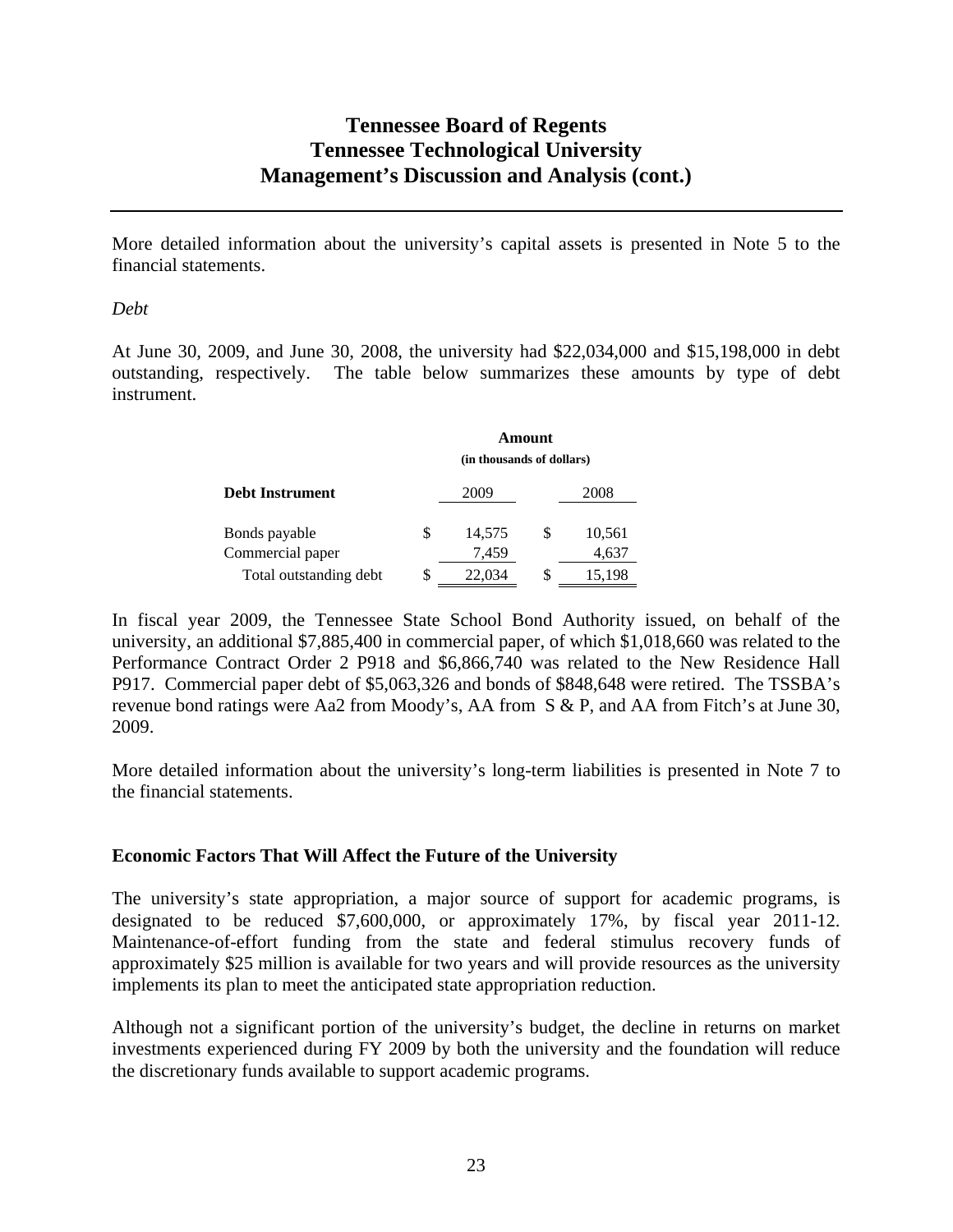More detailed information about the university's capital assets is presented in Note 5 to the financial statements.

*Debt*

At June 30, 2009, and June 30, 2008, the university had $22,034,000 and $15,198,000 in debt outstanding, respectively. The table below summarizes these amounts by type of debt instrument.

| | Amount (in thousands of dollars) | |
|---|---|---|
| **Debt Instrument** | 2009 | 2008 |
| Bonds payable | $ 14,575 | $ 10,561 |
| Commercial paper | 7,459 | 4,637 |
| Total outstanding debt | $ 22,034 | $ 15,198 |

In fiscal year 2009, the Tennessee State School Bond Authority issued, on behalf of the university, an additional $7,885,400 in commercial paper, of which $1,018,660 was related to the Performance Contract Order 2 P918 and $6,866,740 was related to the New Residence Hall P917. Commercial paper debt of $5,063,326 and bonds of $848,648 were retired. The TSSBA's revenue bond ratings were Aa2 from Moody's, AA from S & P, and AA from Fitch's at June 30, 2009.

More detailed information about the university's long-term liabilities is presented in Note 7 to the financial statements.

## Economic Factors That Will Affect the Future of the University

The university's state appropriation, a major source of support for academic programs, is designated to be reduced $7,600,000, or approximately 17%, by fiscal year 2011-12. Maintenance-of-effort funding from the state and federal stimulus recovery funds of approximately $25 million is available for two years and will provide resources as the university implements its plan to meet the anticipated state appropriation reduction.

Although not a significant portion of the university's budget, the decline in returns on market investments experienced during FY 2009 by both the university and the foundation will reduce the discretionary funds available to support academic programs.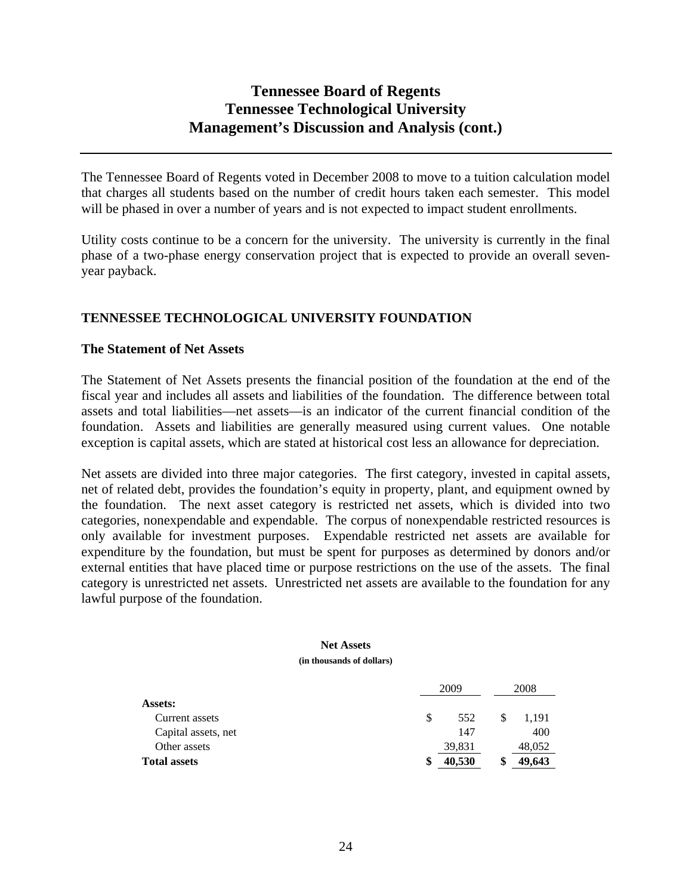The Tennessee Board of Regents voted in December 2008 to move to a tuition calculation model that charges all students based on the number of credit hours taken each semester. This model will be phased in over a number of years and is not expected to impact student enrollments.

Utility costs continue to be a concern for the university. The university is currently in the final phase of a two-phase energy conservation project that is expected to provide an overall seven-year payback.

## TENNESSEE TECHNOLOGICAL UNIVERSITY FOUNDATION

### The Statement of Net Assets

The Statement of Net Assets presents the financial position of the foundation at the end of the fiscal year and includes all assets and liabilities of the foundation. The difference between total assets and total liabilities—net assets—is an indicator of the current financial condition of the foundation. Assets and liabilities are generally measured using current values. One notable exception is capital assets, which are stated at historical cost less an allowance for depreciation.

Net assets are divided into three major categories. The first category, invested in capital assets, net of related debt, provides the foundation's equity in property, plant, and equipment owned by the foundation. The next asset category is restricted net assets, which is divided into two categories, nonexpendable and expendable. The corpus of nonexpendable restricted resources is only available for investment purposes. Expendable restricted net assets are available for expenditure by the foundation, but must be spent for purposes as determined by donors and/or external entities that have placed time or purpose restrictions on the use of the assets. The final category is unrestricted net assets. Unrestricted net assets are available to the foundation for any lawful purpose of the foundation.

**Net Assets**
**(in thousands of dollars)**

| | 2009 | 2008 |
|---|---|---|
| **Assets:** | | |
| Current assets | $ 552 | $ 1,191 |
| Capital assets, net | 147 | 400 |
| Other assets | 39,831 | 48,052 |
| **Total assets** | **$ 40,530** | **$ 49,643** |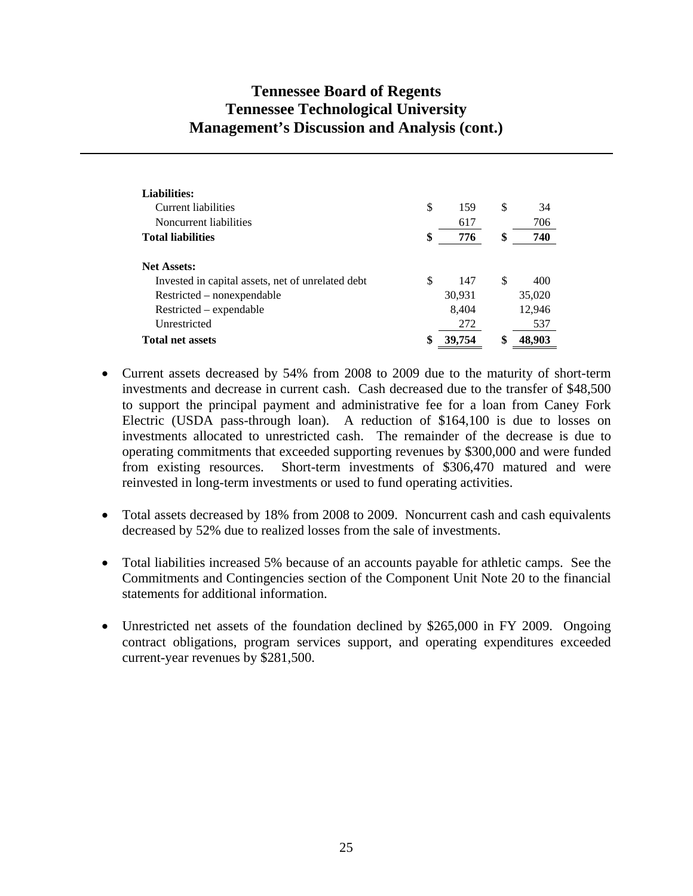| | | |
|---|---|---|
| **Liabilities:** | | |
| Current liabilities | $ 159 | $ 34 |
| Noncurrent liabilities | 617 | 706 |
| **Total liabilities** | **$ 776** | **$ 740** |
| | | |
| **Net Assets:** | | |
| Invested in capital assets, net of unrelated debt | $ 147 | $ 400 |
| Restricted – nonexpendable | 30,931 | 35,020 |
| Restricted – expendable | 8,404 | 12,946 |
| Unrestricted | 272 | 537 |
| **Total net assets** | **$ 39,754** | **$ 48,903** |

- Current assets decreased by 54% from 2008 to 2009 due to the maturity of short-term investments and decrease in current cash. Cash decreased due to the transfer of $48,500 to support the principal payment and administrative fee for a loan from Caney Fork Electric (USDA pass-through loan). A reduction of $164,100 is due to losses on investments allocated to unrestricted cash. The remainder of the decrease is due to operating commitments that exceeded supporting revenues by $300,000 and were funded from existing resources. Short-term investments of $306,470 matured and were reinvested in long-term investments or used to fund operating activities.

- Total assets decreased by 18% from 2008 to 2009. Noncurrent cash and cash equivalents decreased by 52% due to realized losses from the sale of investments.

- Total liabilities increased 5% because of an accounts payable for athletic camps. See the Commitments and Contingencies section of the Component Unit Note 20 to the financial statements for additional information.

- Unrestricted net assets of the foundation declined by $265,000 in FY 2009. Ongoing contract obligations, program services support, and operating expenditures exceeded current-year revenues by $281,500.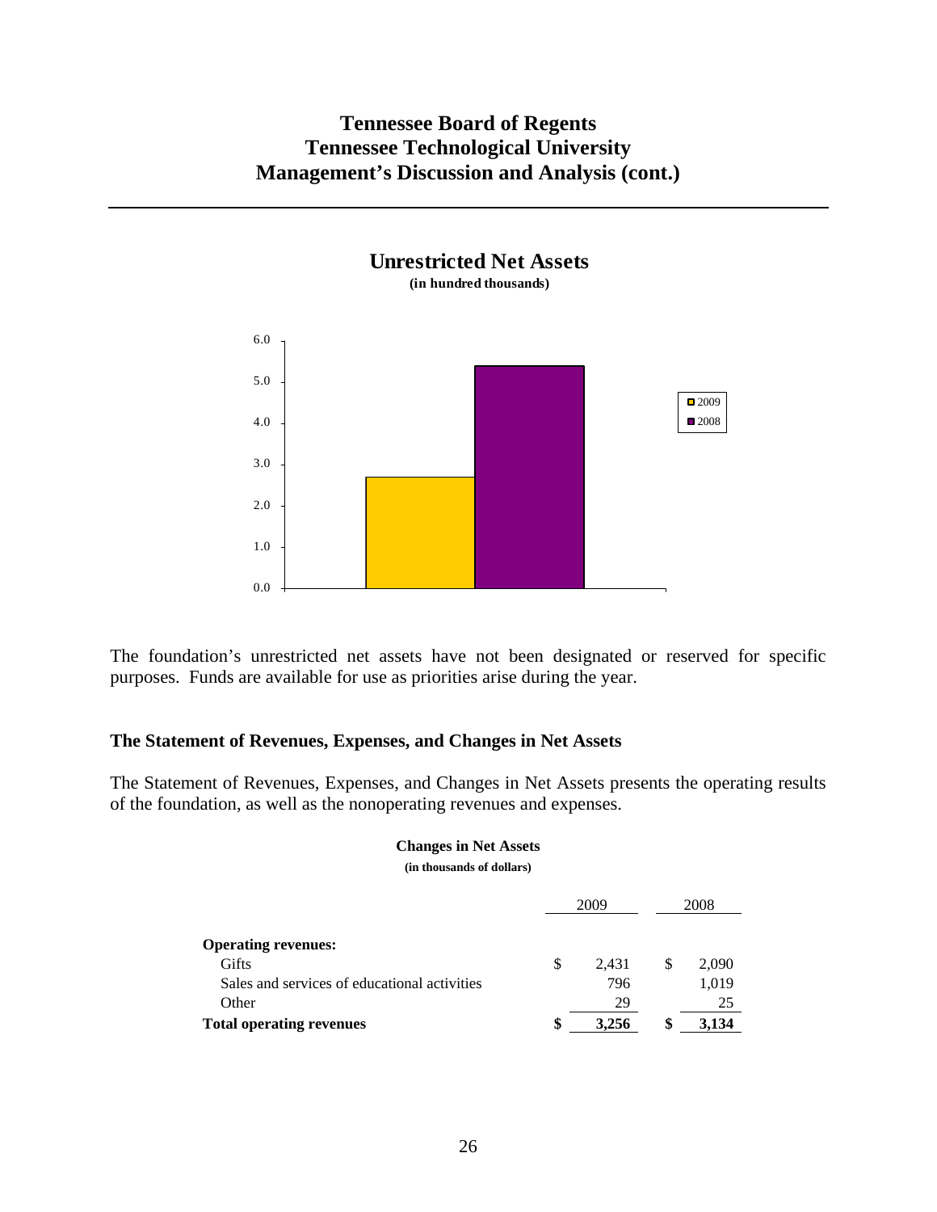**Unrestricted Net Assets**
**(in hundred thousands)**

The foundation's unrestricted net assets have not been designated or reserved for specific purposes. Funds are available for use as priorities arise during the year.

## The Statement of Revenues, Expenses, and Changes in Net Assets

The Statement of Revenues, Expenses, and Changes in Net Assets presents the operating results of the foundation, as well as the nonoperating revenues and expenses.

**Changes in Net Assets**
**(in thousands of dollars)**

| | 2009 | 2008 |
|---|---|---|
| **Operating revenues:** | | |
| Gifts | $ 2,431 | $ 2,090 |
| Sales and services of educational activities | 796 | 1,019 |
| Other | 29 | 25 |
| **Total operating revenues** | **$ 3,256** | **$ 3,134** |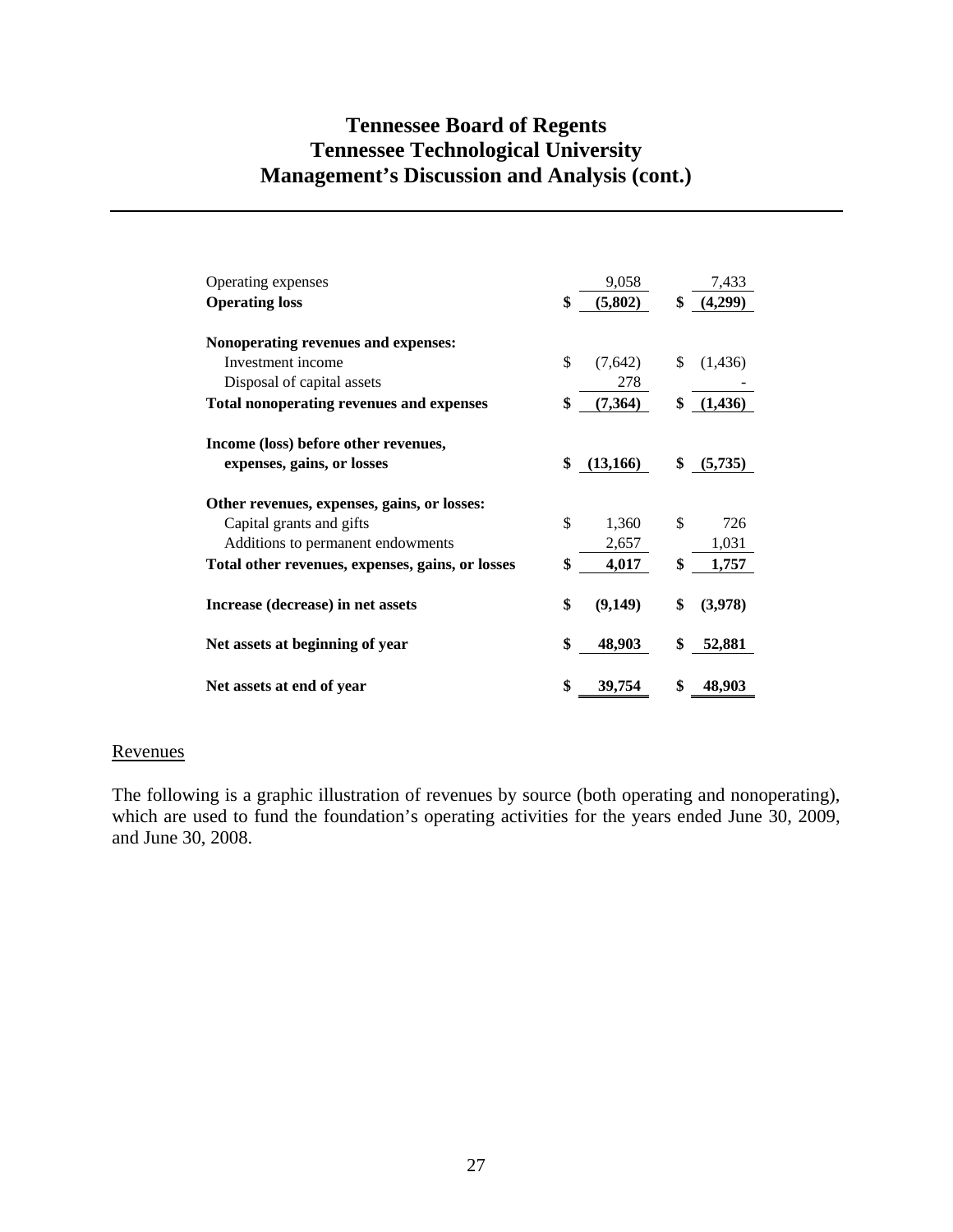# Tennessee Board of Regents
# Tennessee Technological University
# Management's Discussion and Analysis (cont.)

| | | | | |
|---|---|---|---|---|
| Operating expenses | | 9,058 | | 7,433 |
| **Operating loss** | **$** | **(5,802)** | **$** | **(4,299)** |
| **Nonoperating revenues and expenses:** | | | | |
| Investment income | $ | (7,642) | $ | (1,436) |
| Disposal of capital assets | | 278 | | - |
| **Total nonoperating revenues and expenses** | **$** | **(7,364)** | **$** | **(1,436)** |
| **Income (loss) before other revenues, expenses, gains, or losses** | **$** | **(13,166)** | **$** | **(5,735)** |
| **Other revenues, expenses, gains, or losses:** | | | | |
| Capital grants and gifts | $ | 1,360 | $ | 726 |
| Additions to permanent endowments | | 2,657 | | 1,031 |
| **Total other revenues, expenses, gains, or losses** | **$** | **4,017** | **$** | **1,757** |
| **Increase (decrease) in net assets** | **$** | **(9,149)** | **$** | **(3,978)** |
| **Net assets at beginning of year** | **$** | **48,903** | **$** | **52,881** |
| **Net assets at end of year** | **$** | **39,754** | **$** | **48,903** |

Revenues

The following is a graphic illustration of revenues by source (both operating and nonoperating), which are used to fund the foundation's operating activities for the years ended June 30, 2009, and June 30, 2008.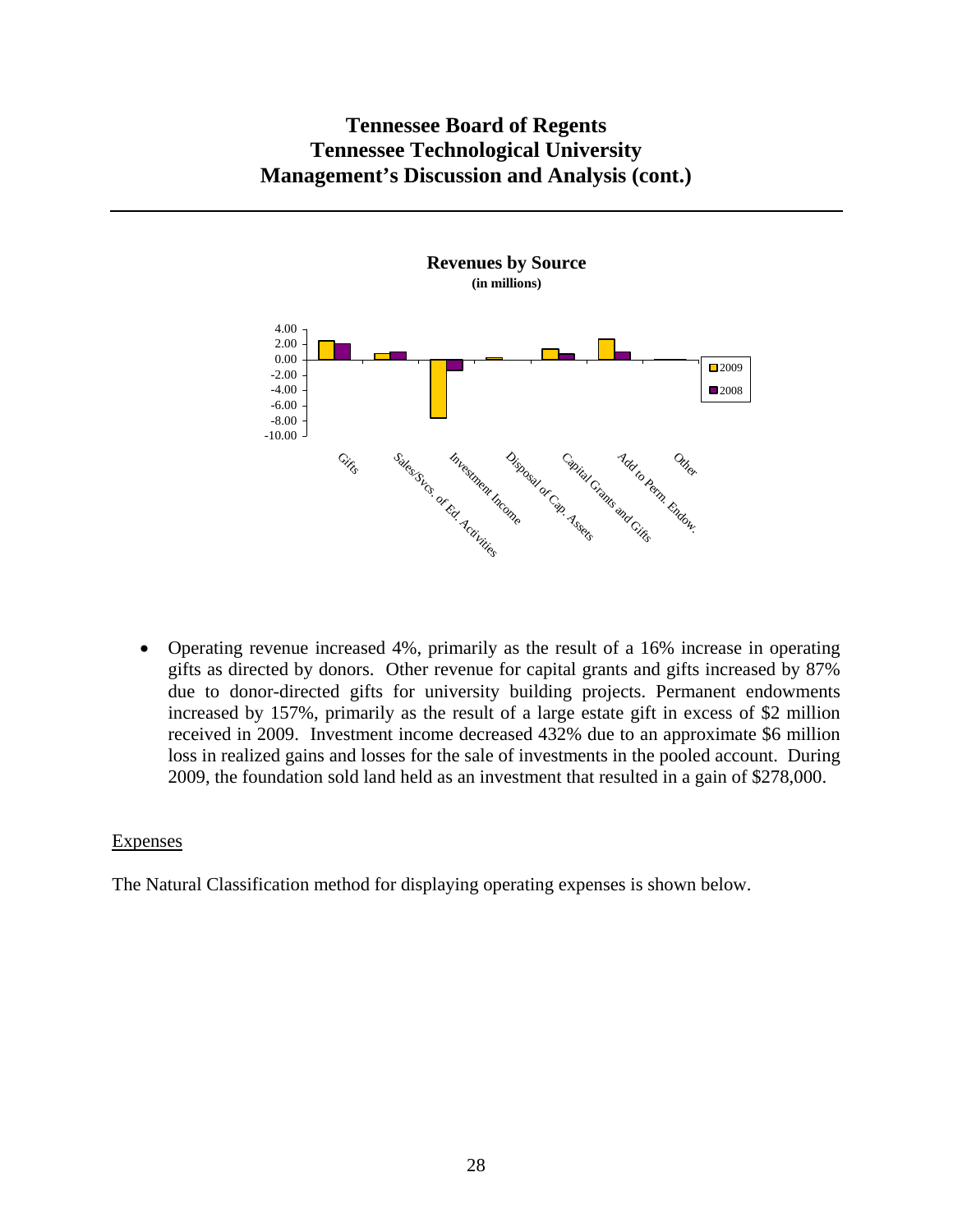**Revenues by Source**
**(in millions)**

- Operating revenue increased 4%, primarily as the result of a 16% increase in operating gifts as directed by donors. Other revenue for capital grants and gifts increased by 87% due to donor-directed gifts for university building projects. Permanent endowments increased by 157%, primarily as the result of a large estate gift in excess of $2 million received in 2009. Investment income decreased 432% due to an approximate $6 million loss in realized gains and losses for the sale of investments in the pooled account. During 2009, the foundation sold land held as an investment that resulted in a gain of $278,000.

## Expenses

The Natural Classification method for displaying operating expenses is shown below.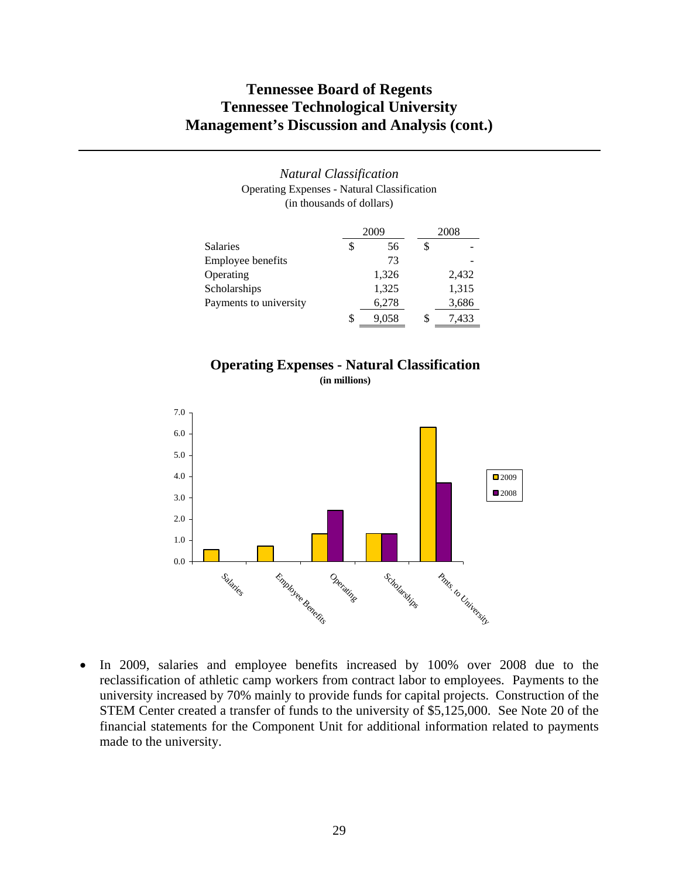# Tennessee Board of Regents
# Tennessee Technological University
# Management's Discussion and Analysis (cont.)

*Natural Classification*

Operating Expenses - Natural Classification
(in thousands of dollars)

| | 2009 | 2008 |
|---|---|---|
| Salaries | $ 56 | $ - |
| Employee benefits | 73 | - |
| Operating | 1,326 | 2,432 |
| Scholarships | 1,325 | 1,315 |
| Payments to university | 6,278 | 3,686 |
| | $ 9,058 | $ 7,433 |

**Operating Expenses - Natural Classification**
**(in millions)**

- In 2009, salaries and employee benefits increased by 100% over 2008 due to the reclassification of athletic camp workers from contract labor to employees. Payments to the university increased by 70% mainly to provide funds for capital projects. Construction of the STEM Center created a transfer of funds to the university of $5,125,000. See Note 20 of the financial statements for the Component Unit for additional information related to payments made to the university.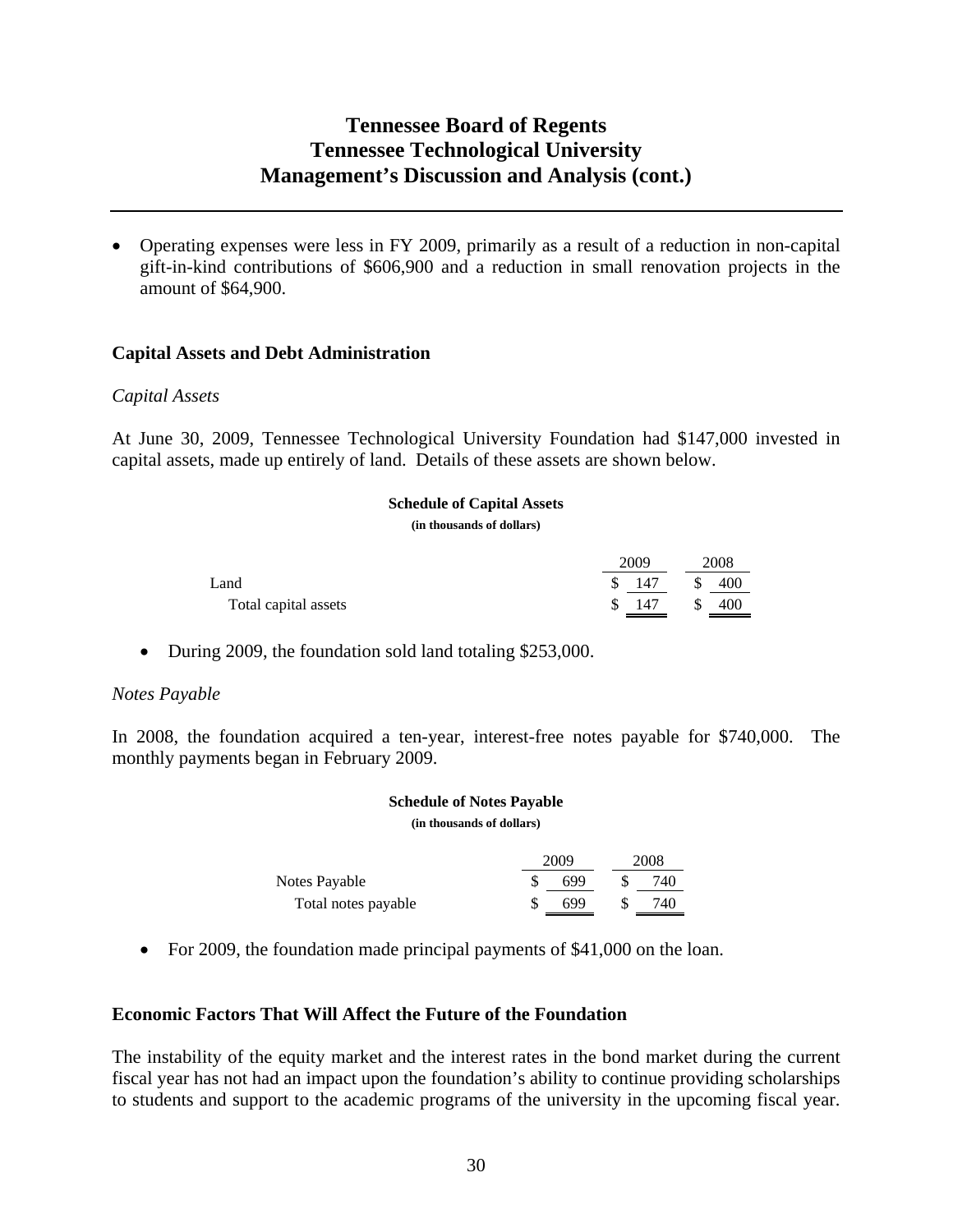- Operating expenses were less in FY 2009, primarily as a result of a reduction in non-capital gift-in-kind contributions of $606,900 and a reduction in small renovation projects in the amount of $64,900.

## Capital Assets and Debt Administration

*Capital Assets*

At June 30, 2009, Tennessee Technological University Foundation had $147,000 invested in capital assets, made up entirely of land. Details of these assets are shown below.

**Schedule of Capital Assets**
**(in thousands of dollars)**

| | 2009 | 2008 |
|---|---|---|
| Land | $ 147 | $ 400 |
| Total capital assets | $ 147 | $ 400 |

- During 2009, the foundation sold land totaling $253,000.

*Notes Payable*

In 2008, the foundation acquired a ten-year, interest-free notes payable for $740,000. The monthly payments began in February 2009.

**Schedule of Notes Payable**
**(in thousands of dollars)**

| | 2009 | 2008 |
|---|---|---|
| Notes Payable | $ 699 | $ 740 |
| Total notes payable | $ 699 | $ 740 |

- For 2009, the foundation made principal payments of $41,000 on the loan.

## Economic Factors That Will Affect the Future of the Foundation

The instability of the equity market and the interest rates in the bond market during the current fiscal year has not had an impact upon the foundation's ability to continue providing scholarships to students and support to the academic programs of the university in the upcoming fiscal year.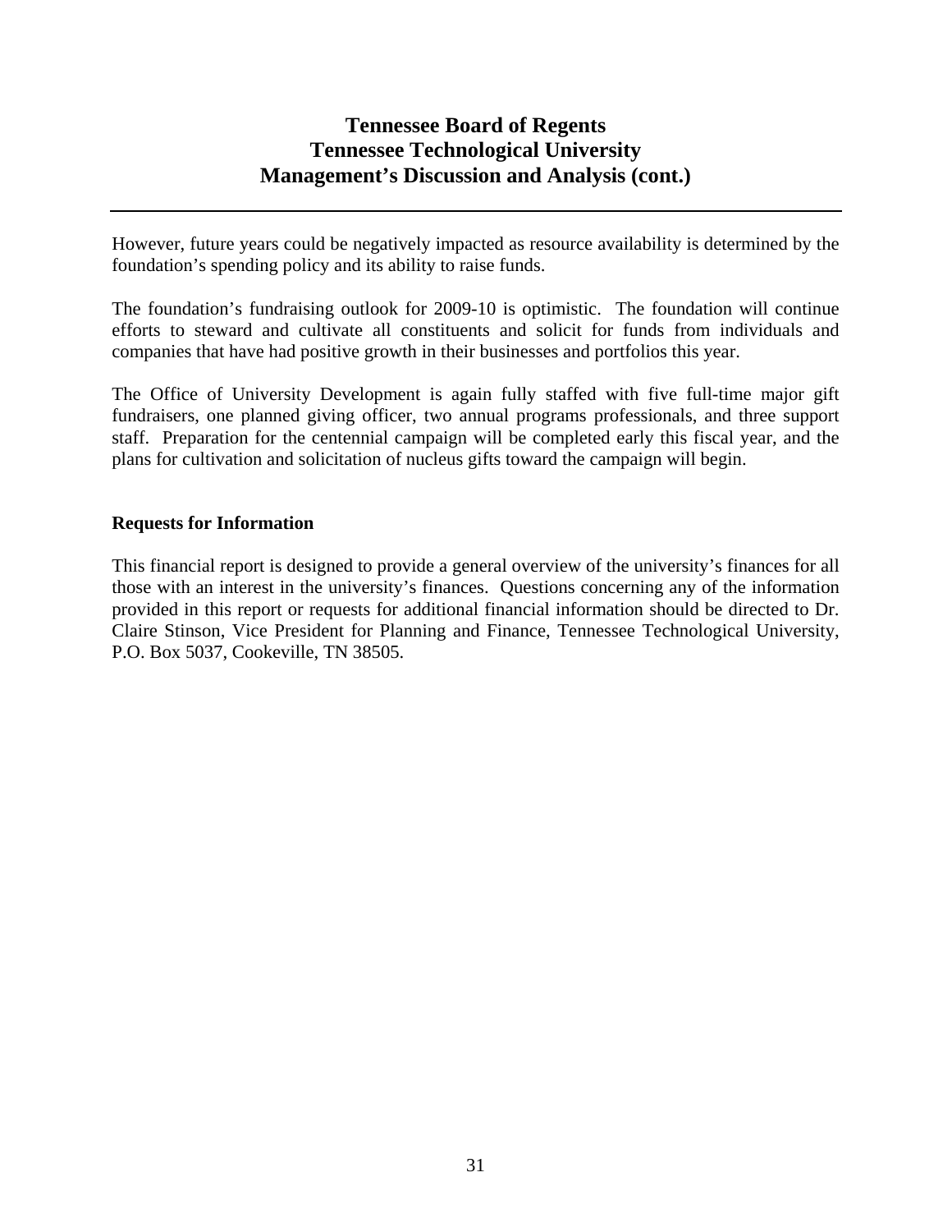However, future years could be negatively impacted as resource availability is determined by the foundation's spending policy and its ability to raise funds.

The foundation's fundraising outlook for 2009-10 is optimistic. The foundation will continue efforts to steward and cultivate all constituents and solicit for funds from individuals and companies that have had positive growth in their businesses and portfolios this year.

The Office of University Development is again fully staffed with five full-time major gift fundraisers, one planned giving officer, two annual programs professionals, and three support staff. Preparation for the centennial campaign will be completed early this fiscal year, and the plans for cultivation and solicitation of nucleus gifts toward the campaign will begin.

**Requests for Information**

This financial report is designed to provide a general overview of the university's finances for all those with an interest in the university's finances. Questions concerning any of the information provided in this report or requests for additional financial information should be directed to Dr. Claire Stinson, Vice President for Planning and Finance, Tennessee Technological University, P.O. Box 5037, Cookeville, TN 38505.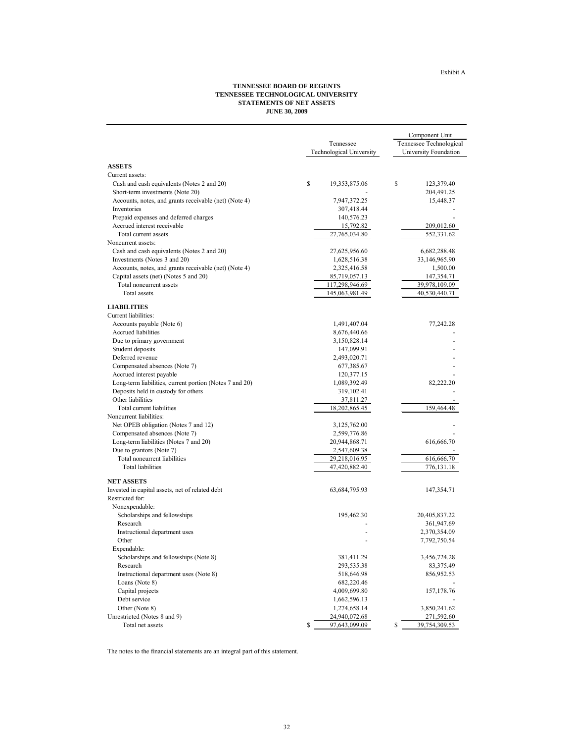Exhibit A

**TENNESSEE BOARD OF REGENTS**
**TENNESSEE TECHNOLOGICAL UNIVERSITY**
**STATEMENTS OF NET ASSETS**
**JUNE 30, 2009**

| | Tennessee Technological University | Component Unit Tennessee Technological University Foundation |
|---|---|---|
| **ASSETS** | | |
| Current assets: | | |
| Cash and cash equivalents (Notes 2 and 20) | $ 19,353,875.06 | $ 123,379.40 |
| Short-term investments (Note 20) | - | 204,491.25 |
| Accounts, notes, and grants receivable (net) (Note 4) | 7,947,372.25 | 15,448.37 |
| Inventories | 307,418.44 | - |
| Prepaid expenses and deferred charges | 140,576.23 | - |
| Accrued interest receivable | 15,792.82 | 209,012.60 |
| Total current assets | 27,765,034.80 | 552,331.62 |
| Noncurrent assets: | | |
| Cash and cash equivalents (Notes 2 and 20) | 27,625,956.60 | 6,682,288.48 |
| Investments (Notes 3 and 20) | 1,628,516.38 | 33,146,965.90 |
| Accounts, notes, and grants receivable (net) (Note 4) | 2,325,416.58 | 1,500.00 |
| Capital assets (net) (Notes 5 and 20) | 85,719,057.13 | 147,354.71 |
| Total noncurrent assets | 117,298,946.69 | 39,978,109.09 |
| Total assets | 145,063,981.49 | 40,530,440.71 |
| **LIABILITIES** | | |
| Current liabilities: | | |
| Accounts payable (Note 6) | 1,491,407.04 | 77,242.28 |
| Accrued liabilities | 8,676,440.66 | - |
| Due to primary government | 3,150,828.14 | - |
| Student deposits | 147,099.91 | - |
| Deferred revenue | 2,493,020.71 | - |
| Compensated absences (Note 7) | 677,385.67 | - |
| Accrued interest payable | 120,377.15 | - |
| Long-term liabilities, current portion (Notes 7 and 20) | 1,089,392.49 | 82,222.20 |
| Deposits held in custody for others | 319,102.41 | - |
| Other liabilities | 37,811.27 | - |
| Total current liabilities | 18,202,865.45 | 159,464.48 |
| Noncurrent liabilities: | | |
| Net OPEB obligation (Notes 7 and 12) | 3,125,762.00 | - |
| Compensated absences (Note 7) | 2,599,776.86 | - |
| Long-term liabilities (Notes 7 and 20) | 20,944,868.71 | 616,666.70 |
| Due to grantors (Note 7) | 2,547,609.38 | - |
| Total noncurrent liabilities | 29,218,016.95 | 616,666.70 |
| Total liabilities | 47,420,882.40 | 776,131.18 |
| **NET ASSETS** | | |
| Invested in capital assets, net of related debt | 63,684,795.93 | 147,354.71 |
| Restricted for: | | |
| Nonexpendable: | | |
| Scholarships and fellowships | 195,462.30 | 20,405,837.22 |
| Research | - | 361,947.69 |
| Instructional department uses | - | 2,370,354.09 |
| Other | - | 7,792,750.54 |
| Expendable: | | |
| Scholarships and fellowships (Note 8) | 381,411.29 | 3,456,724.28 |
| Research | 293,535.38 | 83,375.49 |
| Instructional department uses (Note 8) | 518,646.98 | 856,952.53 |
| Loans (Note 8) | 682,220.46 | - |
| Capital projects | 4,009,699.80 | 157,178.76 |
| Debt service | 1,662,596.13 | - |
| Other (Note 8) | 1,274,658.14 | 3,850,241.62 |
| Unrestricted (Notes 8 and 9) | 24,940,072.68 | 271,592.60 |
| Total net assets | $ 97,643,099.09 | $ 39,754,309.53 |

The notes to the financial statements are an integral part of this statement.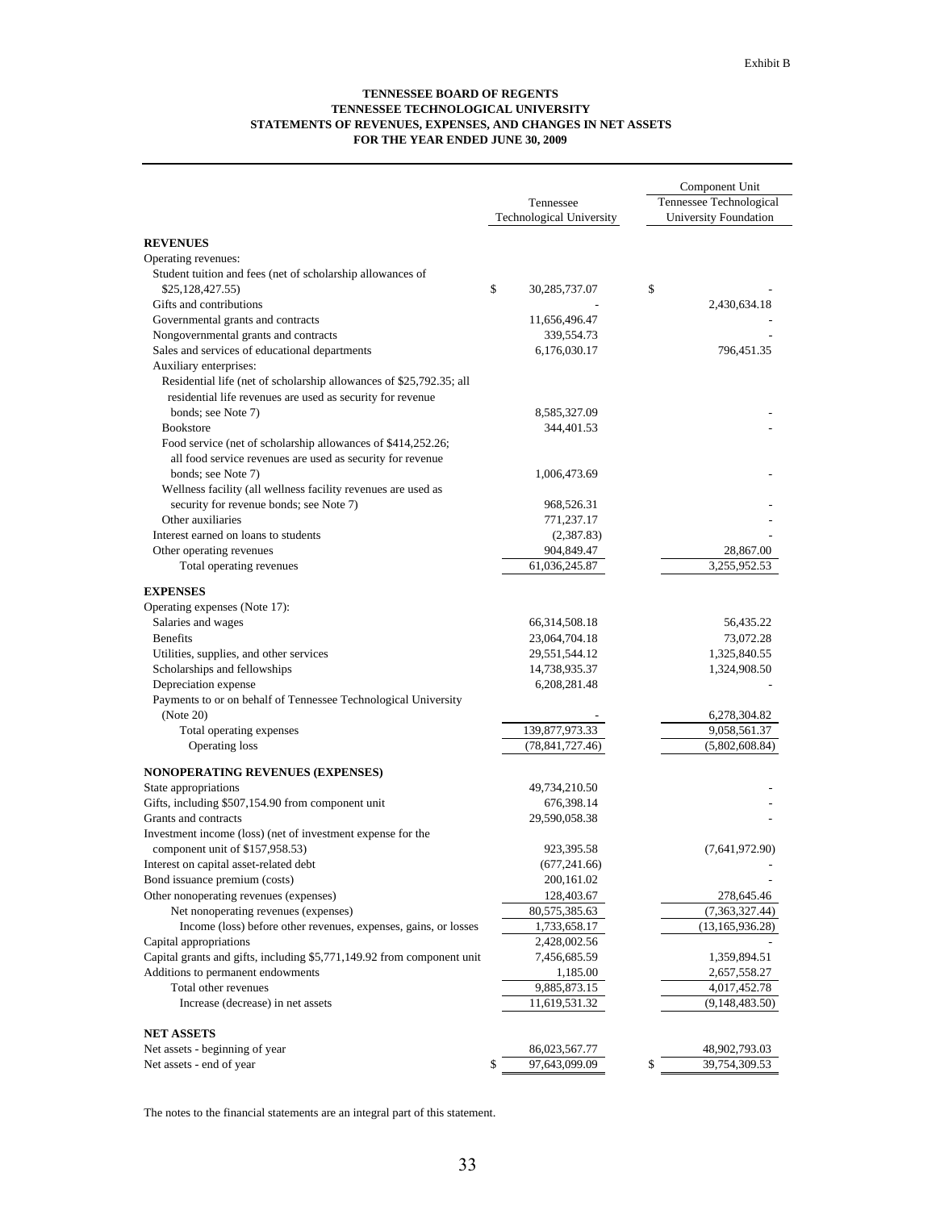Exhibit B

**TENNESSEE BOARD OF REGENTS**
**TENNESSEE TECHNOLOGICAL UNIVERSITY**
**STATEMENTS OF REVENUES, EXPENSES, AND CHANGES IN NET ASSETS**
**FOR THE YEAR ENDED JUNE 30, 2009**

| | Tennessee Technological University | Component Unit Tennessee Technological University Foundation |
|---|---|---|
| **REVENUES** | | |
| Operating revenues: | | |
| Student tuition and fees (net of scholarship allowances of $25,128,427.55) | $ 30,285,737.07 | $ - |
| Gifts and contributions | - | 2,430,634.18 |
| Governmental grants and contracts | 11,656,496.47 | - |
| Nongovernmental grants and contracts | 339,554.73 | - |
| Sales and services of educational departments | 6,176,030.17 | 796,451.35 |
| Auxiliary enterprises: | | |
| Residential life (net of scholarship allowances of $25,792.35; all residential life revenues are used as security for revenue bonds; see Note 7) | 8,585,327.09 | - |
| Bookstore | 344,401.53 | - |
| Food service (net of scholarship allowances of $414,252.26; all food service revenues are used as security for revenue bonds; see Note 7) | 1,006,473.69 | - |
| Wellness facility (all wellness facility revenues are used as security for revenue bonds; see Note 7) | 968,526.31 | - |
| Other auxiliaries | 771,237.17 | - |
| Interest earned on loans to students | (2,387.83) | - |
| Other operating revenues | 904,849.47 | 28,867.00 |
| Total operating revenues | 61,036,245.87 | 3,255,952.53 |
| **EXPENSES** | | |
| Operating expenses (Note 17): | | |
| Salaries and wages | 66,314,508.18 | 56,435.22 |
| Benefits | 23,064,704.18 | 73,072.28 |
| Utilities, supplies, and other services | 29,551,544.12 | 1,325,840.55 |
| Scholarships and fellowships | 14,738,935.37 | 1,324,908.50 |
| Depreciation expense | 6,208,281.48 | - |
| Payments to or on behalf of Tennessee Technological University (Note 20) | - | 6,278,304.82 |
| Total operating expenses | 139,877,973.33 | 9,058,561.37 |
| Operating loss | (78,841,727.46) | (5,802,608.84) |
| **NONOPERATING REVENUES (EXPENSES)** | | |
| State appropriations | 49,734,210.50 | - |
| Gifts, including $507,154.90 from component unit | 676,398.14 | - |
| Grants and contracts | 29,590,058.38 | - |
| Investment income (loss) (net of investment expense for the component unit of $157,958.53) | 923,395.58 | (7,641,972.90) |
| Interest on capital asset-related debt | (677,241.66) | - |
| Bond issuance premium (costs) | 200,161.02 | - |
| Other nonoperating revenues (expenses) | 128,403.67 | 278,645.46 |
| Net nonoperating revenues (expenses) | 80,575,385.63 | (7,363,327.44) |
| Income (loss) before other revenues, expenses, gains, or losses | 1,733,658.17 | (13,165,936.28) |
| Capital appropriations | 2,428,002.56 | - |
| Capital grants and gifts, including $5,771,149.92 from component unit | 7,456,685.59 | 1,359,894.51 |
| Additions to permanent endowments | 1,185.00 | 2,657,558.27 |
| Total other revenues | 9,885,873.15 | 4,017,452.78 |
| Increase (decrease) in net assets | 11,619,531.32 | (9,148,483.50) |
| **NET ASSETS** | | |
| Net assets - beginning of year | 86,023,567.77 | 48,902,793.03 |
| Net assets - end of year | $ 97,643,099.09 | $ 39,754,309.53 |

The notes to the financial statements are an integral part of this statement.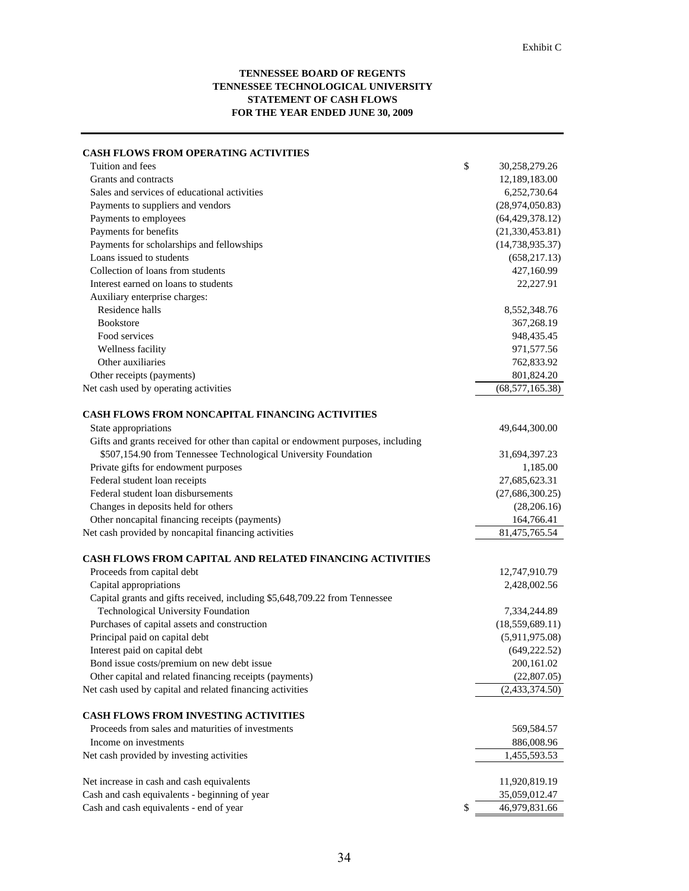Exhibit C

**TENNESSEE BOARD OF REGENTS**
**TENNESSEE TECHNOLOGICAL UNIVERSITY**
**STATEMENT OF CASH FLOWS**
**FOR THE YEAR ENDED JUNE 30, 2009**

| | | |
|---|---|---|
| **CASH FLOWS FROM OPERATING ACTIVITIES** | | |
| Tuition and fees | $ | 30,258,279.26 |
| Grants and contracts | | 12,189,183.00 |
| Sales and services of educational activities | | 6,252,730.64 |
| Payments to suppliers and vendors | | (28,974,050.83) |
| Payments to employees | | (64,429,378.12) |
| Payments for benefits | | (21,330,453.81) |
| Payments for scholarships and fellowships | | (14,738,935.37) |
| Loans issued to students | | (658,217.13) |
| Collection of loans from students | | 427,160.99 |
| Interest earned on loans to students | | 22,227.91 |
| Auxiliary enterprise charges: | | |
| Residence halls | | 8,552,348.76 |
| Bookstore | | 367,268.19 |
| Food services | | 948,435.45 |
| Wellness facility | | 971,577.56 |
| Other auxiliaries | | 762,833.92 |
| Other receipts (payments) | | 801,824.20 |
| Net cash used by operating activities | | (68,577,165.38) |
| **CASH FLOWS FROM NONCAPITAL FINANCING ACTIVITIES** | | |
| State appropriations | | 49,644,300.00 |
| Gifts and grants received for other than capital or endowment purposes, including $507,154.90 from Tennessee Technological University Foundation | | 31,694,397.23 |
| Private gifts for endowment purposes | | 1,185.00 |
| Federal student loan receipts | | 27,685,623.31 |
| Federal student loan disbursements | | (27,686,300.25) |
| Changes in deposits held for others | | (28,206.16) |
| Other noncapital financing receipts (payments) | | 164,766.41 |
| Net cash provided by noncapital financing activities | | 81,475,765.54 |
| **CASH FLOWS FROM CAPITAL AND RELATED FINANCING ACTIVITIES** | | |
| Proceeds from capital debt | | 12,747,910.79 |
| Capital appropriations | | 2,428,002.56 |
| Capital grants and gifts received, including $5,648,709.22 from Tennessee Technological University Foundation | | 7,334,244.89 |
| Purchases of capital assets and construction | | (18,559,689.11) |
| Principal paid on capital debt | | (5,911,975.08) |
| Interest paid on capital debt | | (649,222.52) |
| Bond issue costs/premium on new debt issue | | 200,161.02 |
| Other capital and related financing receipts (payments) | | (22,807.05) |
| Net cash used by capital and related financing activities | | (2,433,374.50) |
| **CASH FLOWS FROM INVESTING ACTIVITIES** | | |
| Proceeds from sales and maturities of investments | | 569,584.57 |
| Income on investments | | 886,008.96 |
| Net cash provided by investing activities | | 1,455,593.53 |
| Net increase in cash and cash equivalents | | 11,920,819.19 |
| Cash and cash equivalents - beginning of year | | 35,059,012.47 |
| Cash and cash equivalents - end of year | $ | 46,979,831.66 |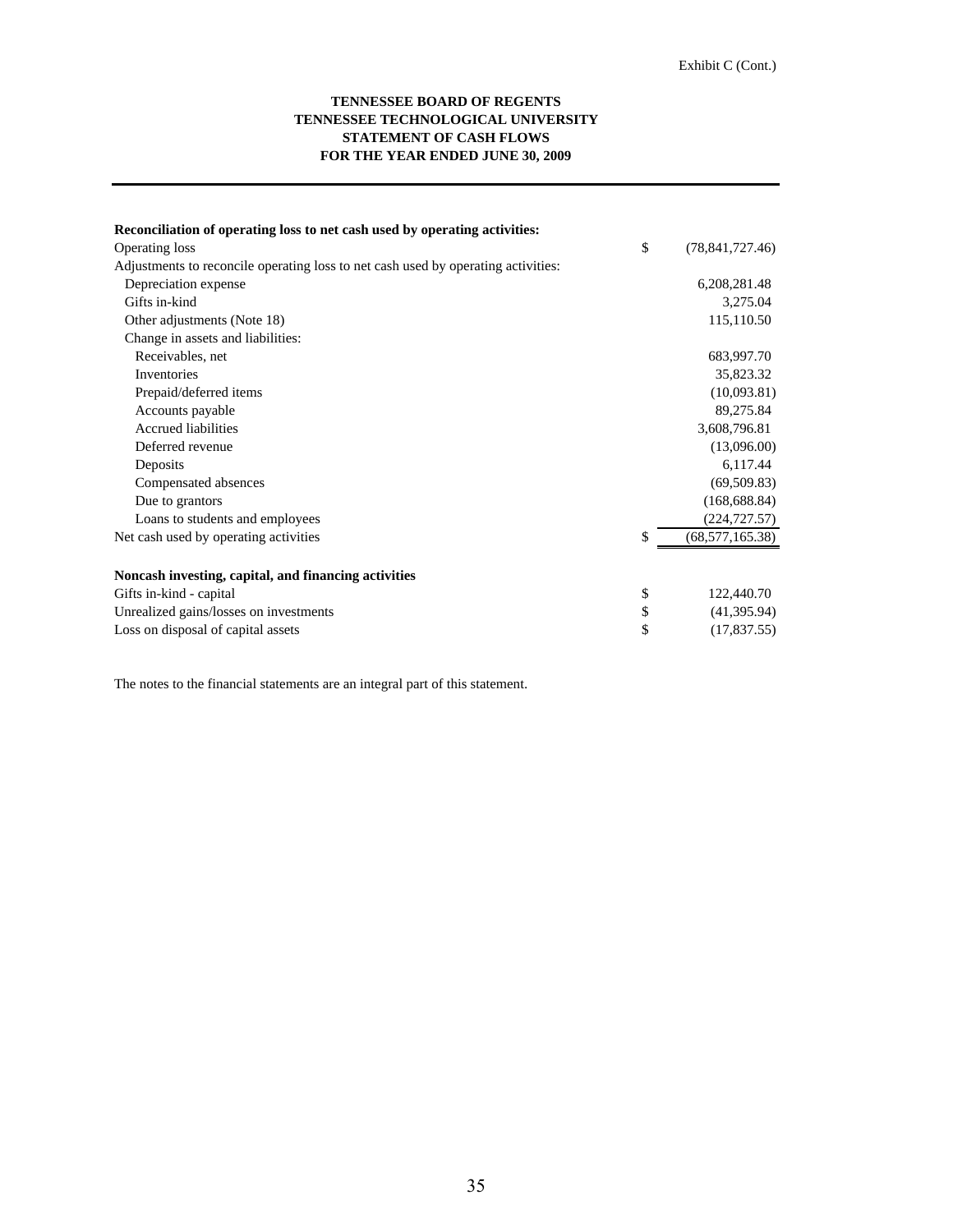Exhibit C (Cont.)

**TENNESSEE BOARD OF REGENTS**
**TENNESSEE TECHNOLOGICAL UNIVERSITY**
**STATEMENT OF CASH FLOWS**
**FOR THE YEAR ENDED JUNE 30, 2009**

| | | |
|---|---|---|
| **Reconciliation of operating loss to net cash used by operating activities:** | | |
| Operating loss | $ | (78,841,727.46) |
| Adjustments to reconcile operating loss to net cash used by operating activities: | | |
| Depreciation expense | | 6,208,281.48 |
| Gifts in-kind | | 3,275.04 |
| Other adjustments (Note 18) | | 115,110.50 |
| Change in assets and liabilities: | | |
| Receivables, net | | 683,997.70 |
| Inventories | | 35,823.32 |
| Prepaid/deferred items | | (10,093.81) |
| Accounts payable | | 89,275.84 |
| Accrued liabilities | | 3,608,796.81 |
| Deferred revenue | | (13,096.00) |
| Deposits | | 6,117.44 |
| Compensated absences | | (69,509.83) |
| Due to grantors | | (168,688.84) |
| Loans to students and employees | | (224,727.57) |
| Net cash used by operating activities | $ | (68,577,165.38) |
| | | |
| **Noncash investing, capital, and financing activities** | | |
| Gifts in-kind - capital | $ | 122,440.70 |
| Unrealized gains/losses on investments | $ | (41,395.94) |
| Loss on disposal of capital assets | $ | (17,837.55) |

The notes to the financial statements are an integral part of this statement.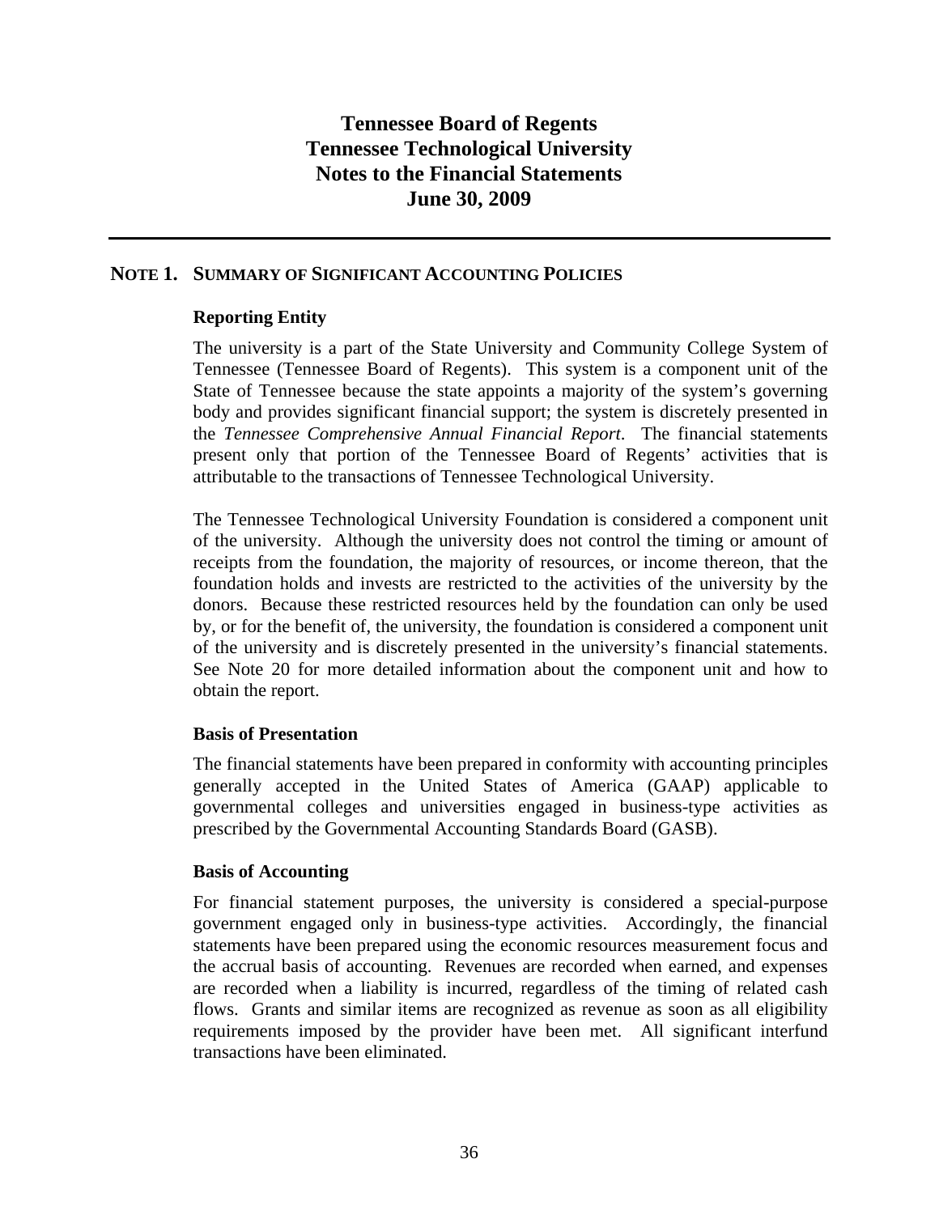# Tennessee Board of Regents
# Tennessee Technological University
# Notes to the Financial Statements
# June 30, 2009

## NOTE 1. SUMMARY OF SIGNIFICANT ACCOUNTING POLICIES

### Reporting Entity

The university is a part of the State University and Community College System of Tennessee (Tennessee Board of Regents). This system is a component unit of the State of Tennessee because the state appoints a majority of the system's governing body and provides significant financial support; the system is discretely presented in the *Tennessee Comprehensive Annual Financial Report*. The financial statements present only that portion of the Tennessee Board of Regents' activities that is attributable to the transactions of Tennessee Technological University.

The Tennessee Technological University Foundation is considered a component unit of the university. Although the university does not control the timing or amount of receipts from the foundation, the majority of resources, or income thereon, that the foundation holds and invests are restricted to the activities of the university by the donors. Because these restricted resources held by the foundation can only be used by, or for the benefit of, the university, the foundation is considered a component unit of the university and is discretely presented in the university's financial statements. See Note 20 for more detailed information about the component unit and how to obtain the report.

### Basis of Presentation

The financial statements have been prepared in conformity with accounting principles generally accepted in the United States of America (GAAP) applicable to governmental colleges and universities engaged in business-type activities as prescribed by the Governmental Accounting Standards Board (GASB).

### Basis of Accounting

For financial statement purposes, the university is considered a special-purpose government engaged only in business-type activities. Accordingly, the financial statements have been prepared using the economic resources measurement focus and the accrual basis of accounting. Revenues are recorded when earned, and expenses are recorded when a liability is incurred, regardless of the timing of related cash flows. Grants and similar items are recognized as revenue as soon as all eligibility requirements imposed by the provider have been met. All significant interfund transactions have been eliminated.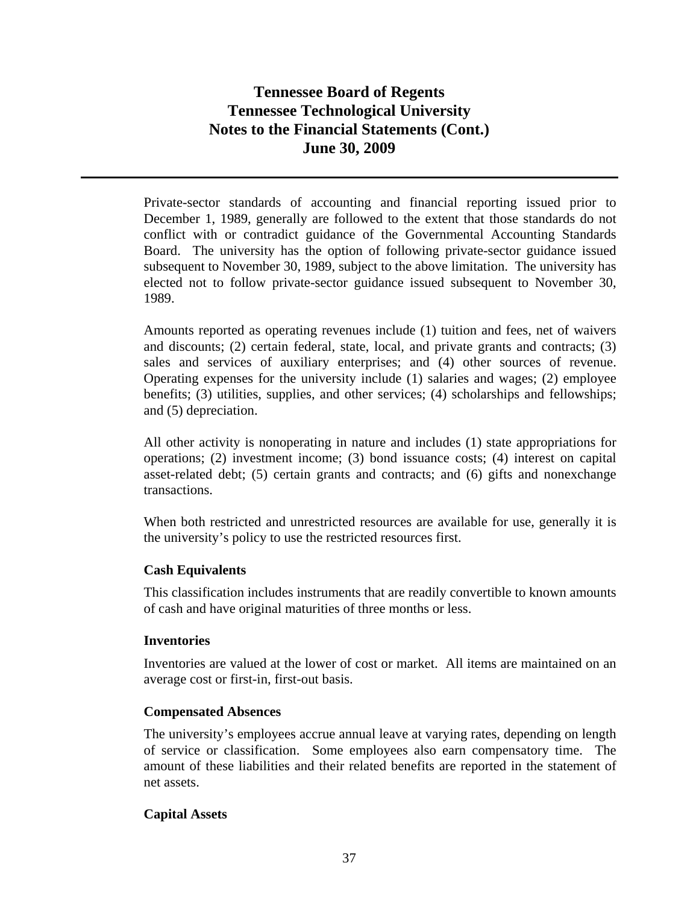Private-sector standards of accounting and financial reporting issued prior to December 1, 1989, generally are followed to the extent that those standards do not conflict with or contradict guidance of the Governmental Accounting Standards Board. The university has the option of following private-sector guidance issued subsequent to November 30, 1989, subject to the above limitation. The university has elected not to follow private-sector guidance issued subsequent to November 30, 1989.

Amounts reported as operating revenues include (1) tuition and fees, net of waivers and discounts; (2) certain federal, state, local, and private grants and contracts; (3) sales and services of auxiliary enterprises; and (4) other sources of revenue. Operating expenses for the university include (1) salaries and wages; (2) employee benefits; (3) utilities, supplies, and other services; (4) scholarships and fellowships; and (5) depreciation.

All other activity is nonoperating in nature and includes (1) state appropriations for operations; (2) investment income; (3) bond issuance costs; (4) interest on capital asset-related debt; (5) certain grants and contracts; and (6) gifts and nonexchange transactions.

When both restricted and unrestricted resources are available for use, generally it is the university's policy to use the restricted resources first.

### Cash Equivalents

This classification includes instruments that are readily convertible to known amounts of cash and have original maturities of three months or less.

### Inventories

Inventories are valued at the lower of cost or market. All items are maintained on an average cost or first-in, first-out basis.

### Compensated Absences

The university's employees accrue annual leave at varying rates, depending on length of service or classification. Some employees also earn compensatory time. The amount of these liabilities and their related benefits are reported in the statement of net assets.

### Capital Assets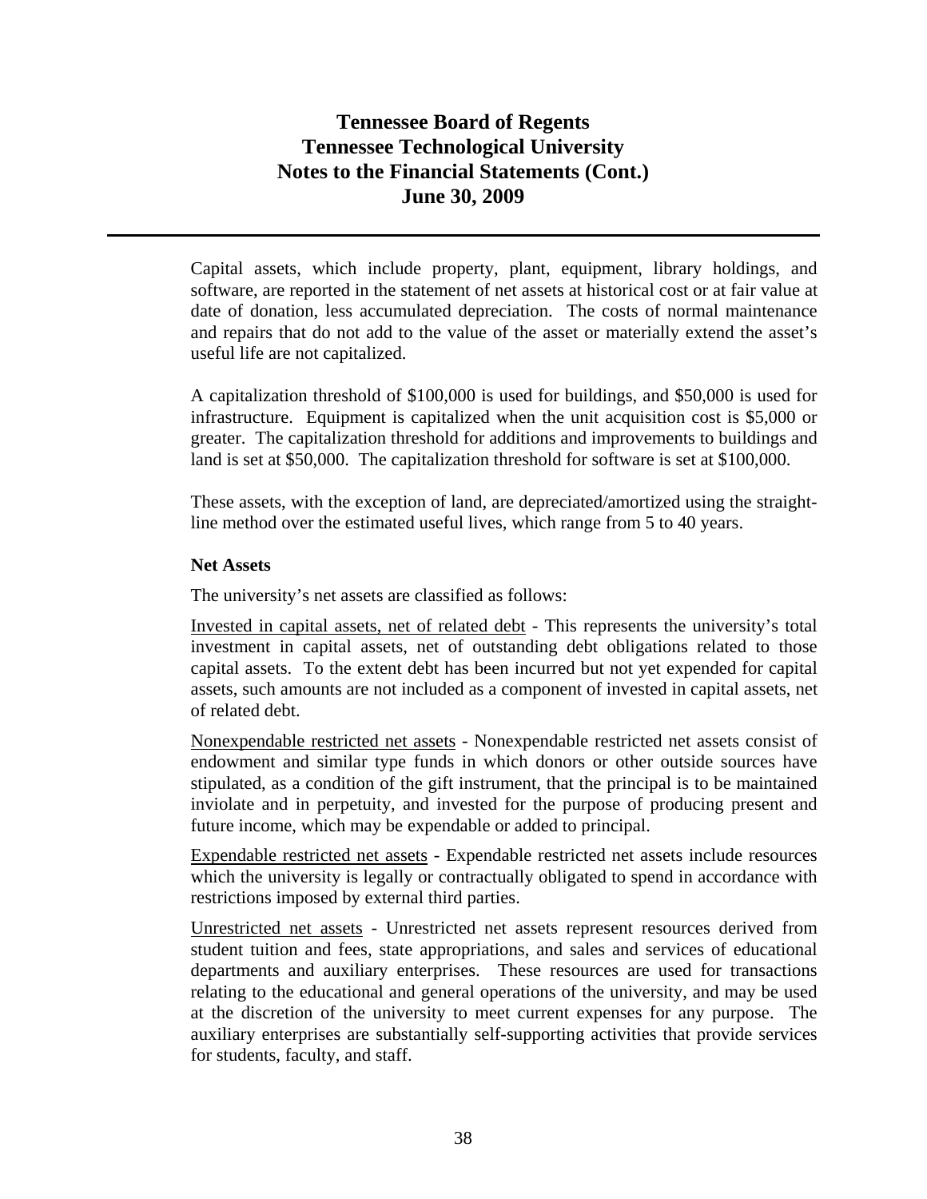Capital assets, which include property, plant, equipment, library holdings, and software, are reported in the statement of net assets at historical cost or at fair value at date of donation, less accumulated depreciation. The costs of normal maintenance and repairs that do not add to the value of the asset or materially extend the asset's useful life are not capitalized.

A capitalization threshold of $100,000 is used for buildings, and $50,000 is used for infrastructure. Equipment is capitalized when the unit acquisition cost is $5,000 or greater. The capitalization threshold for additions and improvements to buildings and land is set at $50,000. The capitalization threshold for software is set at $100,000.

These assets, with the exception of land, are depreciated/amortized using the straight-line method over the estimated useful lives, which range from 5 to 40 years.

**Net Assets**

The university's net assets are classified as follows:

Invested in capital assets, net of related debt - This represents the university's total investment in capital assets, net of outstanding debt obligations related to those capital assets. To the extent debt has been incurred but not yet expended for capital assets, such amounts are not included as a component of invested in capital assets, net of related debt.

Nonexpendable restricted net assets - Nonexpendable restricted net assets consist of endowment and similar type funds in which donors or other outside sources have stipulated, as a condition of the gift instrument, that the principal is to be maintained inviolate and in perpetuity, and invested for the purpose of producing present and future income, which may be expendable or added to principal.

Expendable restricted net assets - Expendable restricted net assets include resources which the university is legally or contractually obligated to spend in accordance with restrictions imposed by external third parties.

Unrestricted net assets - Unrestricted net assets represent resources derived from student tuition and fees, state appropriations, and sales and services of educational departments and auxiliary enterprises. These resources are used for transactions relating to the educational and general operations of the university, and may be used at the discretion of the university to meet current expenses for any purpose. The auxiliary enterprises are substantially self-supporting activities that provide services for students, faculty, and staff.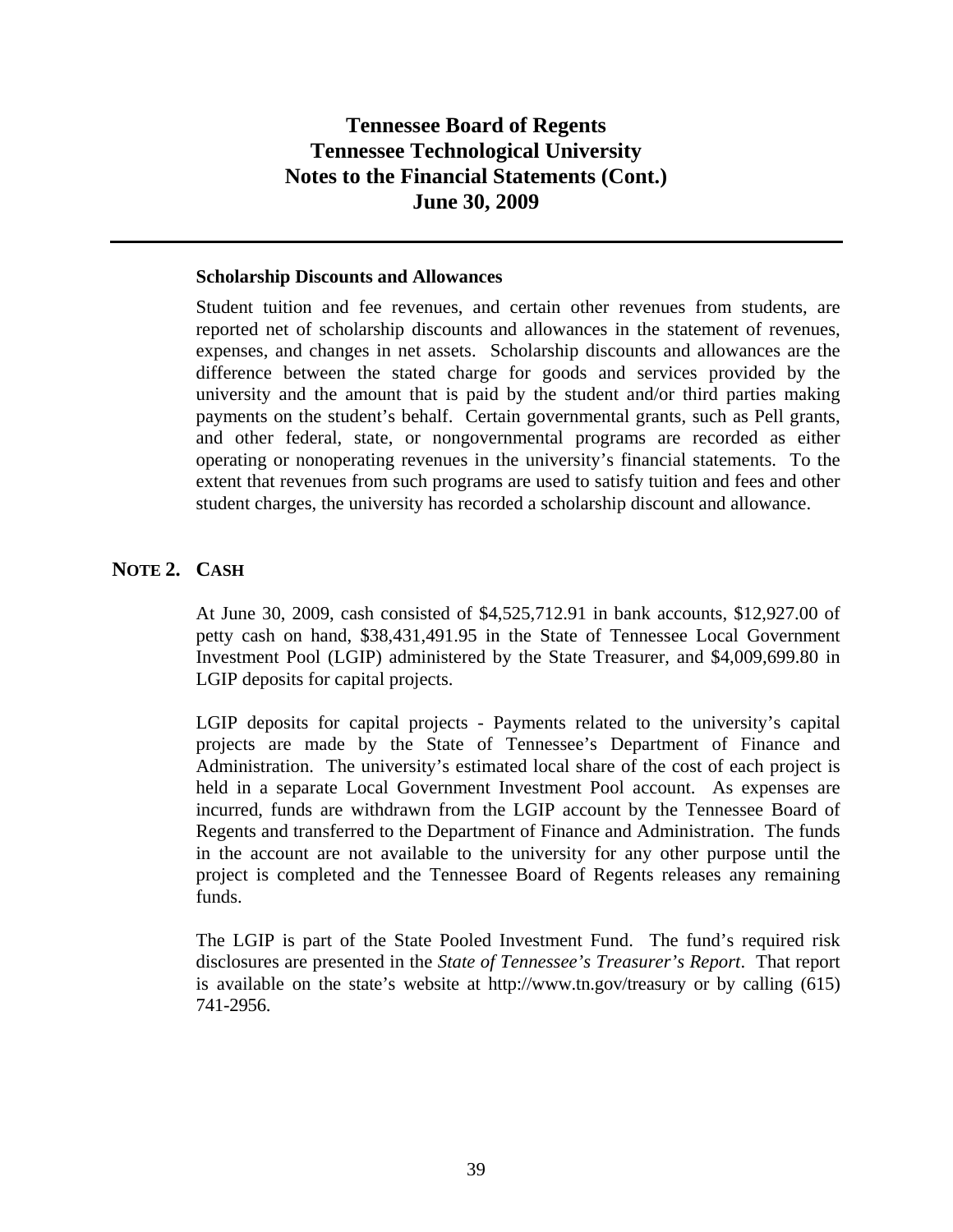### Scholarship Discounts and Allowances

Student tuition and fee revenues, and certain other revenues from students, are reported net of scholarship discounts and allowances in the statement of revenues, expenses, and changes in net assets. Scholarship discounts and allowances are the difference between the stated charge for goods and services provided by the university and the amount that is paid by the student and/or third parties making payments on the student's behalf. Certain governmental grants, such as Pell grants, and other federal, state, or nongovernmental programs are recorded as either operating or nonoperating revenues in the university's financial statements. To the extent that revenues from such programs are used to satisfy tuition and fees and other student charges, the university has recorded a scholarship discount and allowance.

## NOTE 2. CASH

At June 30, 2009, cash consisted of $4,525,712.91 in bank accounts, $12,927.00 of petty cash on hand, $38,431,491.95 in the State of Tennessee Local Government Investment Pool (LGIP) administered by the State Treasurer, and $4,009,699.80 in LGIP deposits for capital projects.

LGIP deposits for capital projects - Payments related to the university's capital projects are made by the State of Tennessee's Department of Finance and Administration. The university's estimated local share of the cost of each project is held in a separate Local Government Investment Pool account. As expenses are incurred, funds are withdrawn from the LGIP account by the Tennessee Board of Regents and transferred to the Department of Finance and Administration. The funds in the account are not available to the university for any other purpose until the project is completed and the Tennessee Board of Regents releases any remaining funds.

The LGIP is part of the State Pooled Investment Fund. The fund's required risk disclosures are presented in the *State of Tennessee's Treasurer's Report*. That report is available on the state's website at http://www.tn.gov/treasury or by calling (615) 741-2956.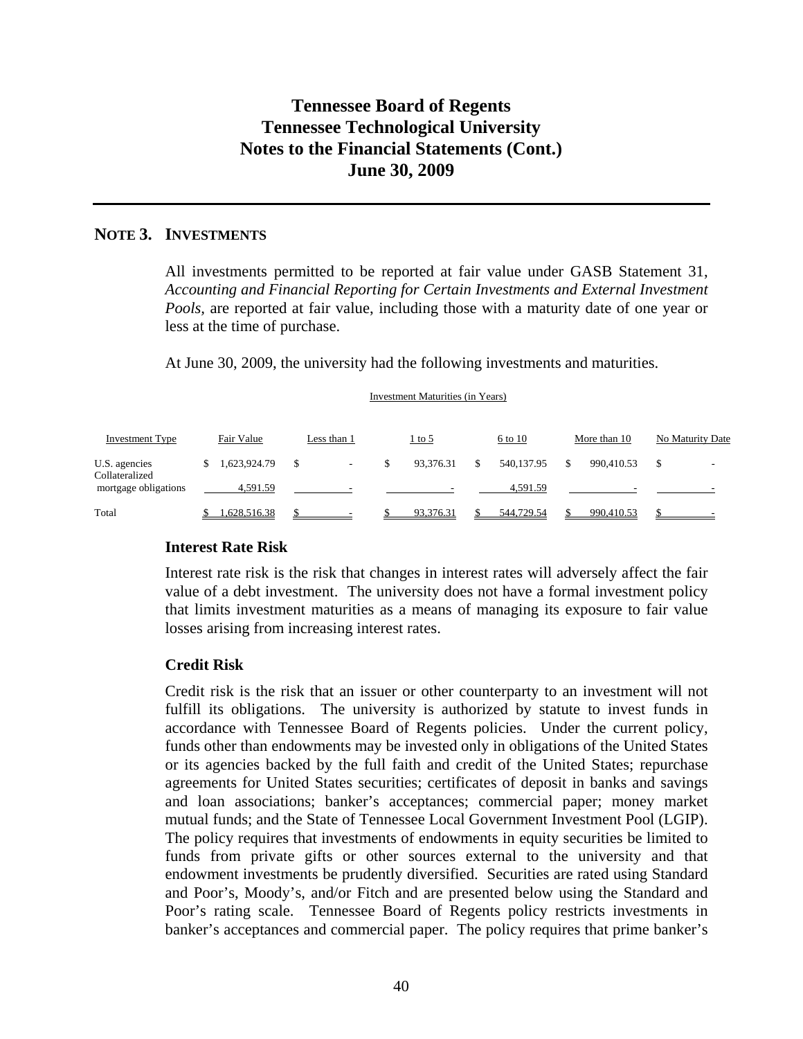## NOTE 3. INVESTMENTS

All investments permitted to be reported at fair value under GASB Statement 31, *Accounting and Financial Reporting for Certain Investments and External Investment Pools*, are reported at fair value, including those with a maturity date of one year or less at the time of purchase.

At June 30, 2009, the university had the following investments and maturities.

| | | Investment Maturities (in Years) | | | | |
|---|---|---|---|---|---|---|
| Investment Type | Fair Value | Less than 1 | 1 to 5 | 6 to 10 | More than 10 | No Maturity Date |
| U.S. agencies | $ 1,623,924.79 | $ - | $ 93,376.31 | $ 540,137.95 | $ 990,410.53 | $ - |
| Collateralized mortgage obligations | 4,591.59 | - | - | 4,591.59 | - | - |
| Total | $ 1,628,516.38 | $ - | $ 93,376.31 | $ 544,729.54 | $ 990,410.53 | $ - |

### Interest Rate Risk

Interest rate risk is the risk that changes in interest rates will adversely affect the fair value of a debt investment. The university does not have a formal investment policy that limits investment maturities as a means of managing its exposure to fair value losses arising from increasing interest rates.

### Credit Risk

Credit risk is the risk that an issuer or other counterparty to an investment will not fulfill its obligations. The university is authorized by statute to invest funds in accordance with Tennessee Board of Regents policies. Under the current policy, funds other than endowments may be invested only in obligations of the United States or its agencies backed by the full faith and credit of the United States; repurchase agreements for United States securities; certificates of deposit in banks and savings and loan associations; banker's acceptances; commercial paper; money market mutual funds; and the State of Tennessee Local Government Investment Pool (LGIP). The policy requires that investments of endowments in equity securities be limited to funds from private gifts or other sources external to the university and that endowment investments be prudently diversified. Securities are rated using Standard and Poor's, Moody's, and/or Fitch and are presented below using the Standard and Poor's rating scale. Tennessee Board of Regents policy restricts investments in banker's acceptances and commercial paper. The policy requires that prime banker's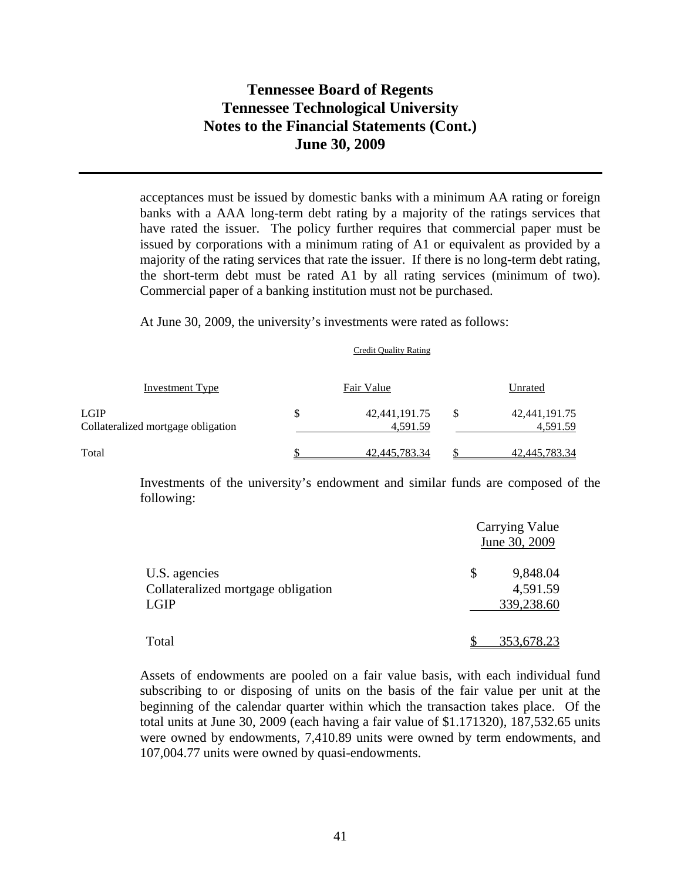acceptances must be issued by domestic banks with a minimum AA rating or foreign banks with a AAA long-term debt rating by a majority of the ratings services that have rated the issuer. The policy further requires that commercial paper must be issued by corporations with a minimum rating of A1 or equivalent as provided by a majority of the rating services that rate the issuer. If there is no long-term debt rating, the short-term debt must be rated A1 by all rating services (minimum of two). Commercial paper of a banking institution must not be purchased.

At June 30, 2009, the university's investments were rated as follows:

| | | Credit Quality Rating |
|---|---|---|
| Investment Type | Fair Value | Unrated |
| LGIP | $ 42,441,191.75 | $ 42,441,191.75 |
| Collateralized mortgage obligation | 4,591.59 | 4,591.59 |
| Total | $ 42,445,783.34 | $ 42,445,783.34 |

Investments of the university's endowment and similar funds are composed of the following:

| | Carrying Value June 30, 2009 |
|---|---|
| U.S. agencies | $ 9,848.04 |
| Collateralized mortgage obligation | 4,591.59 |
| LGIP | 339,238.60 |
| Total | $ 353,678.23 |

Assets of endowments are pooled on a fair value basis, with each individual fund subscribing to or disposing of units on the basis of the fair value per unit at the beginning of the calendar quarter within which the transaction takes place. Of the total units at June 30, 2009 (each having a fair value of $1.171320), 187,532.65 units were owned by endowments, 7,410.89 units were owned by term endowments, and 107,004.77 units were owned by quasi-endowments.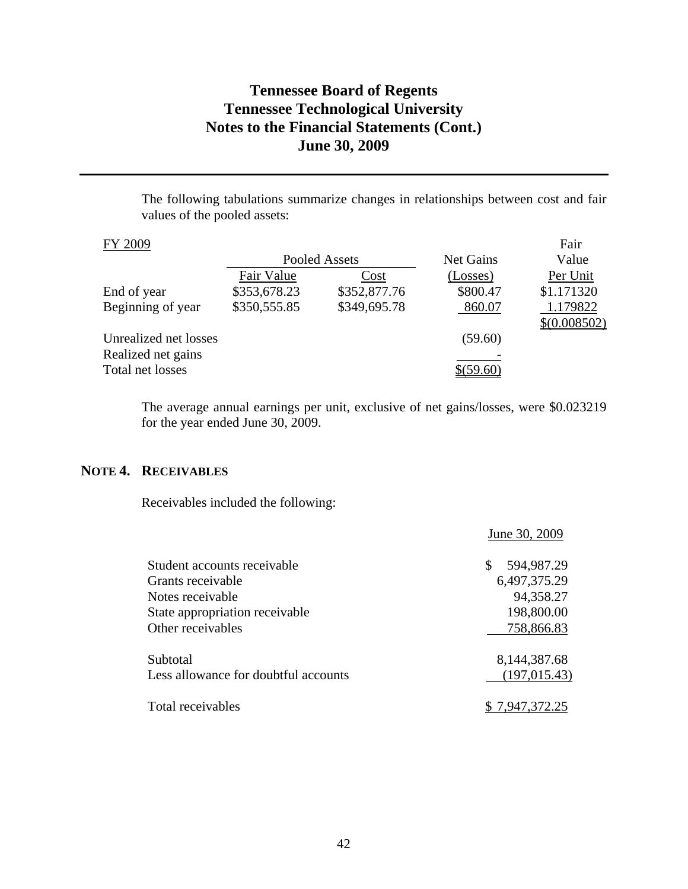The following tabulations summarize changes in relationships between cost and fair values of the pooled assets:

| FY 2009 | Pooled Assets | | Net Gains | Fair Value |
|---|---|---|---|---|
| | Fair Value | Cost | (Losses) | Per Unit |
| End of year | $353,678.23 | $352,877.76 | $800.47 | $1.171320 |
| Beginning of year | $350,555.85 | $349,695.78 | 860.07 | 1.179822 |
| | | | | $(0.008502) |
| Unrealized net losses | | | (59.60) | |
| Realized net gains | | | - | |
| Total net losses | | | $(59.60) | |

The average annual earnings per unit, exclusive of net gains/losses, were $0.023219 for the year ended June 30, 2009.

## NOTE 4. RECEIVABLES

Receivables included the following:

| | June 30, 2009 |
|---|---|
| Student accounts receivable | $ 594,987.29 |
| Grants receivable | 6,497,375.29 |
| Notes receivable | 94,358.27 |
| State appropriation receivable | 198,800.00 |
| Other receivables | 758,866.83 |
| Subtotal | 8,144,387.68 |
| Less allowance for doubtful accounts | (197,015.43) |
| Total receivables | $ 7,947,372.25 |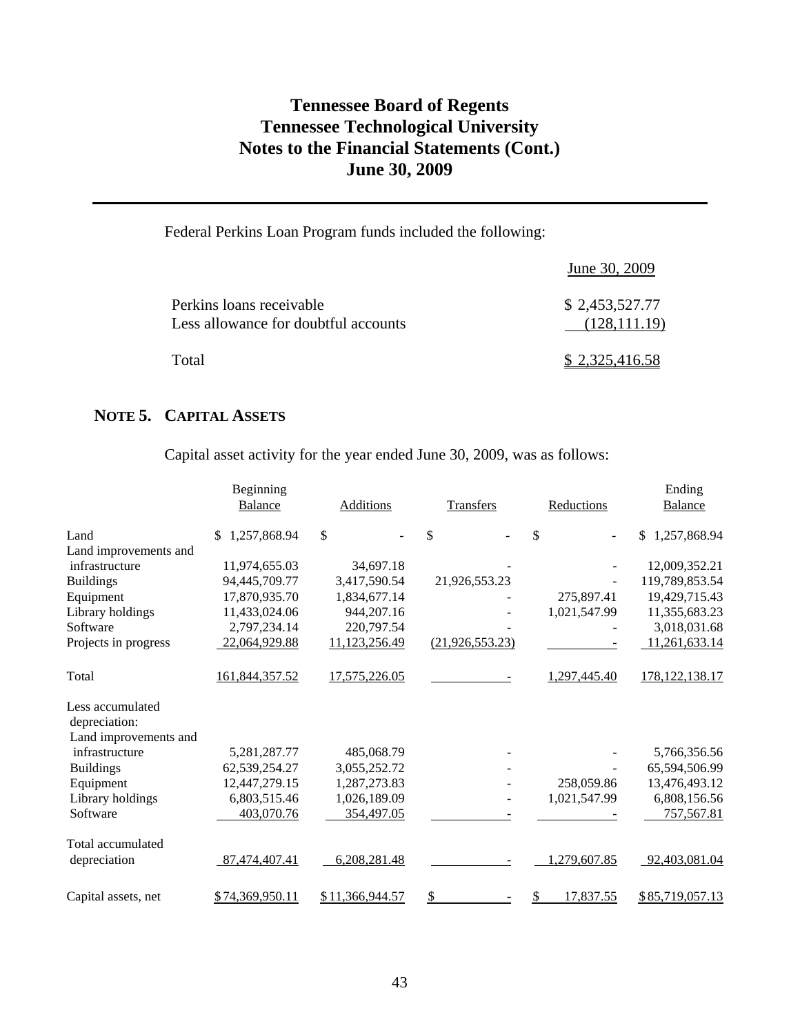# Tennessee Board of Regents
# Tennessee Technological University
# Notes to the Financial Statements (Cont.)
# June 30, 2009

Federal Perkins Loan Program funds included the following:

| | June 30, 2009 |
|---|---|
| Perkins loans receivable | $ 2,453,527.77 |
| Less allowance for doubtful accounts | (128,111.19) |
| Total | $ 2,325,416.58 |

## NOTE 5. CAPITAL ASSETS

Capital asset activity for the year ended June 30, 2009, was as follows:

| | Beginning Balance | Additions | Transfers | Reductions | Ending Balance |
|---|---|---|---|---|---|
| Land | $ 1,257,868.94 | $ - | $ - | $ - | $ 1,257,868.94 |
| Land improvements and infrastructure | 11,974,655.03 | 34,697.18 | - | - | 12,009,352.21 |
| Buildings | 94,445,709.77 | 3,417,590.54 | 21,926,553.23 | - | 119,789,853.54 |
| Equipment | 17,870,935.70 | 1,834,677.14 | - | 275,897.41 | 19,429,715.43 |
| Library holdings | 11,433,024.06 | 944,207.16 | - | 1,021,547.99 | 11,355,683.23 |
| Software | 2,797,234.14 | 220,797.54 | - | - | 3,018,031.68 |
| Projects in progress | 22,064,929.88 | 11,123,256.49 | (21,926,553.23) | - | 11,261,633.14 |
| Total | 161,844,357.52 | 17,575,226.05 | - | 1,297,445.40 | 178,122,138.17 |
| Less accumulated depreciation: | | | | | |
| Land improvements and infrastructure | 5,281,287.77 | 485,068.79 | - | - | 5,766,356.56 |
| Buildings | 62,539,254.27 | 3,055,252.72 | - | - | 65,594,506.99 |
| Equipment | 12,447,279.15 | 1,287,273.83 | - | 258,059.86 | 13,476,493.12 |
| Library holdings | 6,803,515.46 | 1,026,189.09 | - | 1,021,547.99 | 6,808,156.56 |
| Software | 403,070.76 | 354,497.05 | - | - | 757,567.81 |
| Total accumulated depreciation | 87,474,407.41 | 6,208,281.48 | - | 1,279,607.85 | 92,403,081.04 |
| Capital assets, net | $ 74,369,950.11 | $ 11,366,944.57 | $ - | $ 17,837.55 | $ 85,719,057.13 |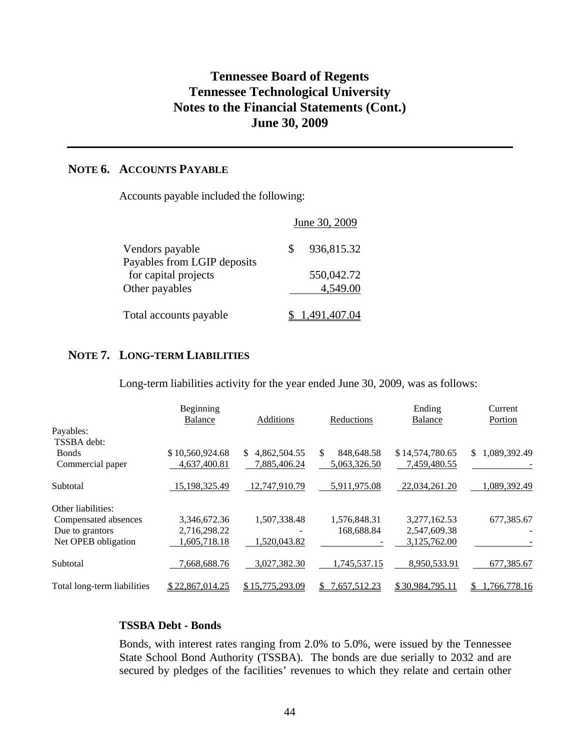# Tennessee Board of Regents
# Tennessee Technological University
# Notes to the Financial Statements (Cont.)
# June 30, 2009

## NOTE 6. ACCOUNTS PAYABLE

Accounts payable included the following:

| | June 30, 2009 |
|---|---|
| Vendors payable | $ 936,815.32 |
| Payables from LGIP deposits for capital projects | 550,042.72 |
| Other payables | 4,549.00 |
| Total accounts payable | $ 1,491,407.04 |

## NOTE 7. LONG-TERM LIABILITIES

Long-term liabilities activity for the year ended June 30, 2009, was as follows:

| | Beginning Balance | Additions | Reductions | Ending Balance | Current Portion |
|---|---|---|---|---|---|
| Payables: | | | | | |
| TSSBA debt: | | | | | |
| Bonds | $ 10,560,924.68 | $ 4,862,504.55 | $ 848,648.58 | $ 14,574,780.65 | $ 1,089,392.49 |
| Commercial paper | 4,637,400.81 | 7,885,406.24 | 5,063,326.50 | 7,459,480.55 | - |
| Subtotal | 15,198,325.49 | 12,747,910.79 | 5,911,975.08 | 22,034,261.20 | 1,089,392.49 |
| Other liabilities: | | | | | |
| Compensated absences | 3,346,672.36 | 1,507,338.48 | 1,576,848.31 | 3,277,162.53 | 677,385.67 |
| Due to grantors | 2,716,298.22 | - | 168,688.84 | 2,547,609.38 | - |
| Net OPEB obligation | 1,605,718.18 | 1,520,043.82 | - | 3,125,762.00 | - |
| Subtotal | 7,668,688.76 | 3,027,382.30 | 1,745,537.15 | 8,950,533.91 | 677,385.67 |
| Total long-term liabilities | $ 22,867,014.25 | $ 15,775,293.09 | $ 7,657,512.23 | $ 30,984,795.11 | $ 1,766,778.16 |

### TSSBA Debt - Bonds

Bonds, with interest rates ranging from 2.0% to 5.0%, were issued by the Tennessee State School Bond Authority (TSSBA). The bonds are due serially to 2032 and are secured by pledges of the facilities' revenues to which they relate and certain other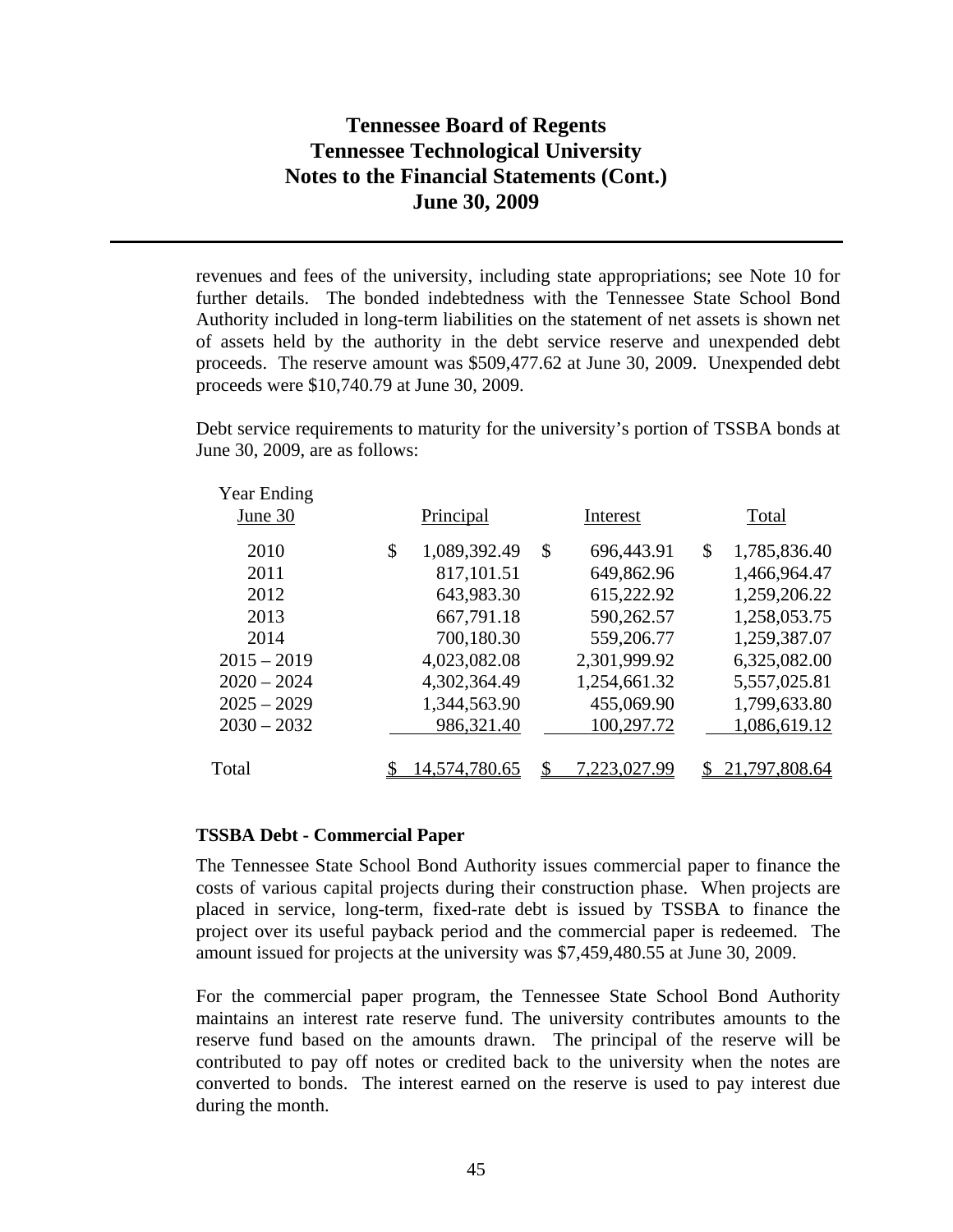revenues and fees of the university, including state appropriations; see Note 10 for further details. The bonded indebtedness with the Tennessee State School Bond Authority included in long-term liabilities on the statement of net assets is shown net of assets held by the authority in the debt service reserve and unexpended debt proceeds. The reserve amount was $509,477.62 at June 30, 2009. Unexpended debt proceeds were $10,740.79 at June 30, 2009.

Debt service requirements to maturity for the university's portion of TSSBA bonds at June 30, 2009, are as follows:

| Year Ending June 30 | Principal | Interest | Total |
|---|---|---|---|
| 2010 | $ 1,089,392.49 | $ 696,443.91 | $ 1,785,836.40 |
| 2011 | 817,101.51 | 649,862.96 | 1,466,964.47 |
| 2012 | 643,983.30 | 615,222.92 | 1,259,206.22 |
| 2013 | 667,791.18 | 590,262.57 | 1,258,053.75 |
| 2014 | 700,180.30 | 559,206.77 | 1,259,387.07 |
| 2015 – 2019 | 4,023,082.08 | 2,301,999.92 | 6,325,082.00 |
| 2020 – 2024 | 4,302,364.49 | 1,254,661.32 | 5,557,025.81 |
| 2025 – 2029 | 1,344,563.90 | 455,069.90 | 1,799,633.80 |
| 2030 – 2032 | 986,321.40 | 100,297.72 | 1,086,619.12 |
| Total | $ 14,574,780.65 | $ 7,223,027.99 | $ 21,797,808.64 |

**TSSBA Debt - Commercial Paper**

The Tennessee State School Bond Authority issues commercial paper to finance the costs of various capital projects during their construction phase. When projects are placed in service, long-term, fixed-rate debt is issued by TSSBA to finance the project over its useful payback period and the commercial paper is redeemed. The amount issued for projects at the university was $7,459,480.55 at June 30, 2009.

For the commercial paper program, the Tennessee State School Bond Authority maintains an interest rate reserve fund. The university contributes amounts to the reserve fund based on the amounts drawn. The principal of the reserve will be contributed to pay off notes or credited back to the university when the notes are converted to bonds. The interest earned on the reserve is used to pay interest due during the month.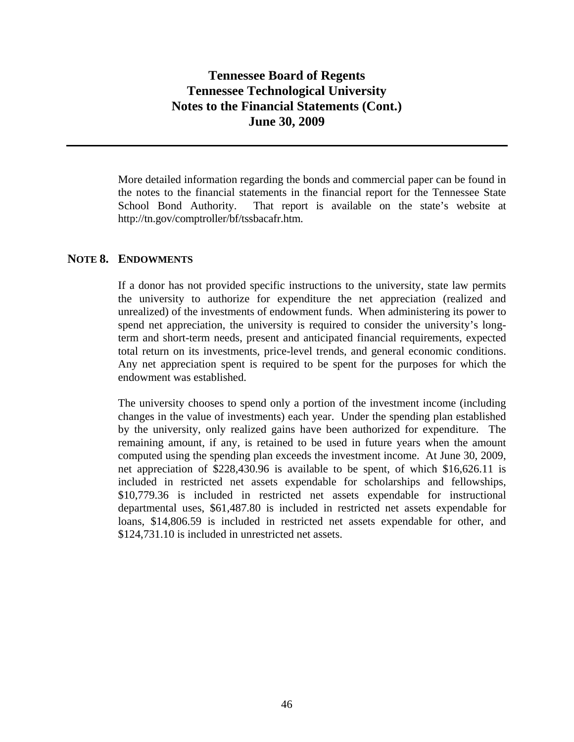More detailed information regarding the bonds and commercial paper can be found in the notes to the financial statements in the financial report for the Tennessee State School Bond Authority. That report is available on the state's website at http://tn.gov/comptroller/bf/tssbacafr.htm.

## NOTE 8. ENDOWMENTS

If a donor has not provided specific instructions to the university, state law permits the university to authorize for expenditure the net appreciation (realized and unrealized) of the investments of endowment funds. When administering its power to spend net appreciation, the university is required to consider the university's long-term and short-term needs, present and anticipated financial requirements, expected total return on its investments, price-level trends, and general economic conditions. Any net appreciation spent is required to be spent for the purposes for which the endowment was established.

The university chooses to spend only a portion of the investment income (including changes in the value of investments) each year. Under the spending plan established by the university, only realized gains have been authorized for expenditure. The remaining amount, if any, is retained to be used in future years when the amount computed using the spending plan exceeds the investment income. At June 30, 2009, net appreciation of $228,430.96 is available to be spent, of which $16,626.11 is included in restricted net assets expendable for scholarships and fellowships, $10,779.36 is included in restricted net assets expendable for instructional departmental uses, $61,487.80 is included in restricted net assets expendable for loans, $14,806.59 is included in restricted net assets expendable for other, and $124,731.10 is included in unrestricted net assets.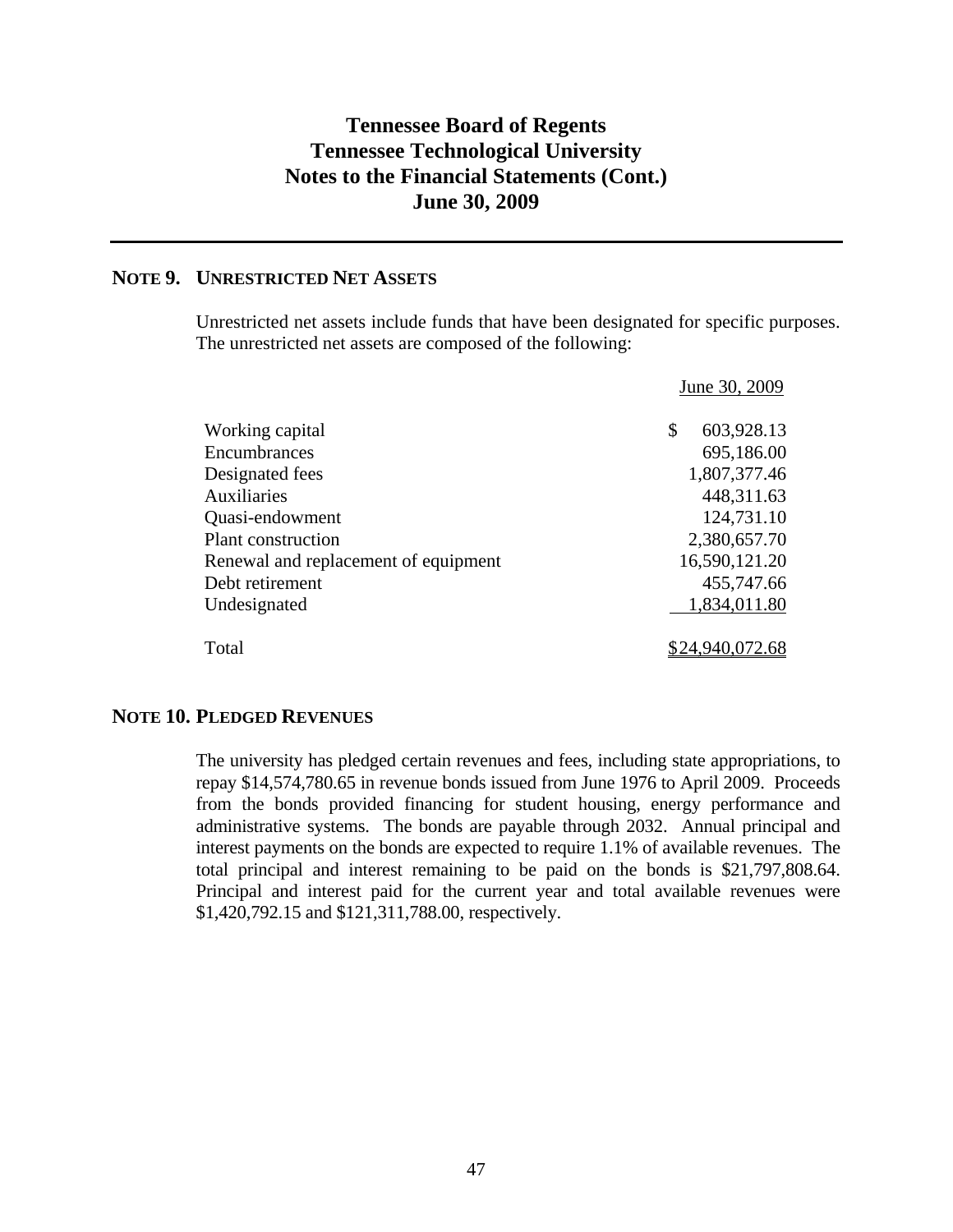# Tennessee Board of Regents
# Tennessee Technological University
# Notes to the Financial Statements (Cont.)
# June 30, 2009

## NOTE 9. UNRESTRICTED NET ASSETS

Unrestricted net assets include funds that have been designated for specific purposes. The unrestricted net assets are composed of the following:

| | June 30, 2009 |
|---|---|
| Working capital | $ 603,928.13 |
| Encumbrances | 695,186.00 |
| Designated fees | 1,807,377.46 |
| Auxiliaries | 448,311.63 |
| Quasi-endowment | 124,731.10 |
| Plant construction | 2,380,657.70 |
| Renewal and replacement of equipment | 16,590,121.20 |
| Debt retirement | 455,747.66 |
| Undesignated | 1,834,011.80 |
| Total | $24,940,072.68 |

## NOTE 10. PLEDGED REVENUES

The university has pledged certain revenues and fees, including state appropriations, to repay $14,574,780.65 in revenue bonds issued from June 1976 to April 2009. Proceeds from the bonds provided financing for student housing, energy performance and administrative systems. The bonds are payable through 2032. Annual principal and interest payments on the bonds are expected to require 1.1% of available revenues. The total principal and interest remaining to be paid on the bonds is $21,797,808.64. Principal and interest paid for the current year and total available revenues were $1,420,792.15 and $121,311,788.00, respectively.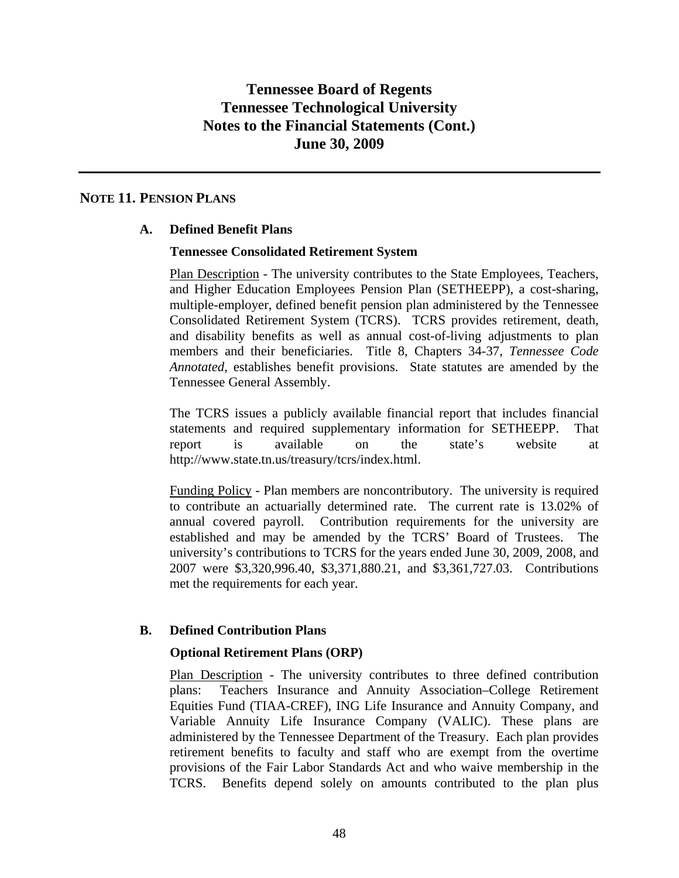# Tennessee Board of Regents
# Tennessee Technological University
# Notes to the Financial Statements (Cont.)
# June 30, 2009

## NOTE 11. PENSION PLANS

### A. Defined Benefit Plans

#### Tennessee Consolidated Retirement System

Plan Description - The university contributes to the State Employees, Teachers, and Higher Education Employees Pension Plan (SETHEEPP), a cost-sharing, multiple-employer, defined benefit pension plan administered by the Tennessee Consolidated Retirement System (TCRS). TCRS provides retirement, death, and disability benefits as well as annual cost-of-living adjustments to plan members and their beneficiaries. Title 8, Chapters 34-37, *Tennessee Code Annotated*, establishes benefit provisions. State statutes are amended by the Tennessee General Assembly.

The TCRS issues a publicly available financial report that includes financial statements and required supplementary information for SETHEEPP. That report is available on the state's website at http://www.state.tn.us/treasury/tcrs/index.html.

Funding Policy - Plan members are noncontributory. The university is required to contribute an actuarially determined rate. The current rate is 13.02% of annual covered payroll. Contribution requirements for the university are established and may be amended by the TCRS' Board of Trustees. The university's contributions to TCRS for the years ended June 30, 2009, 2008, and 2007 were \$3,320,996.40, \$3,371,880.21, and \$3,361,727.03. Contributions met the requirements for each year.

### B. Defined Contribution Plans

#### Optional Retirement Plans (ORP)

Plan Description - The university contributes to three defined contribution plans: Teachers Insurance and Annuity Association–College Retirement Equities Fund (TIAA-CREF), ING Life Insurance and Annuity Company, and Variable Annuity Life Insurance Company (VALIC). These plans are administered by the Tennessee Department of the Treasury. Each plan provides retirement benefits to faculty and staff who are exempt from the overtime provisions of the Fair Labor Standards Act and who waive membership in the TCRS. Benefits depend solely on amounts contributed to the plan plus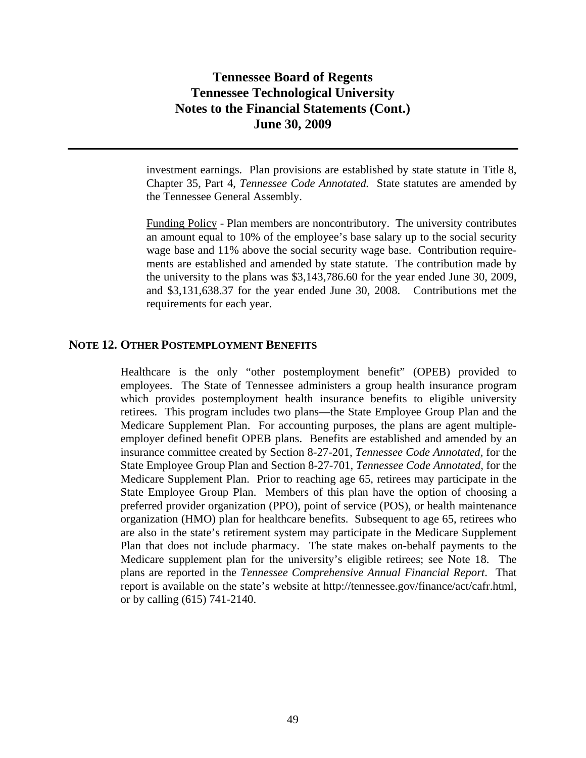investment earnings. Plan provisions are established by state statute in Title 8, Chapter 35, Part 4, *Tennessee Code Annotated.* State statutes are amended by the Tennessee General Assembly.

Funding Policy - Plan members are noncontributory. The university contributes an amount equal to 10% of the employee's base salary up to the social security wage base and 11% above the social security wage base. Contribution requirements are established and amended by state statute. The contribution made by the university to the plans was $3,143,786.60 for the year ended June 30, 2009, and $3,131,638.37 for the year ended June 30, 2008. Contributions met the requirements for each year.

## NOTE 12. OTHER POSTEMPLOYMENT BENEFITS

Healthcare is the only "other postemployment benefit" (OPEB) provided to employees. The State of Tennessee administers a group health insurance program which provides postemployment health insurance benefits to eligible university retirees. This program includes two plans—the State Employee Group Plan and the Medicare Supplement Plan. For accounting purposes, the plans are agent multiple-employer defined benefit OPEB plans. Benefits are established and amended by an insurance committee created by Section 8-27-201, *Tennessee Code Annotated,* for the State Employee Group Plan and Section 8-27-701, *Tennessee Code Annotated,* for the Medicare Supplement Plan. Prior to reaching age 65, retirees may participate in the State Employee Group Plan. Members of this plan have the option of choosing a preferred provider organization (PPO), point of service (POS), or health maintenance organization (HMO) plan for healthcare benefits. Subsequent to age 65, retirees who are also in the state's retirement system may participate in the Medicare Supplement Plan that does not include pharmacy. The state makes on-behalf payments to the Medicare supplement plan for the university's eligible retirees; see Note 18. The plans are reported in the *Tennessee Comprehensive Annual Financial Report*. That report is available on the state's website at http://tennessee.gov/finance/act/cafr.html, or by calling (615) 741-2140.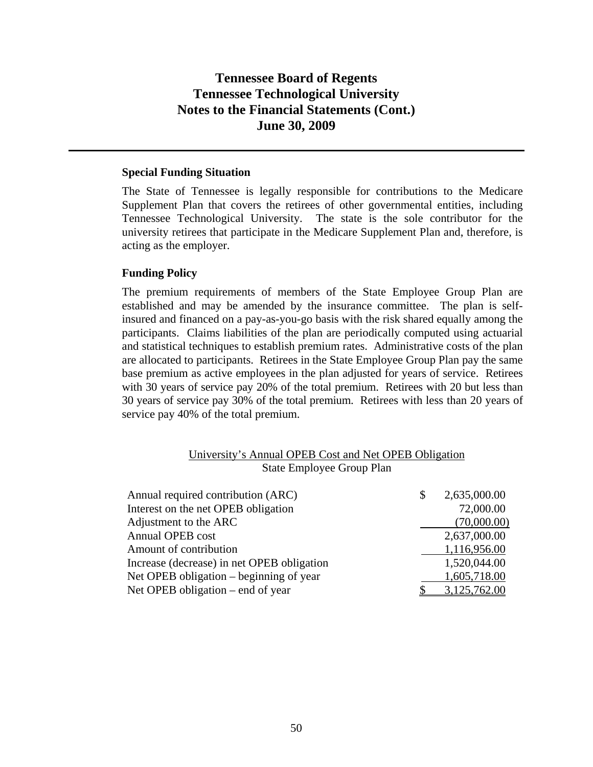# Tennessee Board of Regents
# Tennessee Technological University
# Notes to the Financial Statements (Cont.)
# June 30, 2009

---

### Special Funding Situation

The State of Tennessee is legally responsible for contributions to the Medicare Supplement Plan that covers the retirees of other governmental entities, including Tennessee Technological University. The state is the sole contributor for the university retirees that participate in the Medicare Supplement Plan and, therefore, is acting as the employer.

### Funding Policy

The premium requirements of members of the State Employee Group Plan are established and may be amended by the insurance committee. The plan is self-insured and financed on a pay-as-you-go basis with the risk shared equally among the participants. Claims liabilities of the plan are periodically computed using actuarial and statistical techniques to establish premium rates. Administrative costs of the plan are allocated to participants. Retirees in the State Employee Group Plan pay the same base premium as active employees in the plan adjusted for years of service. Retirees with 30 years of service pay 20% of the total premium. Retirees with 20 but less than 30 years of service pay 30% of the total premium. Retirees with less than 20 years of service pay 40% of the total premium.

University's Annual OPEB Cost and Net OPEB Obligation
State Employee Group Plan

| | |
|---|---|
| Annual required contribution (ARC) | $ 2,635,000.00 |
| Interest on the net OPEB obligation | 72,000.00 |
| Adjustment to the ARC | (70,000.00) |
| Annual OPEB cost | 2,637,000.00 |
| Amount of contribution | 1,116,956.00 |
| Increase (decrease) in net OPEB obligation | 1,520,044.00 |
| Net OPEB obligation – beginning of year | 1,605,718.00 |
| Net OPEB obligation – end of year | $ 3,125,762.00 |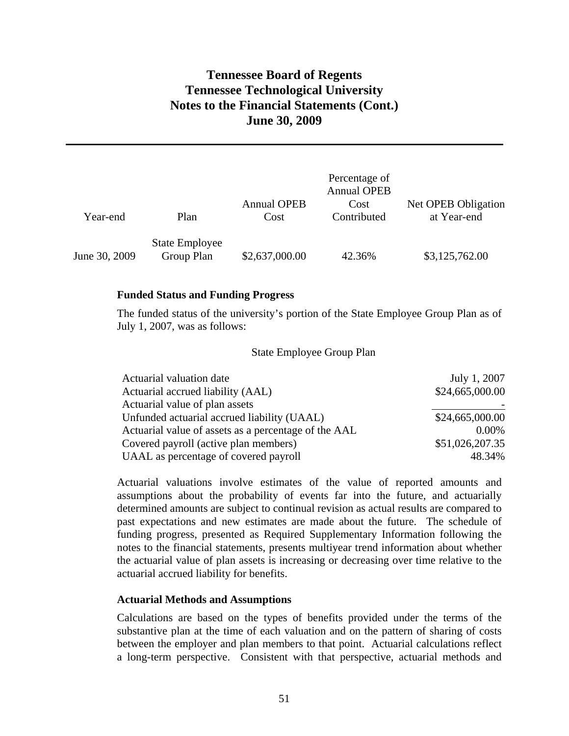| Year-end | Plan | Annual OPEB Cost | Percentage of Annual OPEB Cost Contributed | Net OPEB Obligation at Year-end |
|---|---|---|---|---|
| June 30, 2009 | State Employee Group Plan | $2,637,000.00 | 42.36% | $3,125,762.00 |

**Funded Status and Funding Progress**

The funded status of the university's portion of the State Employee Group Plan as of July 1, 2007, was as follows:

| State Employee Group Plan | |
|---|---|
| Actuarial valuation date | July 1, 2007 |
| Actuarial accrued liability (AAL) | $24,665,000.00 |
| Actuarial value of plan assets | - |
| Unfunded actuarial accrued liability (UAAL) | $24,665,000.00 |
| Actuarial value of assets as a percentage of the AAL | 0.00% |
| Covered payroll (active plan members) | $51,026,207.35 |
| UAAL as percentage of covered payroll | 48.34% |

Actuarial valuations involve estimates of the value of reported amounts and assumptions about the probability of events far into the future, and actuarially determined amounts are subject to continual revision as actual results are compared to past expectations and new estimates are made about the future. The schedule of funding progress, presented as Required Supplementary Information following the notes to the financial statements, presents multiyear trend information about whether the actuarial value of plan assets is increasing or decreasing over time relative to the actuarial accrued liability for benefits.

**Actuarial Methods and Assumptions**

Calculations are based on the types of benefits provided under the terms of the substantive plan at the time of each valuation and on the pattern of sharing of costs between the employer and plan members to that point. Actuarial calculations reflect a long-term perspective. Consistent with that perspective, actuarial methods and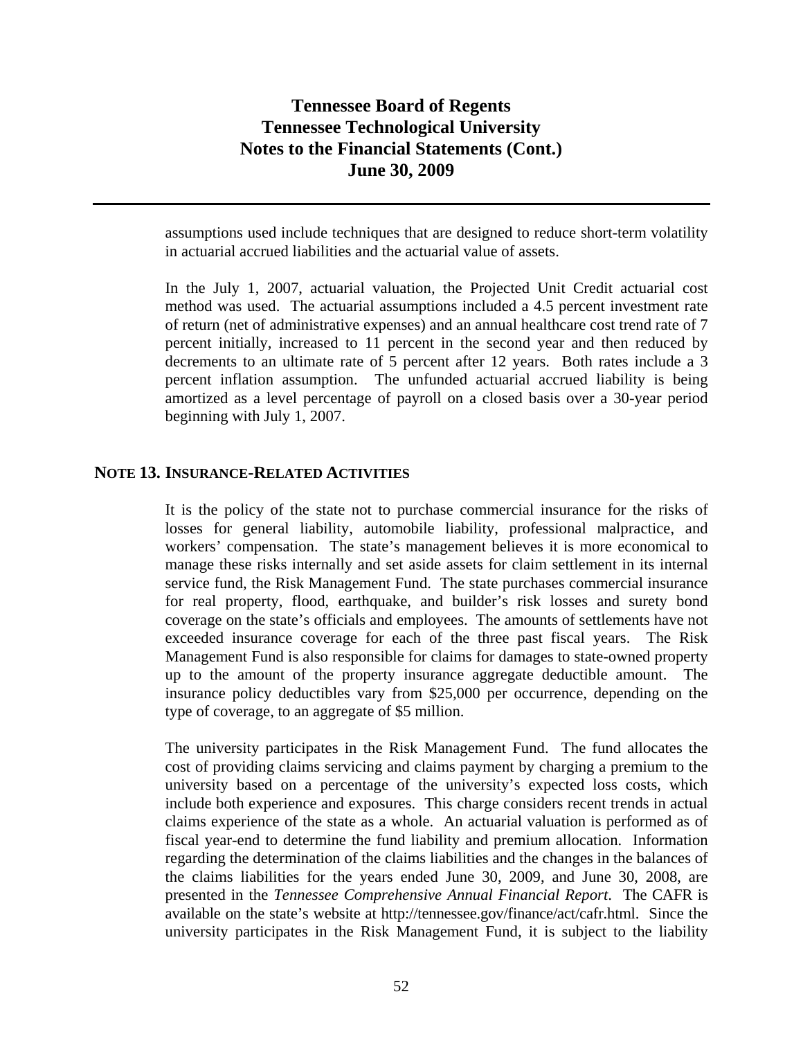assumptions used include techniques that are designed to reduce short-term volatility in actuarial accrued liabilities and the actuarial value of assets.

In the July 1, 2007, actuarial valuation, the Projected Unit Credit actuarial cost method was used. The actuarial assumptions included a 4.5 percent investment rate of return (net of administrative expenses) and an annual healthcare cost trend rate of 7 percent initially, increased to 11 percent in the second year and then reduced by decrements to an ultimate rate of 5 percent after 12 years. Both rates include a 3 percent inflation assumption. The unfunded actuarial accrued liability is being amortized as a level percentage of payroll on a closed basis over a 30-year period beginning with July 1, 2007.

## NOTE 13. INSURANCE-RELATED ACTIVITIES

It is the policy of the state not to purchase commercial insurance for the risks of losses for general liability, automobile liability, professional malpractice, and workers' compensation. The state's management believes it is more economical to manage these risks internally and set aside assets for claim settlement in its internal service fund, the Risk Management Fund. The state purchases commercial insurance for real property, flood, earthquake, and builder's risk losses and surety bond coverage on the state's officials and employees. The amounts of settlements have not exceeded insurance coverage for each of the three past fiscal years. The Risk Management Fund is also responsible for claims for damages to state-owned property up to the amount of the property insurance aggregate deductible amount. The insurance policy deductibles vary from $25,000 per occurrence, depending on the type of coverage, to an aggregate of $5 million.

The university participates in the Risk Management Fund. The fund allocates the cost of providing claims servicing and claims payment by charging a premium to the university based on a percentage of the university's expected loss costs, which include both experience and exposures. This charge considers recent trends in actual claims experience of the state as a whole. An actuarial valuation is performed as of fiscal year-end to determine the fund liability and premium allocation. Information regarding the determination of the claims liabilities and the changes in the balances of the claims liabilities for the years ended June 30, 2009, and June 30, 2008, are presented in the *Tennessee Comprehensive Annual Financial Report*. The CAFR is available on the state's website at http://tennessee.gov/finance/act/cafr.html. Since the university participates in the Risk Management Fund, it is subject to the liability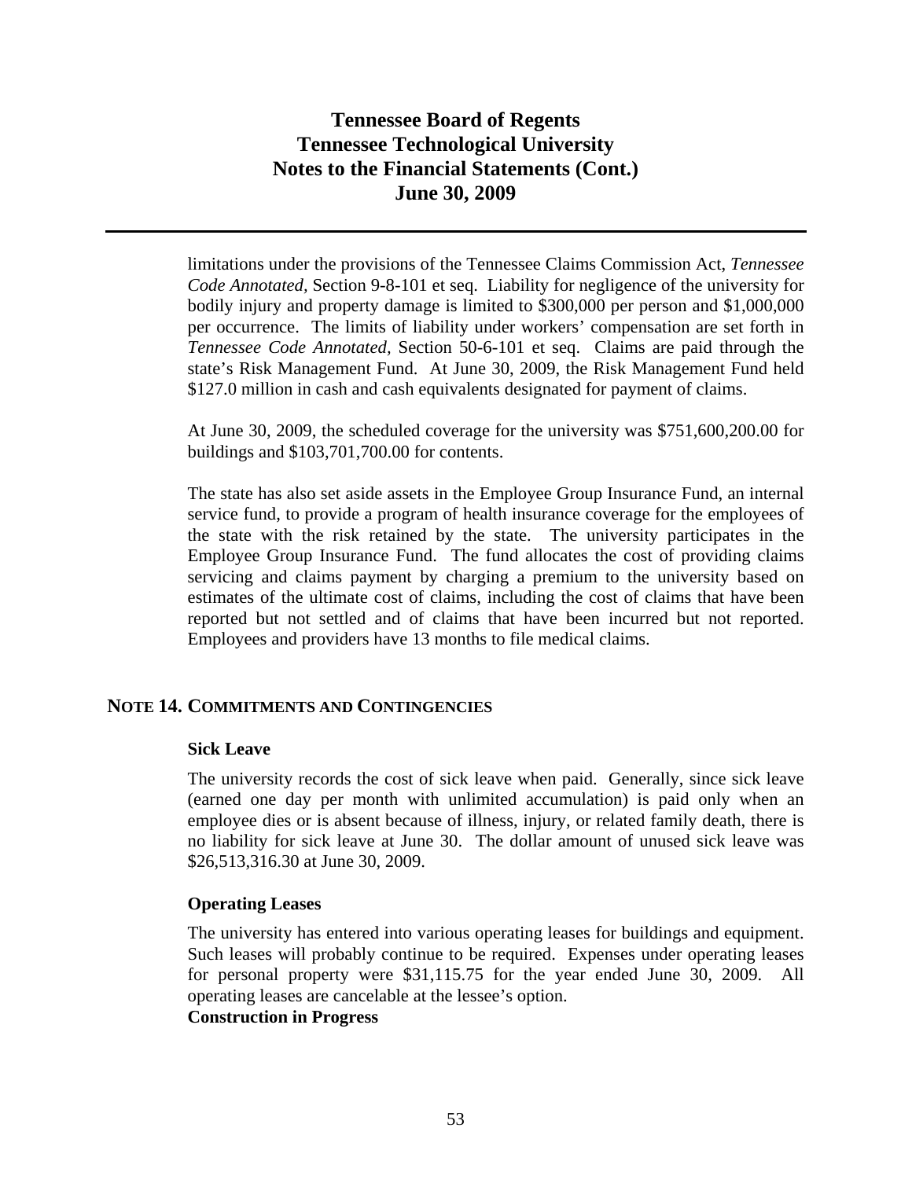limitations under the provisions of the Tennessee Claims Commission Act, *Tennessee Code Annotated*, Section 9-8-101 et seq. Liability for negligence of the university for bodily injury and property damage is limited to $300,000 per person and $1,000,000 per occurrence. The limits of liability under workers' compensation are set forth in *Tennessee Code Annotated*, Section 50-6-101 et seq. Claims are paid through the state's Risk Management Fund. At June 30, 2009, the Risk Management Fund held $127.0 million in cash and cash equivalents designated for payment of claims.

At June 30, 2009, the scheduled coverage for the university was $751,600,200.00 for buildings and $103,701,700.00 for contents.

The state has also set aside assets in the Employee Group Insurance Fund, an internal service fund, to provide a program of health insurance coverage for the employees of the state with the risk retained by the state. The university participates in the Employee Group Insurance Fund. The fund allocates the cost of providing claims servicing and claims payment by charging a premium to the university based on estimates of the ultimate cost of claims, including the cost of claims that have been reported but not settled and of claims that have been incurred but not reported. Employees and providers have 13 months to file medical claims.

## NOTE 14. COMMITMENTS AND CONTINGENCIES

### Sick Leave

The university records the cost of sick leave when paid. Generally, since sick leave (earned one day per month with unlimited accumulation) is paid only when an employee dies or is absent because of illness, injury, or related family death, there is no liability for sick leave at June 30. The dollar amount of unused sick leave was $26,513,316.30 at June 30, 2009.

### Operating Leases

The university has entered into various operating leases for buildings and equipment. Such leases will probably continue to be required. Expenses under operating leases for personal property were $31,115.75 for the year ended June 30, 2009. All operating leases are cancelable at the lessee's option.

### Construction in Progress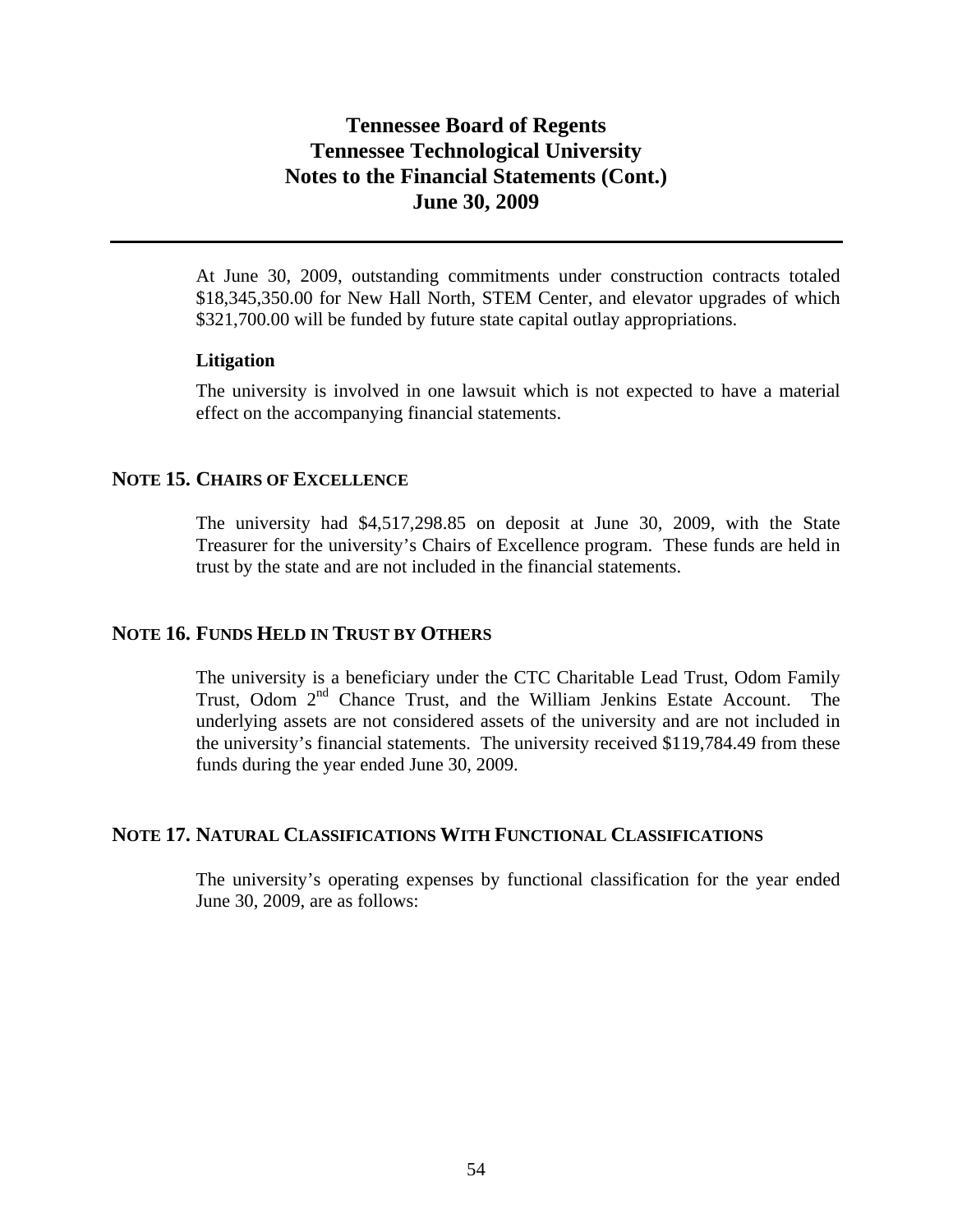At June 30, 2009, outstanding commitments under construction contracts totaled \$18,345,350.00 for New Hall North, STEM Center, and elevator upgrades of which \$321,700.00 will be funded by future state capital outlay appropriations.

### Litigation

The university is involved in one lawsuit which is not expected to have a material effect on the accompanying financial statements.

## NOTE 15. CHAIRS OF EXCELLENCE

The university had \$4,517,298.85 on deposit at June 30, 2009, with the State Treasurer for the university's Chairs of Excellence program. These funds are held in trust by the state and are not included in the financial statements.

## NOTE 16. FUNDS HELD IN TRUST BY OTHERS

The university is a beneficiary under the CTC Charitable Lead Trust, Odom Family Trust, Odom 2nd Chance Trust, and the William Jenkins Estate Account. The underlying assets are not considered assets of the university and are not included in the university's financial statements. The university received \$119,784.49 from these funds during the year ended June 30, 2009.

## NOTE 17. NATURAL CLASSIFICATIONS WITH FUNCTIONAL CLASSIFICATIONS

The university's operating expenses by functional classification for the year ended June 30, 2009, are as follows: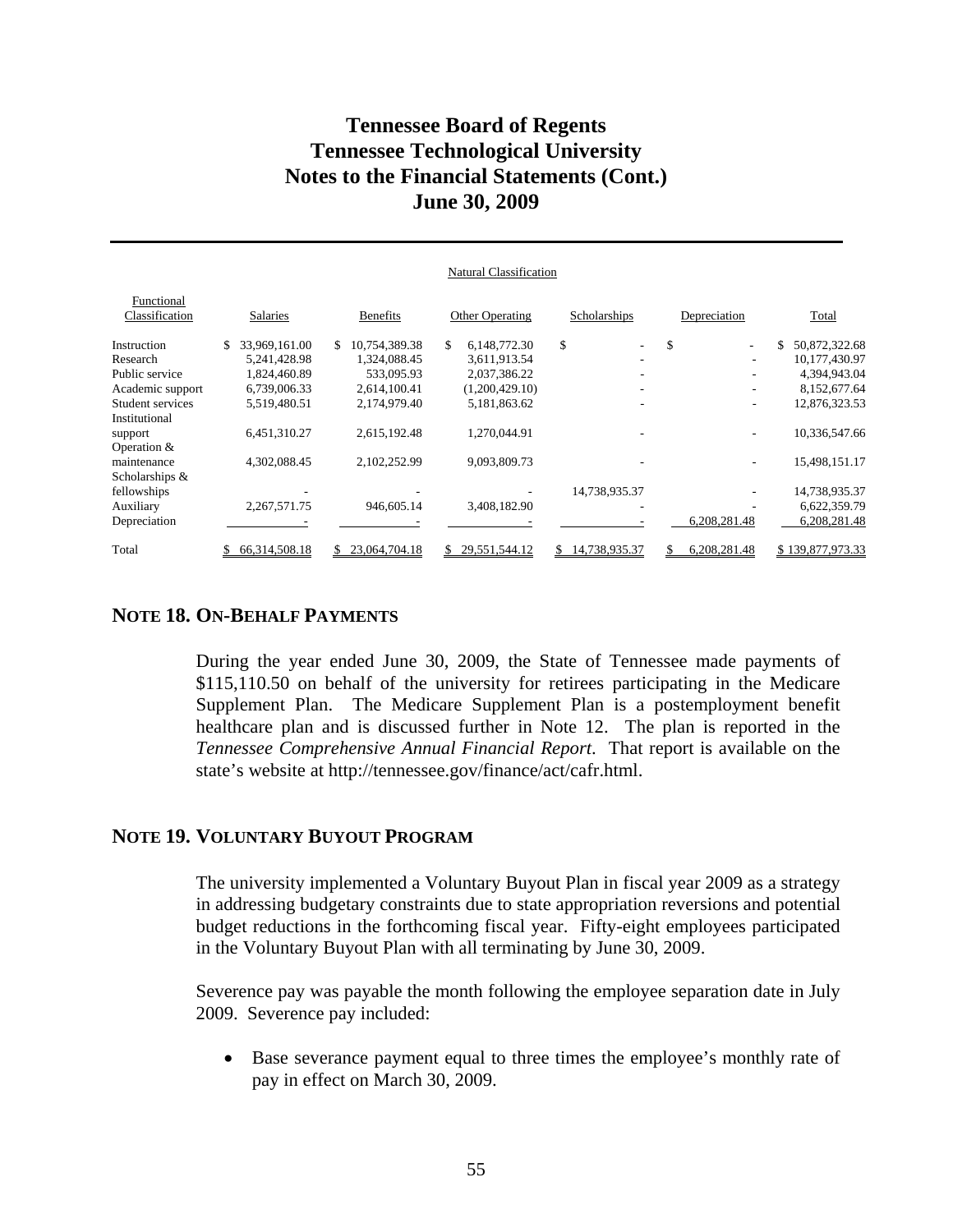# Tennessee Board of Regents
# Tennessee Technological University
# Notes to the Financial Statements (Cont.)
# June 30, 2009

| | Natural Classification | | | | | |
|---|---|---|---|---|---|---|
| Functional Classification | Salaries | Benefits | Other Operating | Scholarships | Depreciation | Total |
| Instruction | $ 33,969,161.00 | $ 10,754,389.38 | $ 6,148,772.30 | $ - | $ - | $ 50,872,322.68 |
| Research | 5,241,428.98 | 1,324,088.45 | 3,611,913.54 | - | - | 10,177,430.97 |
| Public service | 1,824,460.89 | 533,095.93 | 2,037,386.22 | - | - | 4,394,943.04 |
| Academic support | 6,739,006.33 | 2,614,100.41 | (1,200,429.10) | - | - | 8,152,677.64 |
| Student services | 5,519,480.51 | 2,174,979.40 | 5,181,863.62 | - | - | 12,876,323.53 |
| Institutional support | 6,451,310.27 | 2,615,192.48 | 1,270,044.91 | - | - | 10,336,547.66 |
| Operation & maintenance | 4,302,088.45 | 2,102,252.99 | 9,093,809.73 | - | - | 15,498,151.17 |
| Scholarships & fellowships | - | - | - | 14,738,935.37 | - | 14,738,935.37 |
| Auxiliary | 2,267,571.75 | 946,605.14 | 3,408,182.90 | - | - | 6,622,359.79 |
| Depreciation | - | - | - | - | 6,208,281.48 | 6,208,281.48 |
| Total | $ 66,314,508.18 | $ 23,064,704.18 | $ 29,551,544.12 | $ 14,738,935.37 | $ 6,208,281.48 | $ 139,877,973.33 |

## NOTE 18. ON-BEHALF PAYMENTS

During the year ended June 30, 2009, the State of Tennessee made payments of $115,110.50 on behalf of the university for retirees participating in the Medicare Supplement Plan. The Medicare Supplement Plan is a postemployment benefit healthcare plan and is discussed further in Note 12. The plan is reported in the *Tennessee Comprehensive Annual Financial Report*. That report is available on the state's website at http://tennessee.gov/finance/act/cafr.html.

## NOTE 19. VOLUNTARY BUYOUT PROGRAM

The university implemented a Voluntary Buyout Plan in fiscal year 2009 as a strategy in addressing budgetary constraints due to state appropriation reversions and potential budget reductions in the forthcoming fiscal year. Fifty-eight employees participated in the Voluntary Buyout Plan with all terminating by June 30, 2009.

Severence pay was payable the month following the employee separation date in July 2009. Severence pay included:

- Base severance payment equal to three times the employee's monthly rate of pay in effect on March 30, 2009.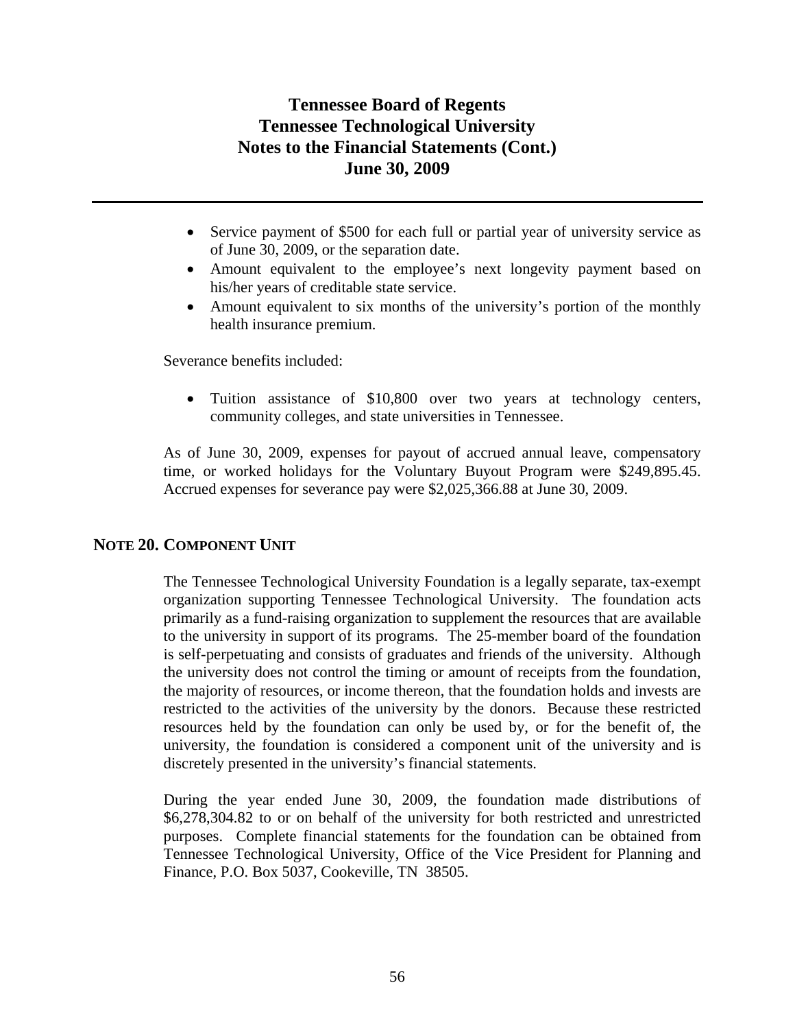- Service payment of $500 for each full or partial year of university service as of June 30, 2009, or the separation date.
- Amount equivalent to the employee's next longevity payment based on his/her years of creditable state service.
- Amount equivalent to six months of the university's portion of the monthly health insurance premium.

Severance benefits included:

- Tuition assistance of $10,800 over two years at technology centers, community colleges, and state universities in Tennessee.

As of June 30, 2009, expenses for payout of accrued annual leave, compensatory time, or worked holidays for the Voluntary Buyout Program were $249,895.45. Accrued expenses for severance pay were $2,025,366.88 at June 30, 2009.

## NOTE 20. COMPONENT UNIT

The Tennessee Technological University Foundation is a legally separate, tax-exempt organization supporting Tennessee Technological University. The foundation acts primarily as a fund-raising organization to supplement the resources that are available to the university in support of its programs. The 25-member board of the foundation is self-perpetuating and consists of graduates and friends of the university. Although the university does not control the timing or amount of receipts from the foundation, the majority of resources, or income thereon, that the foundation holds and invests are restricted to the activities of the university by the donors. Because these restricted resources held by the foundation can only be used by, or for the benefit of, the university, the foundation is considered a component unit of the university and is discretely presented in the university's financial statements.

During the year ended June 30, 2009, the foundation made distributions of $6,278,304.82 to or on behalf of the university for both restricted and unrestricted purposes. Complete financial statements for the foundation can be obtained from Tennessee Technological University, Office of the Vice President for Planning and Finance, P.O. Box 5037, Cookeville, TN 38505.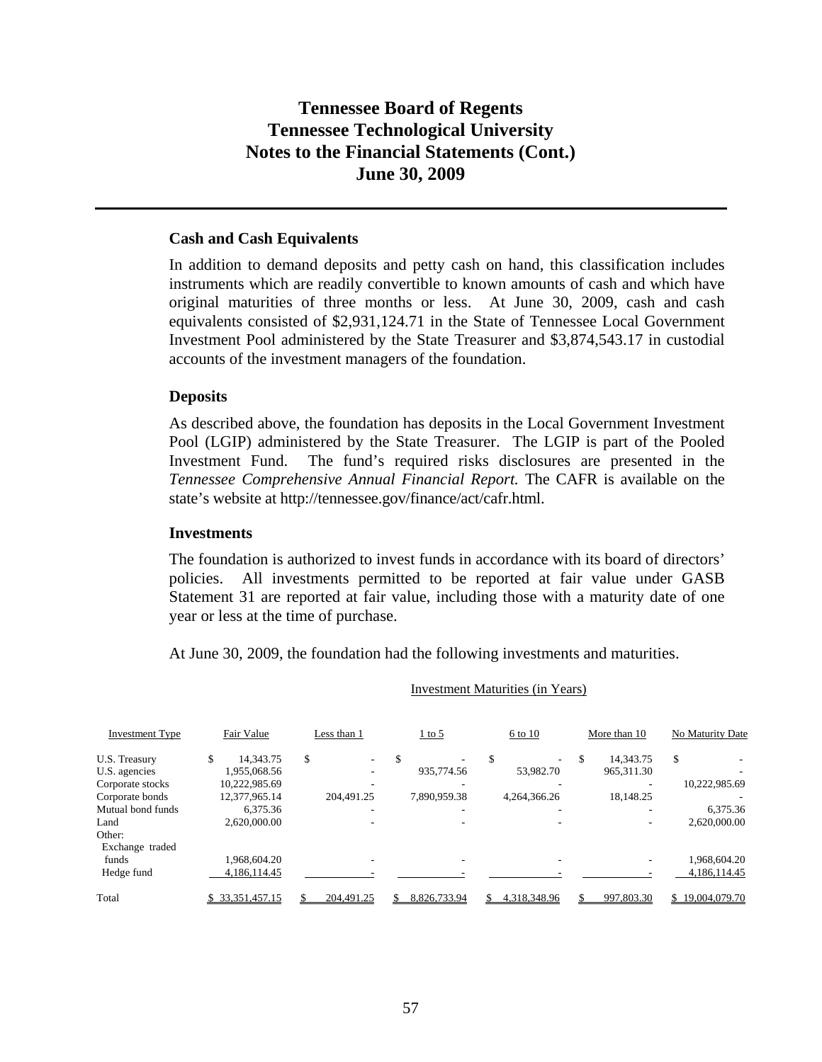# Tennessee Board of Regents
# Tennessee Technological University
# Notes to the Financial Statements (Cont.)
# June 30, 2009

### Cash and Cash Equivalents

In addition to demand deposits and petty cash on hand, this classification includes instruments which are readily convertible to known amounts of cash and which have original maturities of three months or less. At June 30, 2009, cash and cash equivalents consisted of $2,931,124.71 in the State of Tennessee Local Government Investment Pool administered by the State Treasurer and $3,874,543.17 in custodial accounts of the investment managers of the foundation.

### Deposits

As described above, the foundation has deposits in the Local Government Investment Pool (LGIP) administered by the State Treasurer. The LGIP is part of the Pooled Investment Fund. The fund's required risks disclosures are presented in the *Tennessee Comprehensive Annual Financial Report.* The CAFR is available on the state's website at http://tennessee.gov/finance/act/cafr.html.

### Investments

The foundation is authorized to invest funds in accordance with its board of directors' policies. All investments permitted to be reported at fair value under GASB Statement 31 are reported at fair value, including those with a maturity date of one year or less at the time of purchase.

At June 30, 2009, the foundation had the following investments and maturities.

| | | Investment Maturities (in Years) | | | | |
|---|---|---|---|---|---|---|
| Investment Type | Fair Value | Less than 1 | 1 to 5 | 6 to 10 | More than 10 | No Maturity Date |
| U.S. Treasury | $ 14,343.75 | $ - | $ - | $ - | $ 14,343.75 | $ - |
| U.S. agencies | 1,955,068.56 | - | 935,774.56 | 53,982.70 | 965,311.30 | - |
| Corporate stocks | 10,222,985.69 | - | - | - | - | 10,222,985.69 |
| Corporate bonds | 12,377,965.14 | 204,491.25 | 7,890,959.38 | 4,264,366.26 | 18,148.25 | - |
| Mutual bond funds | 6,375.36 | - | - | - | - | 6,375.36 |
| Land | 2,620,000.00 | - | - | - | - | 2,620,000.00 |
| Other: | | | | | | |
| Exchange traded funds | 1,968,604.20 | - | - | - | - | 1,968,604.20 |
| Hedge fund | 4,186,114.45 | - | - | - | - | 4,186,114.45 |
| Total | $ 33,351,457.15 | $ 204,491.25 | $ 8,826,733.94 | $ 4,318,348.96 | $ 997,803.30 | $ 19,004,079.70 |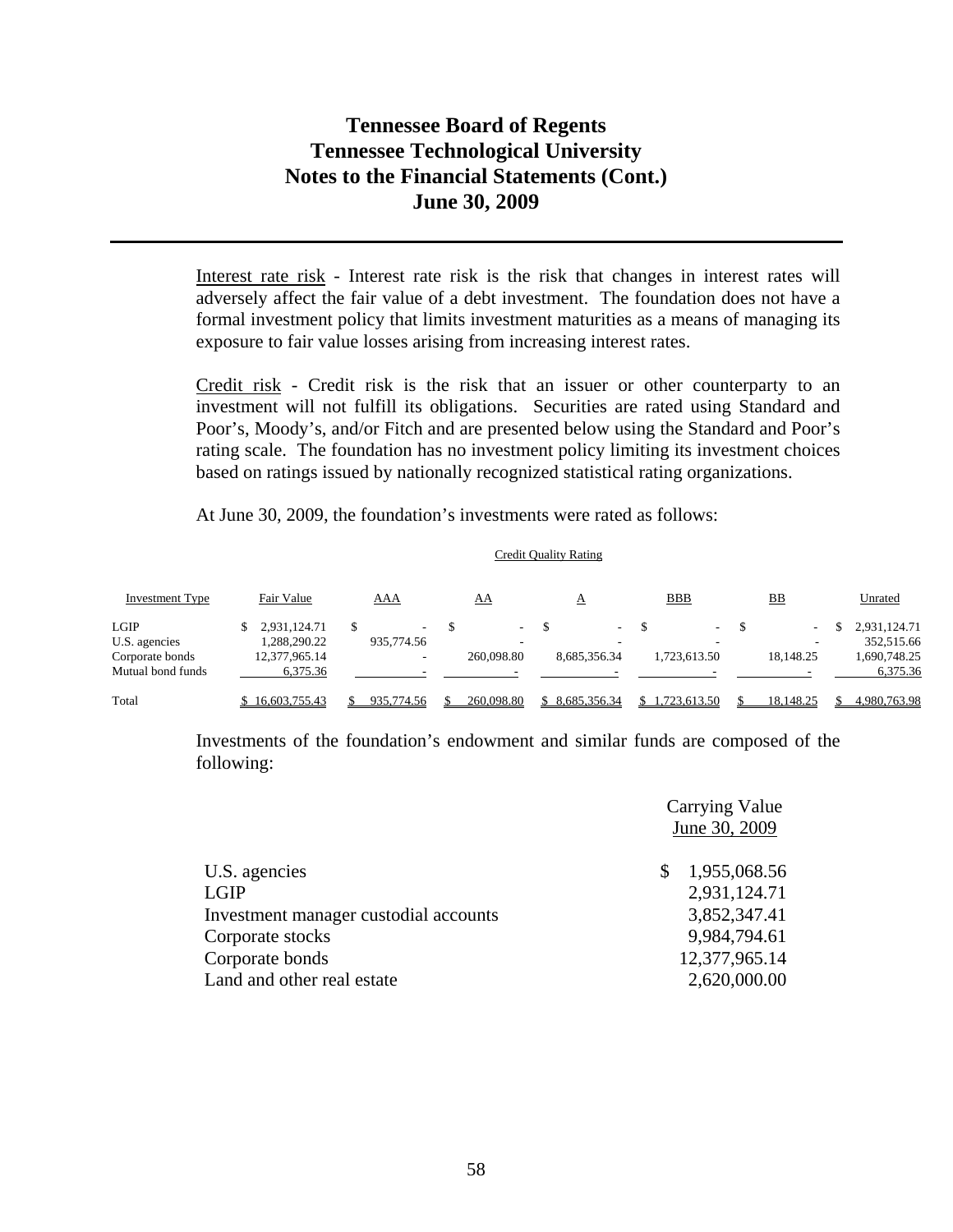# Tennessee Board of Regents
# Tennessee Technological University
# Notes to the Financial Statements (Cont.)
# June 30, 2009

Interest rate risk - Interest rate risk is the risk that changes in interest rates will adversely affect the fair value of a debt investment. The foundation does not have a formal investment policy that limits investment maturities as a means of managing its exposure to fair value losses arising from increasing interest rates.

Credit risk - Credit risk is the risk that an issuer or other counterparty to an investment will not fulfill its obligations. Securities are rated using Standard and Poor's, Moody's, and/or Fitch and are presented below using the Standard and Poor's rating scale. The foundation has no investment policy limiting its investment choices based on ratings issued by nationally recognized statistical rating organizations.

At June 30, 2009, the foundation's investments were rated as follows:

| | | Credit Quality Rating | | | | | |
|---|---|---|---|---|---|---|---|
| Investment Type | Fair Value | AAA | AA | A | BBB | BB | Unrated |
| LGIP | $ 2,931,124.71 | $ - | $ - | $ - | $ - | $ - | $ 2,931,124.71 |
| U.S. agencies | 1,288,290.22 | 935,774.56 | - | - | - | - | 352,515.66 |
| Corporate bonds | 12,377,965.14 | - | 260,098.80 | 8,685,356.34 | 1,723,613.50 | 18,148.25 | 1,690,748.25 |
| Mutual bond funds | 6,375.36 | - | - | - | - | - | 6,375.36 |
| Total | $ 16,603,755.43 | $ 935,774.56 | $ 260,098.80 | $ 8,685,356.34 | $ 1,723,613.50 | $ 18,148.25 | $ 4,980,763.98 |

Investments of the foundation's endowment and similar funds are composed of the following:

| | Carrying Value June 30, 2009 |
|---|---|
| U.S. agencies | $ 1,955,068.56 |
| LGIP | 2,931,124.71 |
| Investment manager custodial accounts | 3,852,347.41 |
| Corporate stocks | 9,984,794.61 |
| Corporate bonds | 12,377,965.14 |
| Land and other real estate | 2,620,000.00 |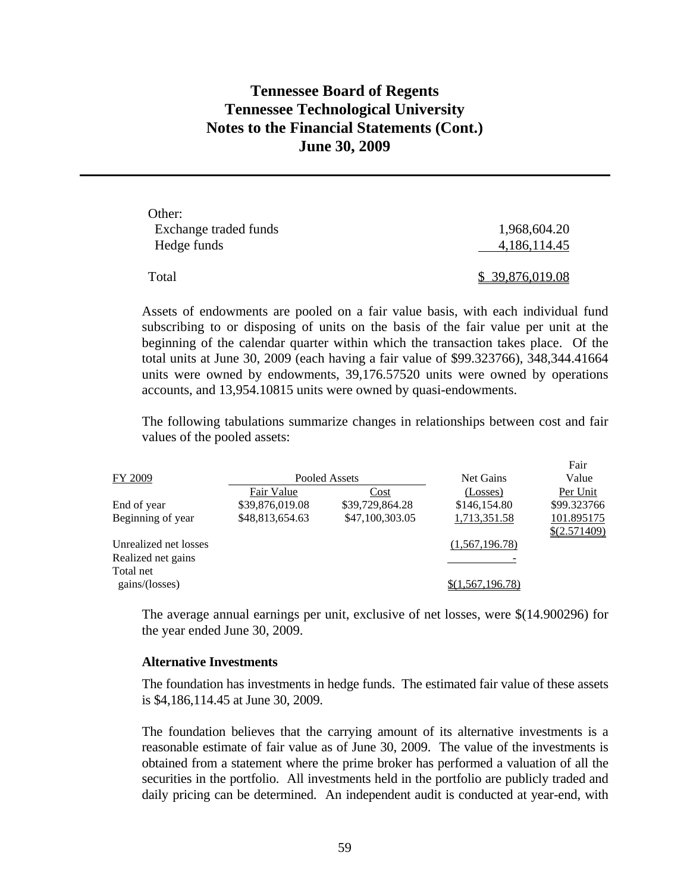| | |
|---|---|
| Other: | |
| Exchange traded funds | 1,968,604.20 |
| Hedge funds | 4,186,114.45 |
| Total | $ 39,876,019.08 |

Assets of endowments are pooled on a fair value basis, with each individual fund subscribing to or disposing of units on the basis of the fair value per unit at the beginning of the calendar quarter within which the transaction takes place. Of the total units at June 30, 2009 (each having a fair value of $99.323766), 348,344.41664 units were owned by endowments, 39,176.57520 units were owned by operations accounts, and 13,954.10815 units were owned by quasi-endowments.

The following tabulations summarize changes in relationships between cost and fair values of the pooled assets:

| FY 2009 | Pooled Assets | | Net Gains | Fair Value |
|---|---|---|---|---|
| | Fair Value | Cost | (Losses) | Per Unit |
| End of year | $39,876,019.08 | $39,729,864.28 | $146,154.80 | $99.323766 |
| Beginning of year | $48,813,654.63 | $47,100,303.05 | 1,713,351.58 | 101.895175 |
| | | | | $(2.571409) |
| Unrealized net losses | | | (1,567,196.78) | |
| Realized net gains | | | - | |
| Total net gains/(losses) | | | $(1,567,196.78) | |

The average annual earnings per unit, exclusive of net losses, were $(14.900296) for the year ended June 30, 2009.

**Alternative Investments**

The foundation has investments in hedge funds. The estimated fair value of these assets is $4,186,114.45 at June 30, 2009.

The foundation believes that the carrying amount of its alternative investments is a reasonable estimate of fair value as of June 30, 2009. The value of the investments is obtained from a statement where the prime broker has performed a valuation of all the securities in the portfolio. All investments held in the portfolio are publicly traded and daily pricing can be determined. An independent audit is conducted at year-end, with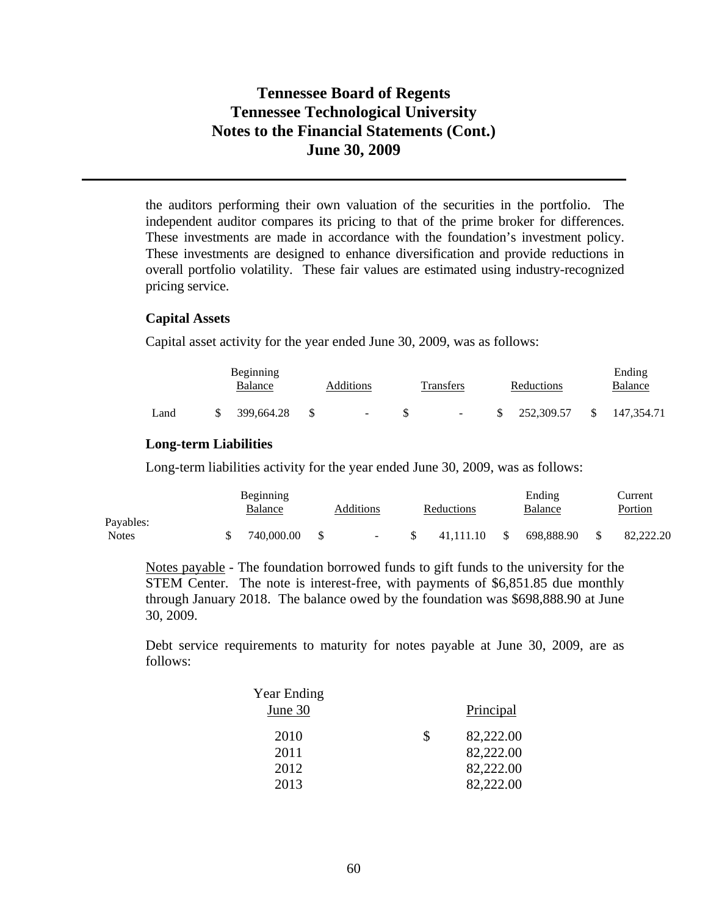the auditors performing their own valuation of the securities in the portfolio. The independent auditor compares its pricing to that of the prime broker for differences. These investments are made in accordance with the foundation's investment policy. These investments are designed to enhance diversification and provide reductions in overall portfolio volatility. These fair values are estimated using industry-recognized pricing service.

### Capital Assets

Capital asset activity for the year ended June 30, 2009, was as follows:

| | Beginning Balance | Additions | Transfers | Reductions | Ending Balance |
|---|---|---|---|---|---|
| Land | $ 399,664.28 | $ - | $ - | $ 252,309.57 | $ 147,354.71 |

### Long-term Liabilities

Long-term liabilities activity for the year ended June 30, 2009, was as follows:

| | Beginning Balance | Additions | Reductions | Ending Balance | Current Portion |
|---|---|---|---|---|---|
| Payables: | | | | | |
| Notes | $ 740,000.00 | $ - | $ 41,111.10 | $ 698,888.90 | $ 82,222.20 |

Notes payable - The foundation borrowed funds to gift funds to the university for the STEM Center. The note is interest-free, with payments of $6,851.85 due monthly through January 2018. The balance owed by the foundation was $698,888.90 at June 30, 2009.

Debt service requirements to maturity for notes payable at June 30, 2009, are as follows:

| Year Ending June 30 | Principal |
|---|---|
| 2010 | $ 82,222.00 |
| 2011 | 82,222.00 |
| 2012 | 82,222.00 |
| 2013 | 82,222.00 |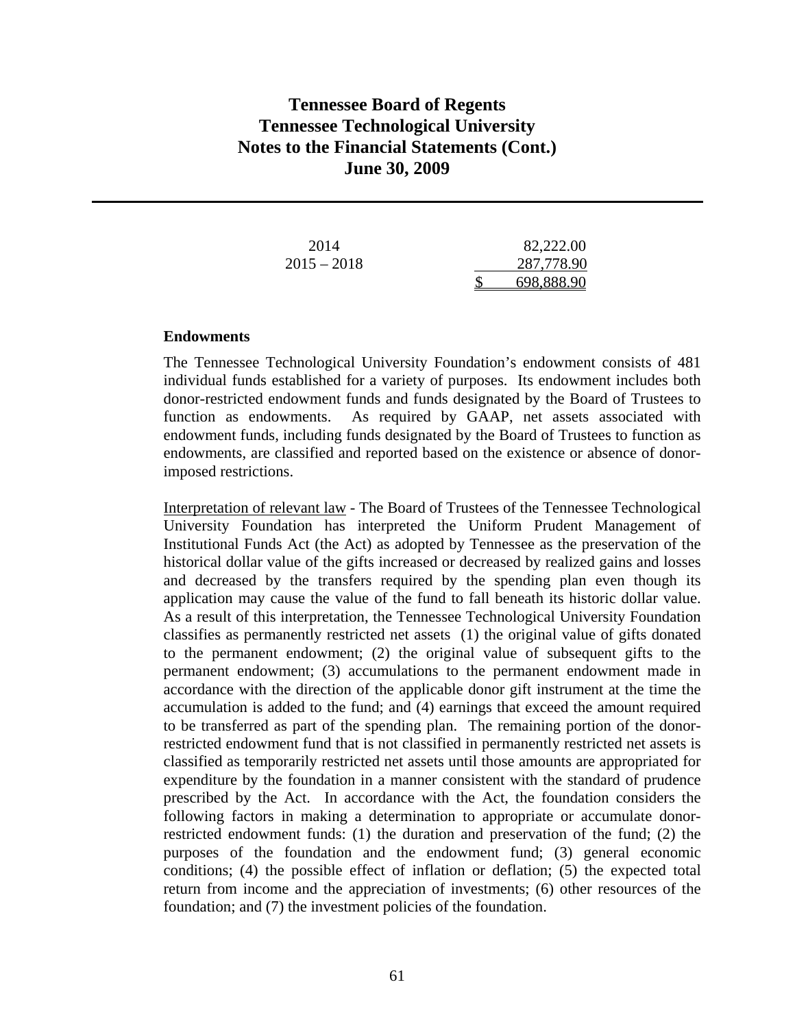| | |
|---|---|
| 2014 | 82,222.00 |
| 2015 – 2018 | 287,778.90 |
| | $ 698,888.90 |

**Endowments**

The Tennessee Technological University Foundation's endowment consists of 481 individual funds established for a variety of purposes. Its endowment includes both donor-restricted endowment funds and funds designated by the Board of Trustees to function as endowments. As required by GAAP, net assets associated with endowment funds, including funds designated by the Board of Trustees to function as endowments, are classified and reported based on the existence or absence of donor-imposed restrictions.

Interpretation of relevant law - The Board of Trustees of the Tennessee Technological University Foundation has interpreted the Uniform Prudent Management of Institutional Funds Act (the Act) as adopted by Tennessee as the preservation of the historical dollar value of the gifts increased or decreased by realized gains and losses and decreased by the transfers required by the spending plan even though its application may cause the value of the fund to fall beneath its historic dollar value. As a result of this interpretation, the Tennessee Technological University Foundation classifies as permanently restricted net assets (1) the original value of gifts donated to the permanent endowment; (2) the original value of subsequent gifts to the permanent endowment; (3) accumulations to the permanent endowment made in accordance with the direction of the applicable donor gift instrument at the time the accumulation is added to the fund; and (4) earnings that exceed the amount required to be transferred as part of the spending plan. The remaining portion of the donor-restricted endowment fund that is not classified in permanently restricted net assets is classified as temporarily restricted net assets until those amounts are appropriated for expenditure by the foundation in a manner consistent with the standard of prudence prescribed by the Act. In accordance with the Act, the foundation considers the following factors in making a determination to appropriate or accumulate donor-restricted endowment funds: (1) the duration and preservation of the fund; (2) the purposes of the foundation and the endowment fund; (3) general economic conditions; (4) the possible effect of inflation or deflation; (5) the expected total return from income and the appreciation of investments; (6) other resources of the foundation; and (7) the investment policies of the foundation.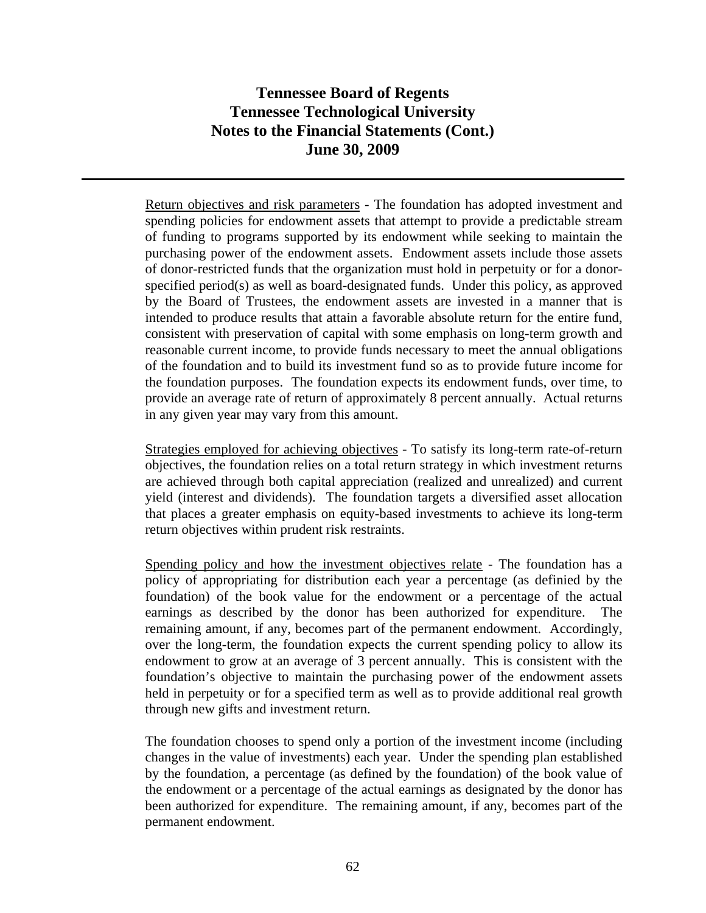Return objectives and risk parameters - The foundation has adopted investment and spending policies for endowment assets that attempt to provide a predictable stream of funding to programs supported by its endowment while seeking to maintain the purchasing power of the endowment assets. Endowment assets include those assets of donor-restricted funds that the organization must hold in perpetuity or for a donor-specified period(s) as well as board-designated funds. Under this policy, as approved by the Board of Trustees, the endowment assets are invested in a manner that is intended to produce results that attain a favorable absolute return for the entire fund, consistent with preservation of capital with some emphasis on long-term growth and reasonable current income, to provide funds necessary to meet the annual obligations of the foundation and to build its investment fund so as to provide future income for the foundation purposes. The foundation expects its endowment funds, over time, to provide an average rate of return of approximately 8 percent annually. Actual returns in any given year may vary from this amount.

Strategies employed for achieving objectives - To satisfy its long-term rate-of-return objectives, the foundation relies on a total return strategy in which investment returns are achieved through both capital appreciation (realized and unrealized) and current yield (interest and dividends). The foundation targets a diversified asset allocation that places a greater emphasis on equity-based investments to achieve its long-term return objectives within prudent risk restraints.

Spending policy and how the investment objectives relate - The foundation has a policy of appropriating for distribution each year a percentage (as definied by the foundation) of the book value for the endowment or a percentage of the actual earnings as described by the donor has been authorized for expenditure. The remaining amount, if any, becomes part of the permanent endowment. Accordingly, over the long-term, the foundation expects the current spending policy to allow its endowment to grow at an average of 3 percent annually. This is consistent with the foundation's objective to maintain the purchasing power of the endowment assets held in perpetuity or for a specified term as well as to provide additional real growth through new gifts and investment return.

The foundation chooses to spend only a portion of the investment income (including changes in the value of investments) each year. Under the spending plan established by the foundation, a percentage (as defined by the foundation) of the book value of the endowment or a percentage of the actual earnings as designated by the donor has been authorized for expenditure. The remaining amount, if any, becomes part of the permanent endowment.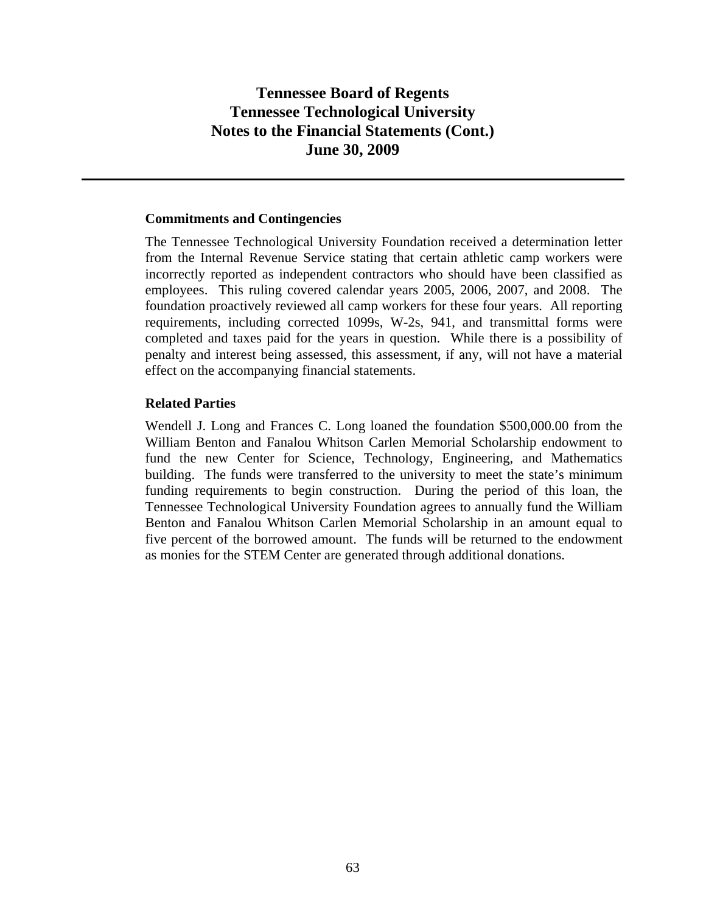### Commitments and Contingencies

The Tennessee Technological University Foundation received a determination letter from the Internal Revenue Service stating that certain athletic camp workers were incorrectly reported as independent contractors who should have been classified as employees. This ruling covered calendar years 2005, 2006, 2007, and 2008. The foundation proactively reviewed all camp workers for these four years. All reporting requirements, including corrected 1099s, W-2s, 941, and transmittal forms were completed and taxes paid for the years in question. While there is a possibility of penalty and interest being assessed, this assessment, if any, will not have a material effect on the accompanying financial statements.

### Related Parties

Wendell J. Long and Frances C. Long loaned the foundation $500,000.00 from the William Benton and Fanalou Whitson Carlen Memorial Scholarship endowment to fund the new Center for Science, Technology, Engineering, and Mathematics building. The funds were transferred to the university to meet the state's minimum funding requirements to begin construction. During the period of this loan, the Tennessee Technological University Foundation agrees to annually fund the William Benton and Fanalou Whitson Carlen Memorial Scholarship in an amount equal to five percent of the borrowed amount. The funds will be returned to the endowment as monies for the STEM Center are generated through additional donations.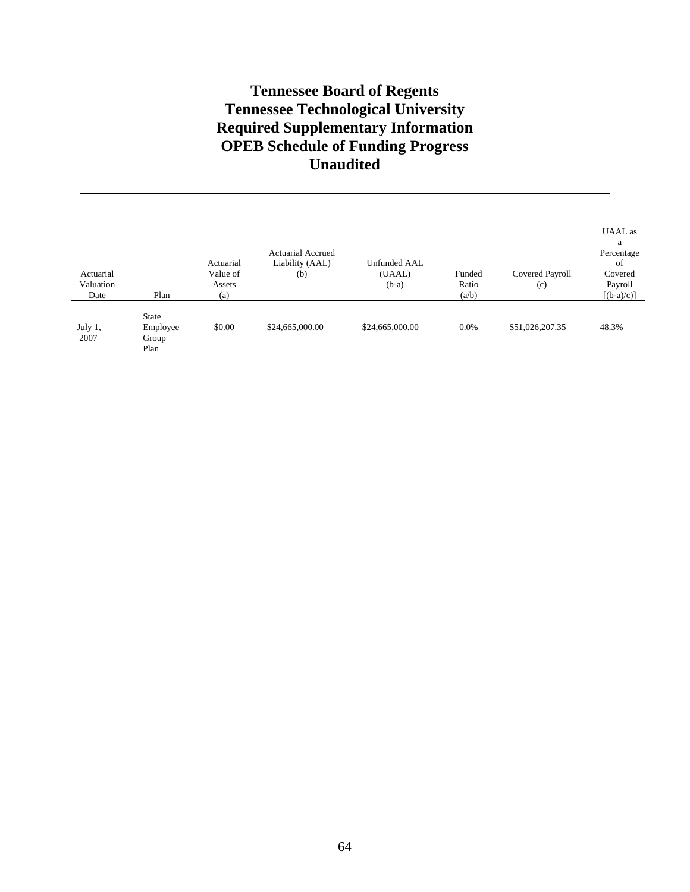# Tennessee Board of Regents
# Tennessee Technological University
# Required Supplementary Information
# OPEB Schedule of Funding Progress
# Unaudited

| Actuarial Valuation Date | Plan | Actuarial Value of Assets (a) | Actuarial Accrued Liability (AAL) (b) | Unfunded AAL (UAAL) (b-a) | Funded Ratio (a/b) | Covered Payroll (c) | UAAL as a Percentage of Covered Payroll [(b-a)/c)] |
|---|---|---|---|---|---|---|---|
| July 1, 2007 | State Employee Group Plan | $0.00 | $24,665,000.00 | $24,665,000.00 | 0.0% | $51,026,207.35 | 48.3% |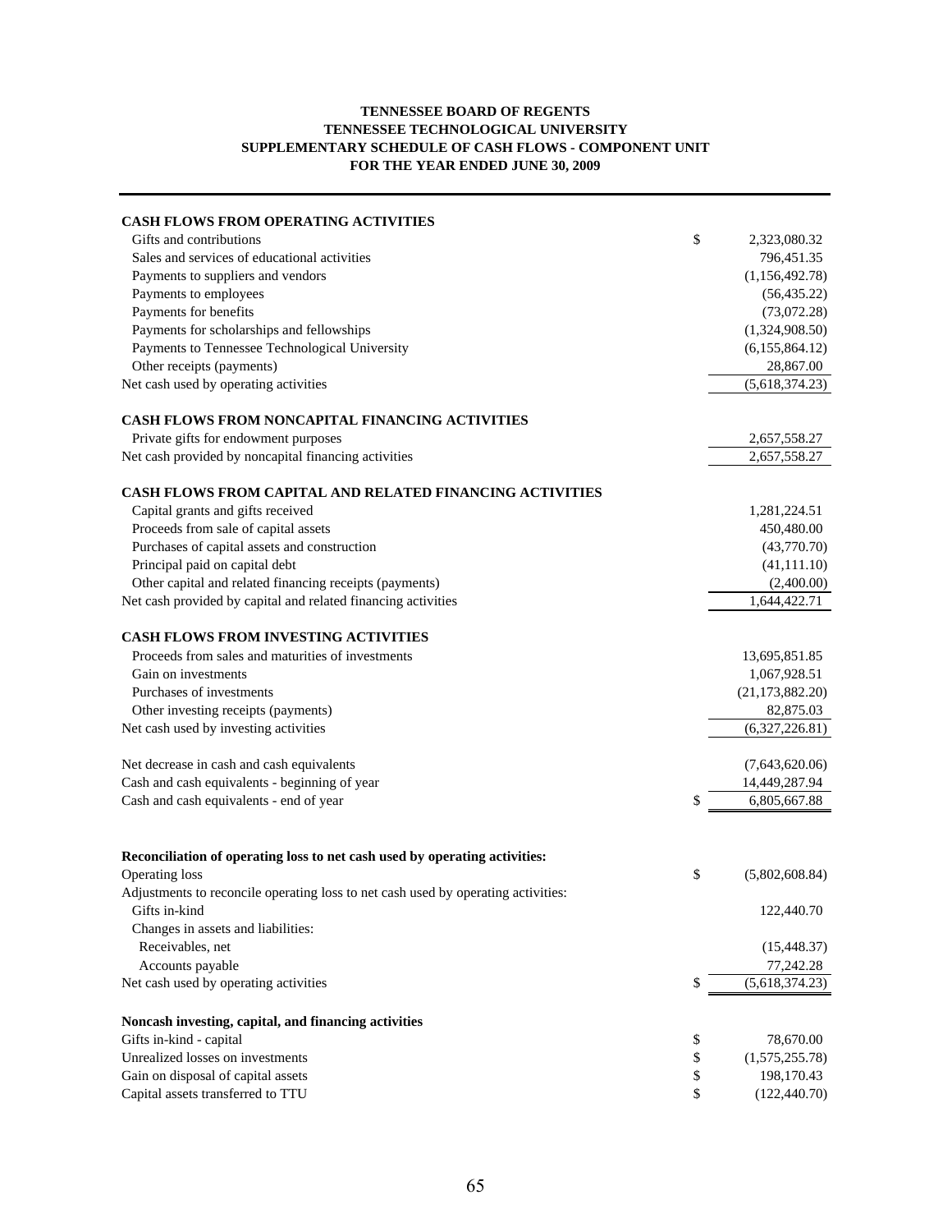**TENNESSEE BOARD OF REGENTS**
**TENNESSEE TECHNOLOGICAL UNIVERSITY**
**SUPPLEMENTARY SCHEDULE OF CASH FLOWS - COMPONENT UNIT**
**FOR THE YEAR ENDED JUNE 30, 2009**

| | | |
|---|---|---|
| **CASH FLOWS FROM OPERATING ACTIVITIES** | | |
| Gifts and contributions | $ | 2,323,080.32 |
| Sales and services of educational activities | | 796,451.35 |
| Payments to suppliers and vendors | | (1,156,492.78) |
| Payments to employees | | (56,435.22) |
| Payments for benefits | | (73,072.28) |
| Payments for scholarships and fellowships | | (1,324,908.50) |
| Payments to Tennessee Technological University | | (6,155,864.12) |
| Other receipts (payments) | | 28,867.00 |
| Net cash used by operating activities | | (5,618,374.23) |
| | | |
| **CASH FLOWS FROM NONCAPITAL FINANCING ACTIVITIES** | | |
| Private gifts for endowment purposes | | 2,657,558.27 |
| Net cash provided by noncapital financing activities | | 2,657,558.27 |
| | | |
| **CASH FLOWS FROM CAPITAL AND RELATED FINANCING ACTIVITIES** | | |
| Capital grants and gifts received | | 1,281,224.51 |
| Proceeds from sale of capital assets | | 450,480.00 |
| Purchases of capital assets and construction | | (43,770.70) |
| Principal paid on capital debt | | (41,111.10) |
| Other capital and related financing receipts (payments) | | (2,400.00) |
| Net cash provided by capital and related financing activities | | 1,644,422.71 |
| | | |
| **CASH FLOWS FROM INVESTING ACTIVITIES** | | |
| Proceeds from sales and maturities of investments | | 13,695,851.85 |
| Gain on investments | | 1,067,928.51 |
| Purchases of investments | | (21,173,882.20) |
| Other investing receipts (payments) | | 82,875.03 |
| Net cash used by investing activities | | (6,327,226.81) |
| | | |
| Net decrease in cash and cash equivalents | | (7,643,620.06) |
| Cash and cash equivalents - beginning of year | | 14,449,287.94 |
| Cash and cash equivalents - end of year | $ | 6,805,667.88 |
| | | |
| **Reconciliation of operating loss to net cash used by operating activities:** | | |
| Operating loss | $ | (5,802,608.84) |
| Adjustments to reconcile operating loss to net cash used by operating activities: | | |
| Gifts in-kind | | 122,440.70 |
| Changes in assets and liabilities: | | |
| Receivables, net | | (15,448.37) |
| Accounts payable | | 77,242.28 |
| Net cash used by operating activities | $ | (5,618,374.23) |
| | | |
| **Noncash investing, capital, and financing activities** | | |
| Gifts in-kind - capital | $ | 78,670.00 |
| Unrealized losses on investments | $ | (1,575,255.78) |
| Gain on disposal of capital assets | $ | 198,170.43 |
| Capital assets transferred to TTU | $ | (122,440.70) |